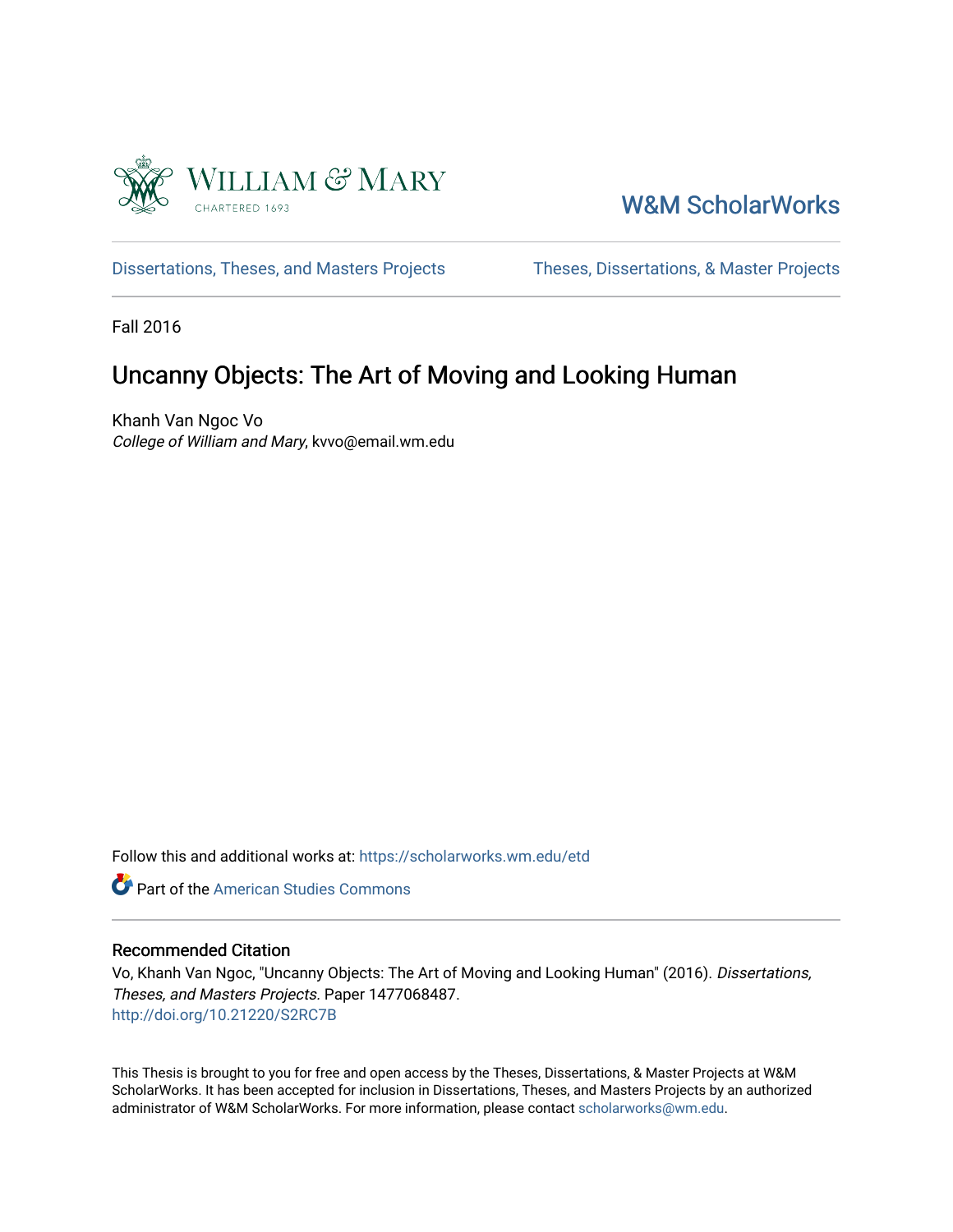William & Mary
CHARTERED 1693

W&M ScholarWorks

Dissertations, Theses, and Masters Projects | Theses, Dissertations, & Master Projects

Fall 2016

# Uncanny Objects: The Art of Moving and Looking Human

Khanh Van Ngoc Vo
*College of William and Mary*, kvvo@email.wm.edu

Follow this and additional works at: https://scholarworks.wm.edu/etd

Part of the American Studies Commons

## Recommended Citation

Vo, Khanh Van Ngoc, "Uncanny Objects: The Art of Moving and Looking Human" (2016). *Dissertations, Theses, and Masters Projects.* Paper 1477068487.
http://doi.org/10.21220/S2RC7B

This Thesis is brought to you for free and open access by the Theses, Dissertations, & Master Projects at W&M ScholarWorks. It has been accepted for inclusion in Dissertations, Theses, and Masters Projects by an authorized administrator of W&M ScholarWorks. For more information, please contact scholarworks@wm.edu.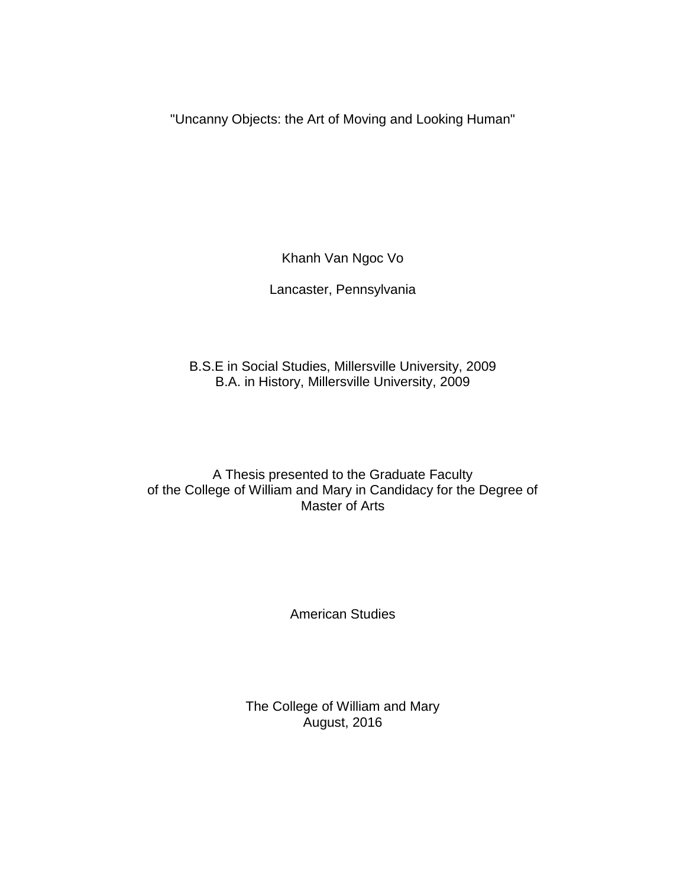"Uncanny Objects: the Art of Moving and Looking Human"

Khanh Van Ngoc Vo

Lancaster, Pennsylvania

B.S.E in Social Studies, Millersville University, 2009
B.A. in History, Millersville University, 2009

A Thesis presented to the Graduate Faculty
of the College of William and Mary in Candidacy for the Degree of
Master of Arts

American Studies

The College of William and Mary
August, 2016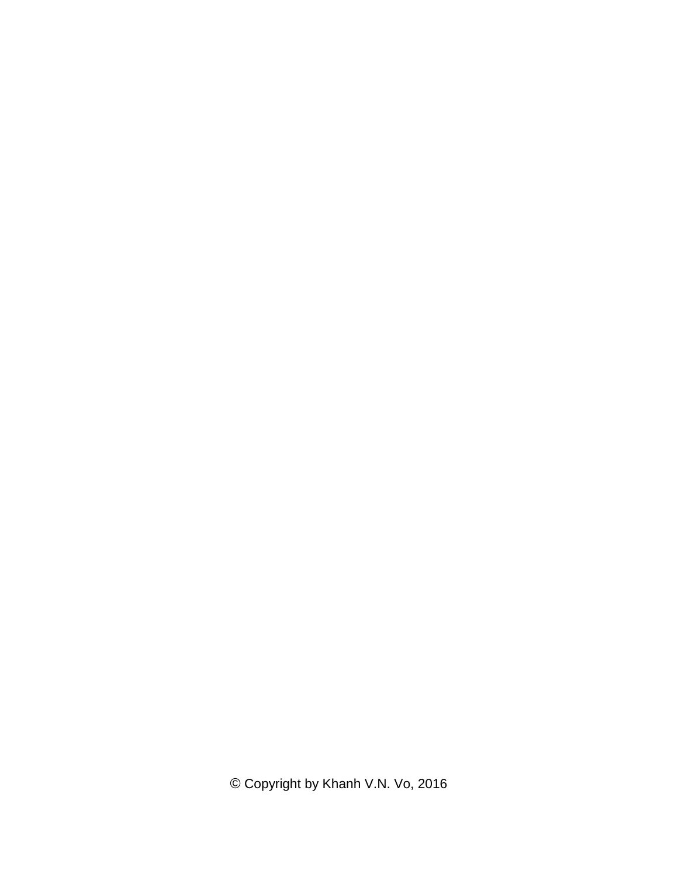© Copyright by Khanh V.N. Vo, 2016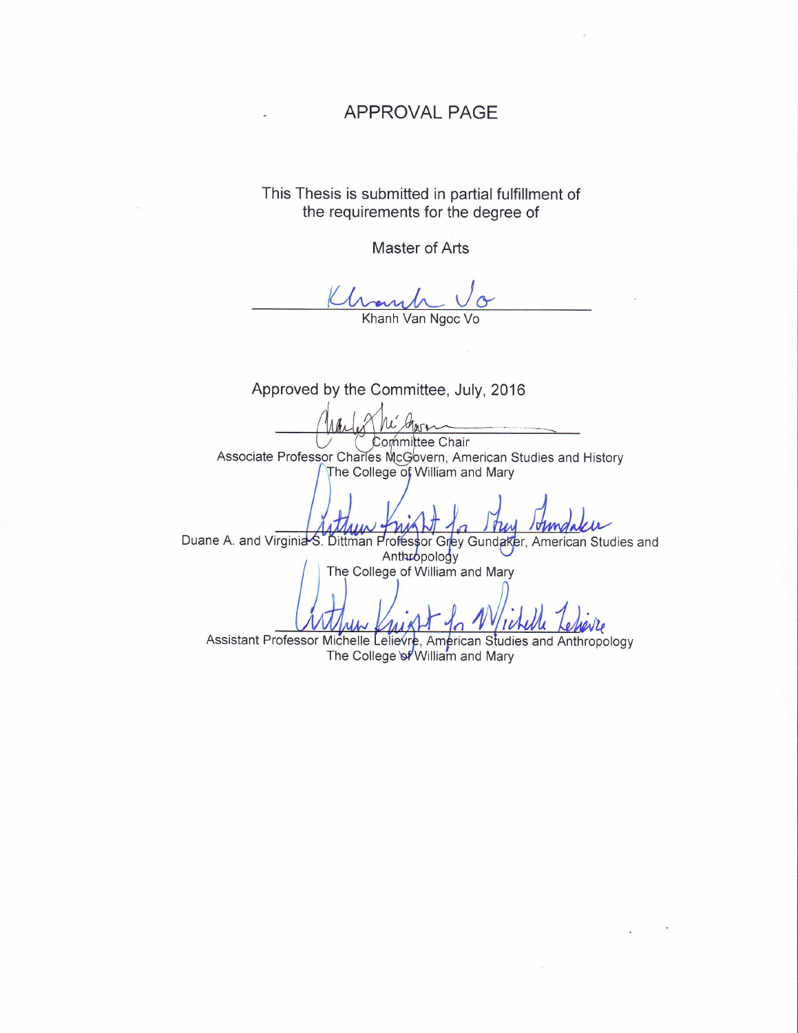# APPROVAL PAGE

This Thesis is submitted in partial fulfillment of the requirements for the degree of

Master of Arts

Khanh Van Ngoc Vo

Approved by the Committee, July, 2016

Committee Chair
Associate Professor Charles McGovern, American Studies and History
The College of William and Mary

Duane A. and Virginia S. Dittman Professor Grey Gundaker, American Studies and Anthropology
The College of William and Mary

Assistant Professor Michelle Lelievre, American Studies and Anthropology
The College of William and Mary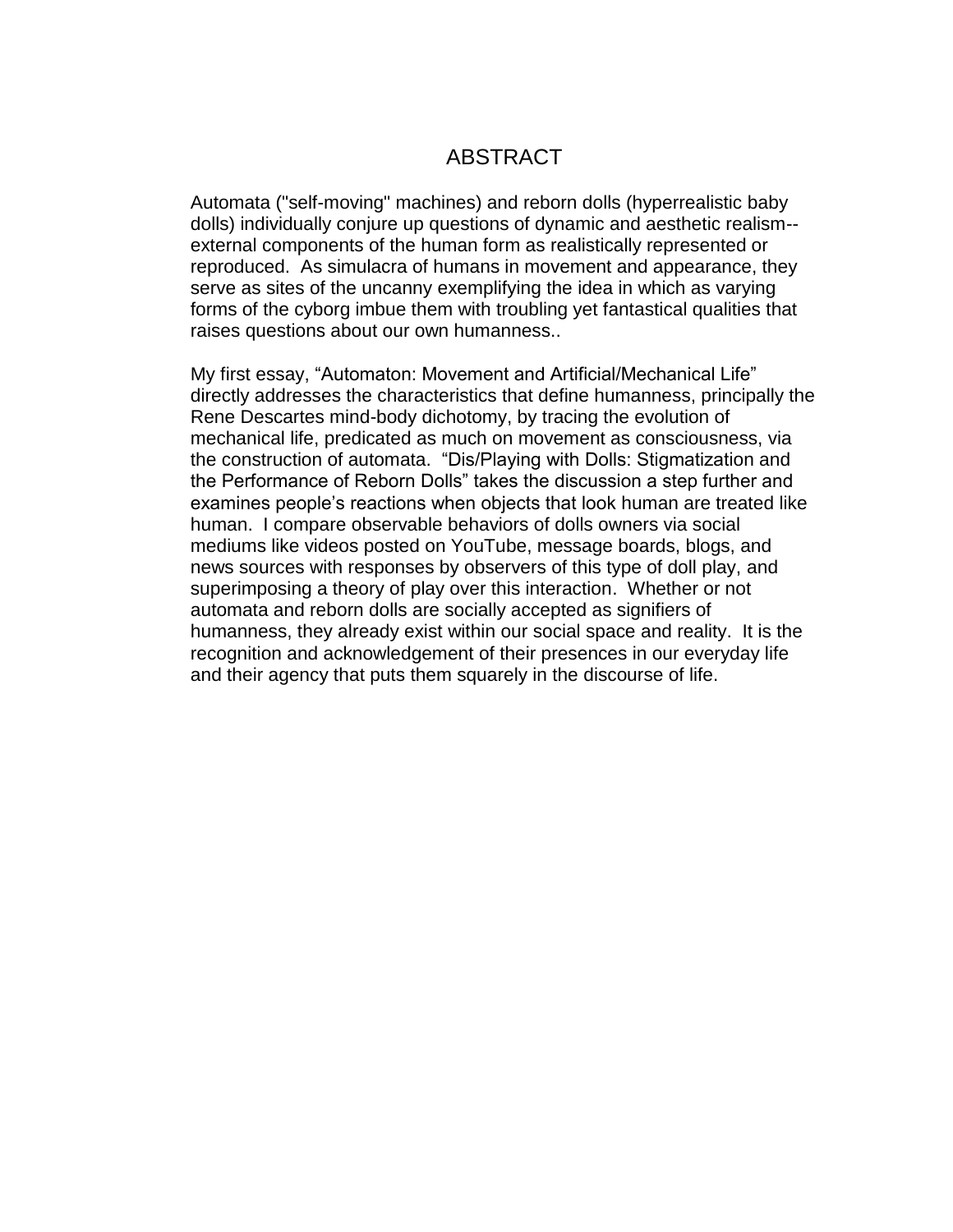# ABSTRACT

Automata ("self-moving" machines) and reborn dolls (hyperrealistic baby dolls) individually conjure up questions of dynamic and aesthetic realism--external components of the human form as realistically represented or reproduced. As simulacra of humans in movement and appearance, they serve as sites of the uncanny exemplifying the idea in which as varying forms of the cyborg imbue them with troubling yet fantastical qualities that raises questions about our own humanness..

My first essay, “Automaton: Movement and Artificial/Mechanical Life” directly addresses the characteristics that define humanness, principally the Rene Descartes mind-body dichotomy, by tracing the evolution of mechanical life, predicated as much on movement as consciousness, via the construction of automata. “Dis/Playing with Dolls: Stigmatization and the Performance of Reborn Dolls” takes the discussion a step further and examines people’s reactions when objects that look human are treated like human. I compare observable behaviors of dolls owners via social mediums like videos posted on YouTube, message boards, blogs, and news sources with responses by observers of this type of doll play, and superimposing a theory of play over this interaction. Whether or not automata and reborn dolls are socially accepted as signifiers of humanness, they already exist within our social space and reality. It is the recognition and acknowledgement of their presences in our everyday life and their agency that puts them squarely in the discourse of life.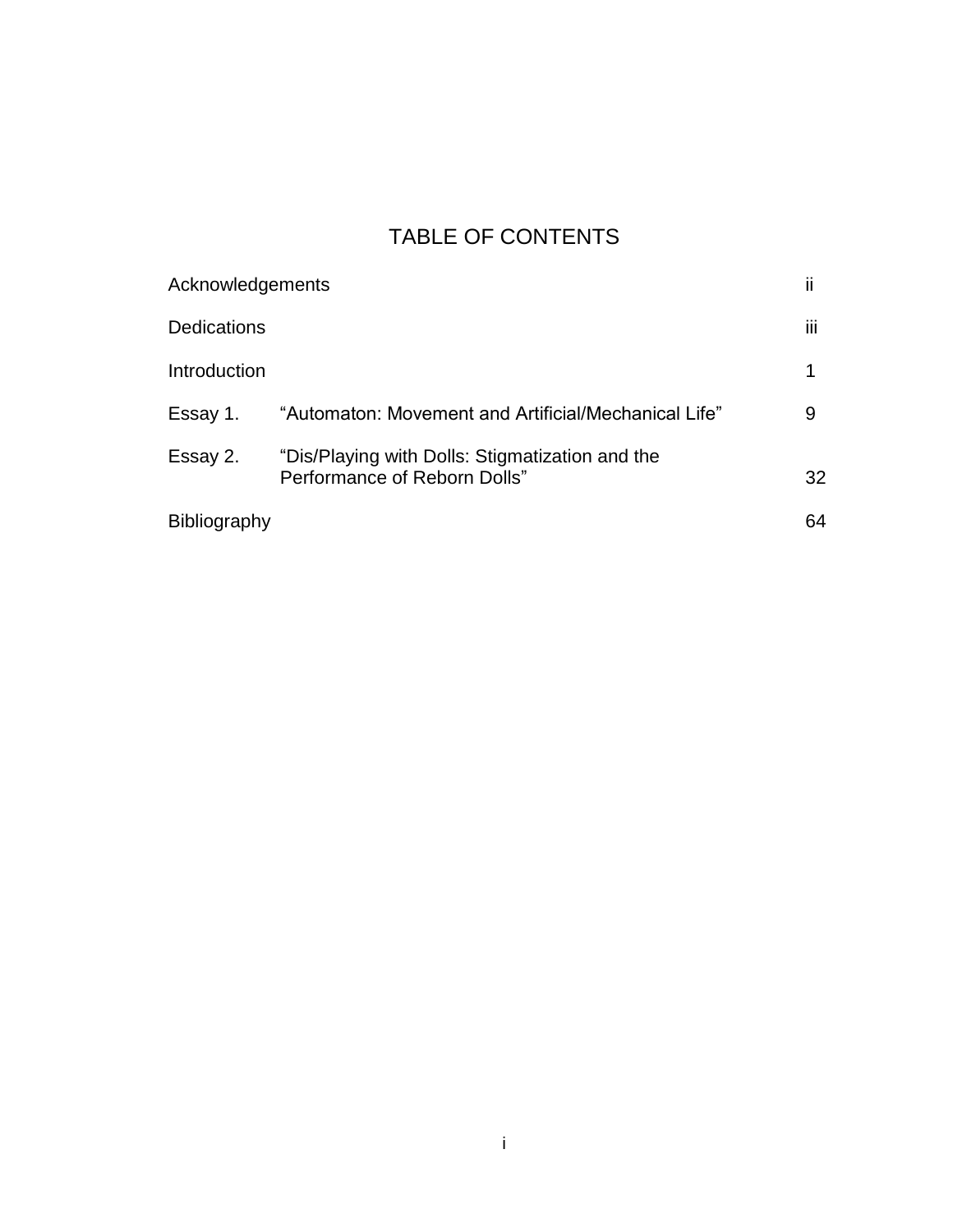# TABLE OF CONTENTS

| | | |
|---|---|---|
| Acknowledgements | | ii |
| Dedications | | iii |
| Introduction | | 1 |
| Essay 1. | "Automaton: Movement and Artificial/Mechanical Life" | 9 |
| Essay 2. | "Dis/Playing with Dolls: Stigmatization and the Performance of Reborn Dolls" | 32 |
| Bibliography | | 64 |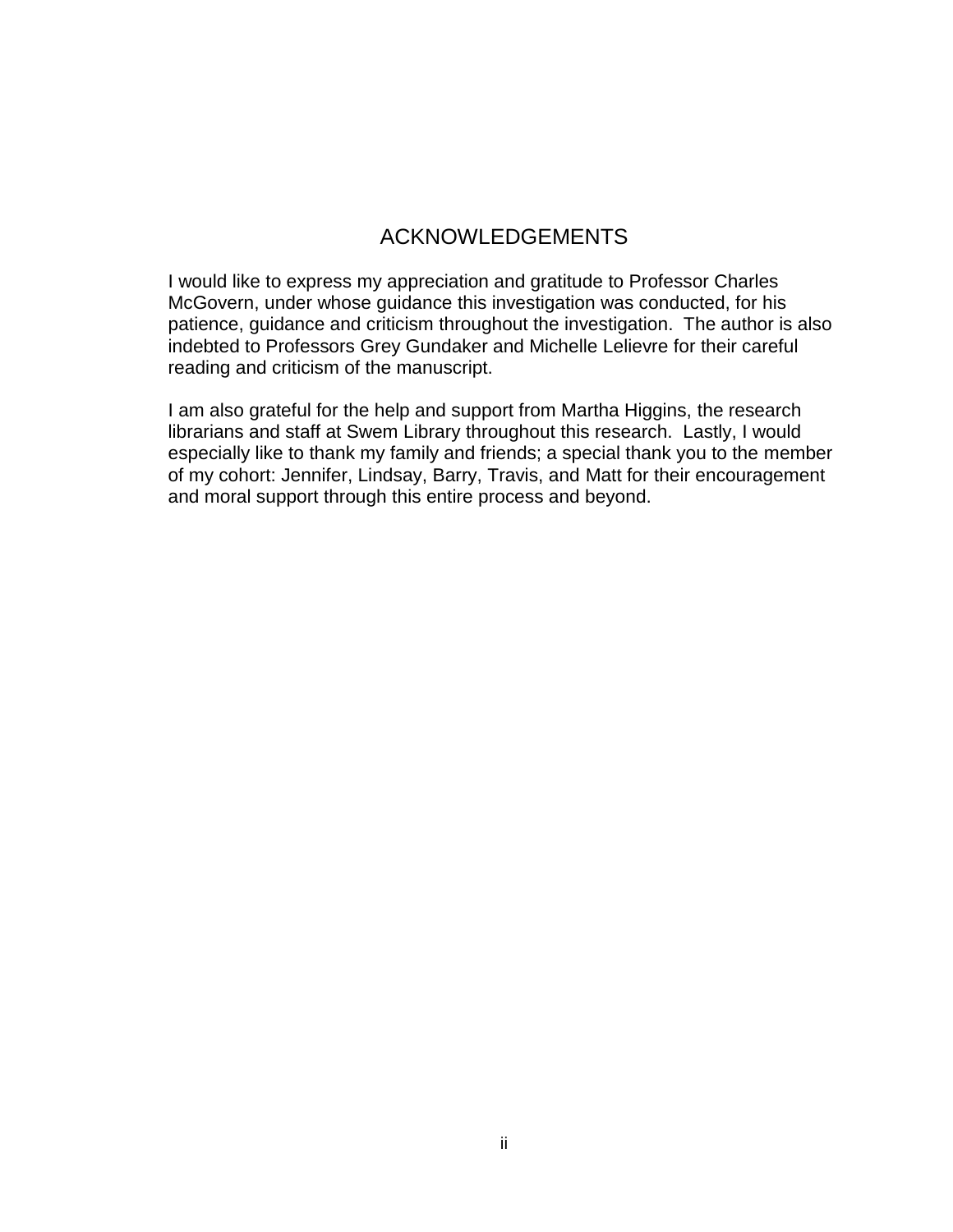# ACKNOWLEDGEMENTS

I would like to express my appreciation and gratitude to Professor Charles McGovern, under whose guidance this investigation was conducted, for his patience, guidance and criticism throughout the investigation. The author is also indebted to Professors Grey Gundaker and Michelle Lelievre for their careful reading and criticism of the manuscript.

I am also grateful for the help and support from Martha Higgins, the research librarians and staff at Swem Library throughout this research. Lastly, I would especially like to thank my family and friends; a special thank you to the member of my cohort: Jennifer, Lindsay, Barry, Travis, and Matt for their encouragement and moral support through this entire process and beyond.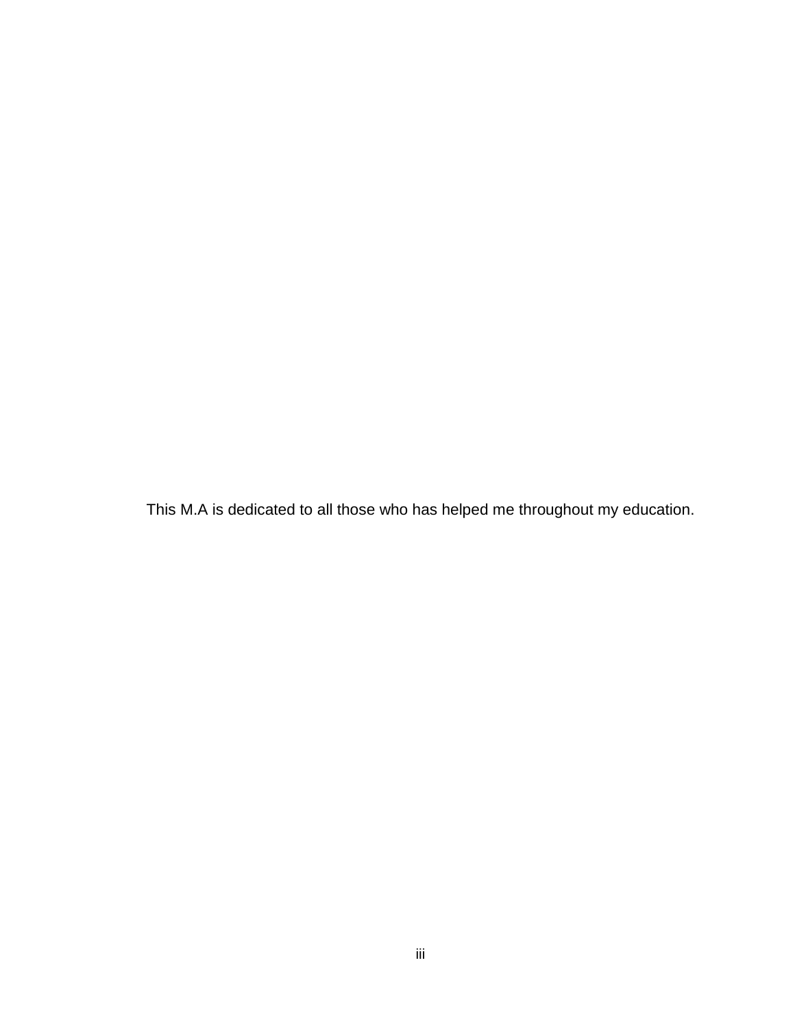This M.A is dedicated to all those who has helped me throughout my education.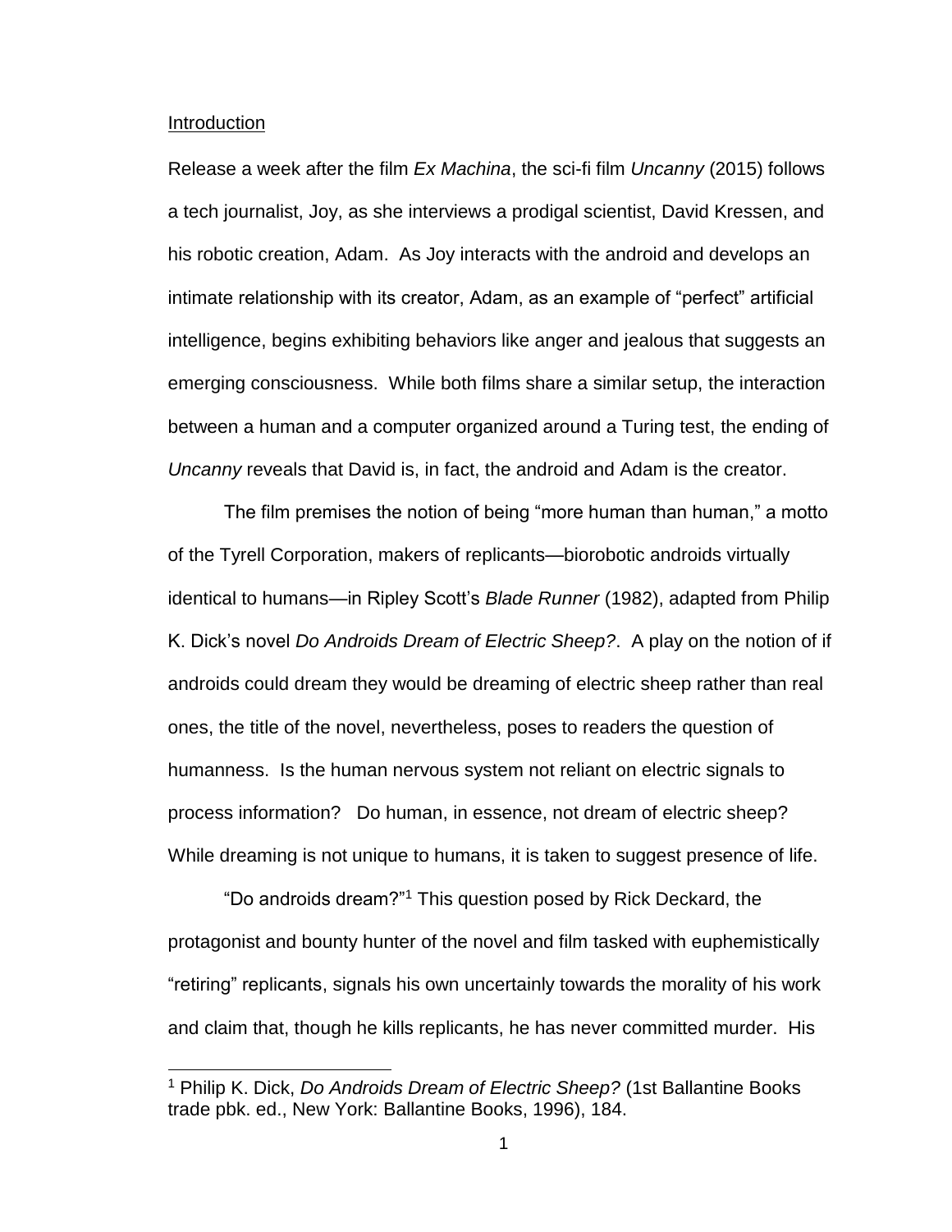Introduction

Release a week after the film *Ex Machina*, the sci-fi film *Uncanny* (2015) follows a tech journalist, Joy, as she interviews a prodigal scientist, David Kressen, and his robotic creation, Adam. As Joy interacts with the android and develops an intimate relationship with its creator, Adam, as an example of "perfect" artificial intelligence, begins exhibiting behaviors like anger and jealous that suggests an emerging consciousness. While both films share a similar setup, the interaction between a human and a computer organized around a Turing test, the ending of *Uncanny* reveals that David is, in fact, the android and Adam is the creator.

The film premises the notion of being "more human than human," a motto of the Tyrell Corporation, makers of replicants—biorobotic androids virtually identical to humans—in Ripley Scott's *Blade Runner* (1982), adapted from Philip K. Dick's novel *Do Androids Dream of Electric Sheep?*. A play on the notion of if androids could dream they would be dreaming of electric sheep rather than real ones, the title of the novel, nevertheless, poses to readers the question of humanness. Is the human nervous system not reliant on electric signals to process information? Do human, in essence, not dream of electric sheep? While dreaming is not unique to humans, it is taken to suggest presence of life.

"Do androids dream?"[1] This question posed by Rick Deckard, the protagonist and bounty hunter of the novel and film tasked with euphemistically "retiring" replicants, signals his own uncertainly towards the morality of his work and claim that, though he kills replicants, he has never committed murder. His

[1] Philip K. Dick, *Do Androids Dream of Electric Sheep?* (1st Ballantine Books trade pbk. ed., New York: Ballantine Books, 1996), 184.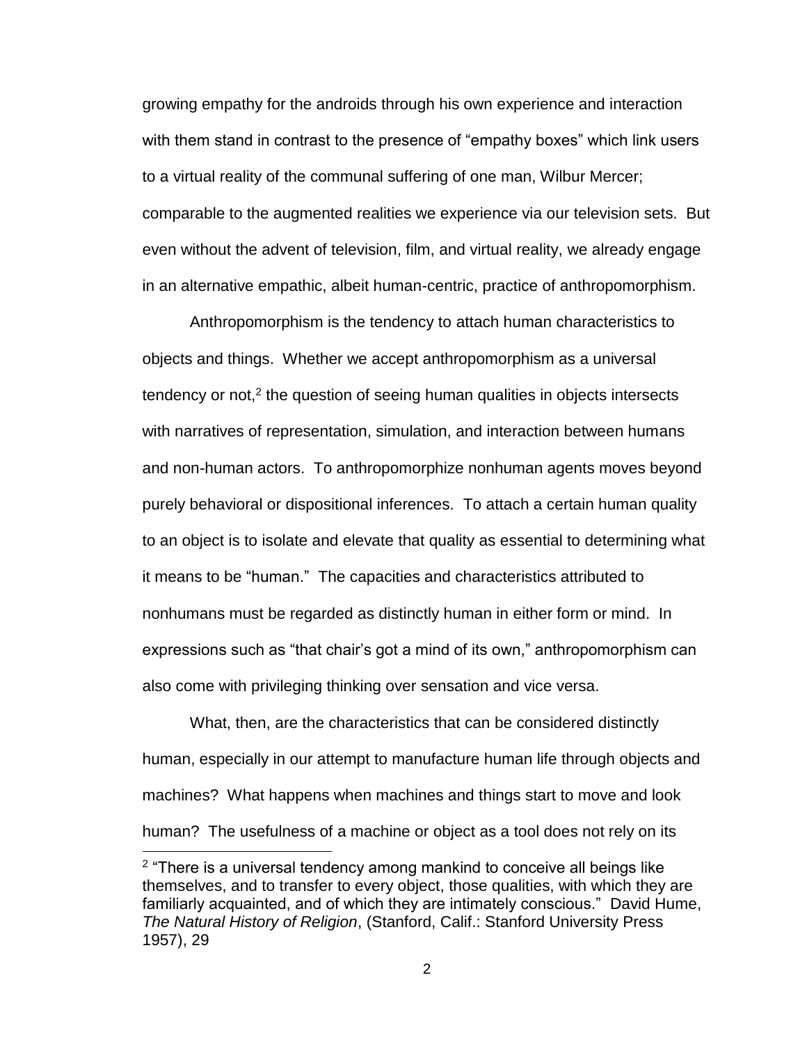growing empathy for the androids through his own experience and interaction with them stand in contrast to the presence of "empathy boxes" which link users to a virtual reality of the communal suffering of one man, Wilbur Mercer; comparable to the augmented realities we experience via our television sets. But even without the advent of television, film, and virtual reality, we already engage in an alternative empathic, albeit human-centric, practice of anthropomorphism.

Anthropomorphism is the tendency to attach human characteristics to objects and things. Whether we accept anthropomorphism as a universal tendency or not,[2] the question of seeing human qualities in objects intersects with narratives of representation, simulation, and interaction between humans and non-human actors. To anthropomorphize nonhuman agents moves beyond purely behavioral or dispositional inferences. To attach a certain human quality to an object is to isolate and elevate that quality as essential to determining what it means to be "human." The capacities and characteristics attributed to nonhumans must be regarded as distinctly human in either form or mind. In expressions such as "that chair's got a mind of its own," anthropomorphism can also come with privileging thinking over sensation and vice versa.

What, then, are the characteristics that can be considered distinctly human, especially in our attempt to manufacture human life through objects and machines? What happens when machines and things start to move and look human? The usefulness of a machine or object as a tool does not rely on its

[2] "There is a universal tendency among mankind to conceive all beings like themselves, and to transfer to every object, those qualities, with which they are familiarly acquainted, and of which they are intimately conscious." David Hume, *The Natural History of Religion*, (Stanford, Calif.: Stanford University Press 1957), 29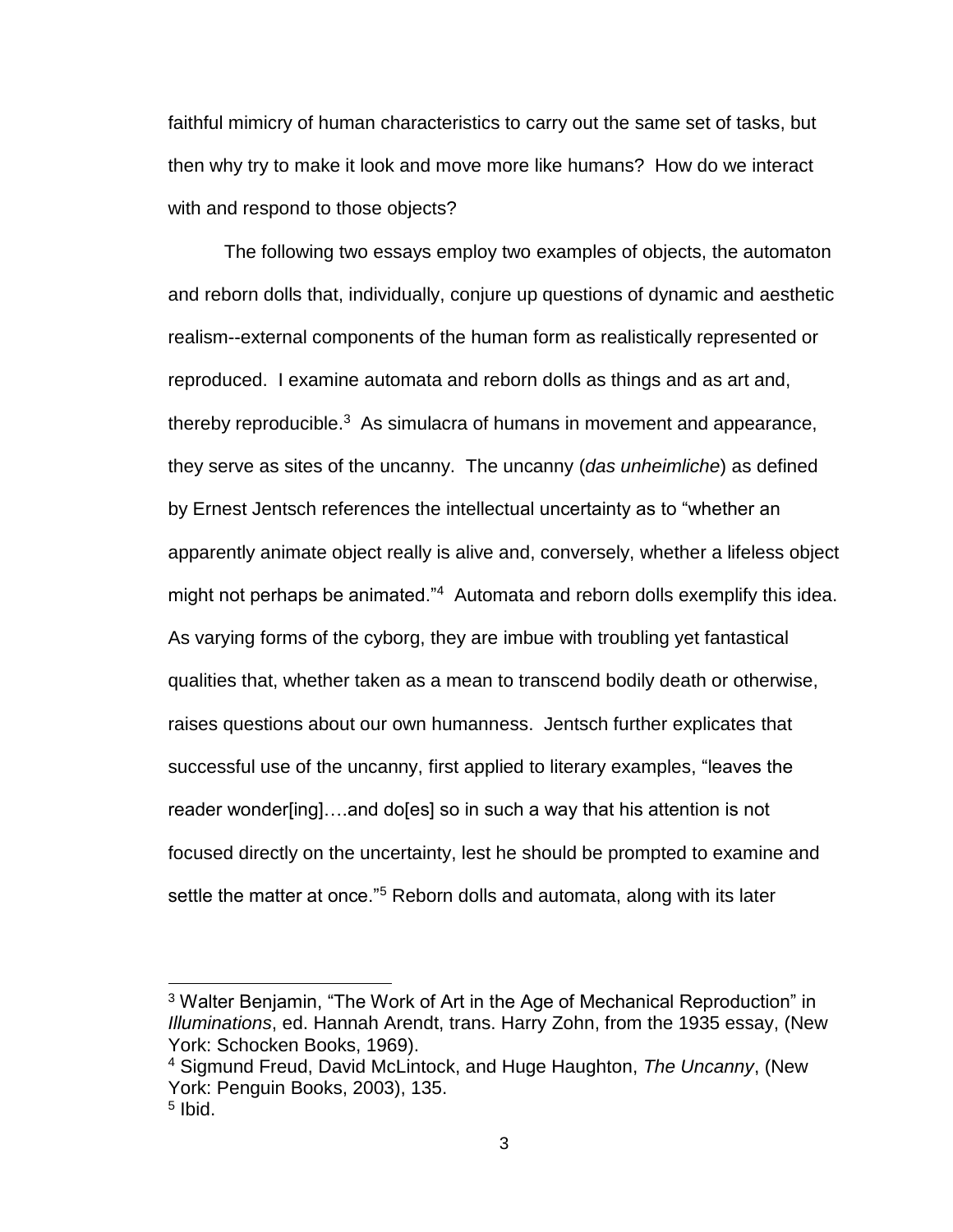faithful mimicry of human characteristics to carry out the same set of tasks, but then why try to make it look and move more like humans? How do we interact with and respond to those objects?

The following two essays employ two examples of objects, the automaton and reborn dolls that, individually, conjure up questions of dynamic and aesthetic realism--external components of the human form as realistically represented or reproduced. I examine automata and reborn dolls as things and as art and, thereby reproducible.[3] As simulacra of humans in movement and appearance, they serve as sites of the uncanny. The uncanny (*das unheimliche*) as defined by Ernest Jentsch references the intellectual uncertainty as to "whether an apparently animate object really is alive and, conversely, whether a lifeless object might not perhaps be animated."[4] Automata and reborn dolls exemplify this idea. As varying forms of the cyborg, they are imbue with troubling yet fantastical qualities that, whether taken as a mean to transcend bodily death or otherwise, raises questions about our own humanness. Jentsch further explicates that successful use of the uncanny, first applied to literary examples, "leaves the reader wonder[ing]….and do[es] so in such a way that his attention is not focused directly on the uncertainty, lest he should be prompted to examine and settle the matter at once."[5] Reborn dolls and automata, along with its later

---

[3] Walter Benjamin, "The Work of Art in the Age of Mechanical Reproduction" in *Illuminations*, ed. Hannah Arendt, trans. Harry Zohn, from the 1935 essay, (New York: Schocken Books, 1969).

[4] Sigmund Freud, David McLintock, and Huge Haughton, *The Uncanny*, (New York: Penguin Books, 2003), 135.

[5] Ibid.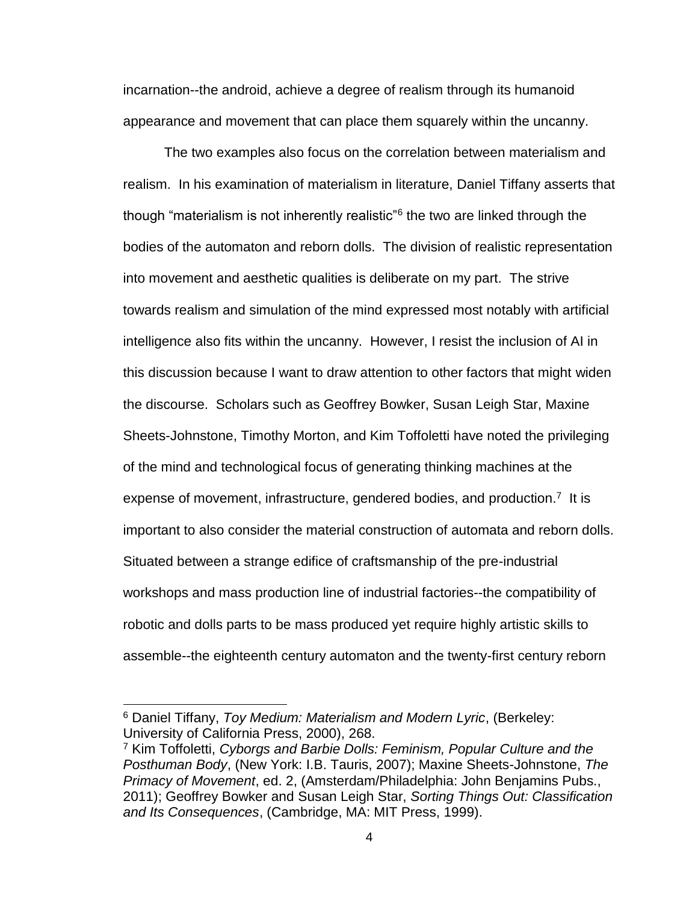incarnation--the android, achieve a degree of realism through its humanoid appearance and movement that can place them squarely within the uncanny.

The two examples also focus on the correlation between materialism and realism. In his examination of materialism in literature, Daniel Tiffany asserts that though "materialism is not inherently realistic"[6] the two are linked through the bodies of the automaton and reborn dolls. The division of realistic representation into movement and aesthetic qualities is deliberate on my part. The strive towards realism and simulation of the mind expressed most notably with artificial intelligence also fits within the uncanny. However, I resist the inclusion of AI in this discussion because I want to draw attention to other factors that might widen the discourse. Scholars such as Geoffrey Bowker, Susan Leigh Star, Maxine Sheets-Johnstone, Timothy Morton, and Kim Toffoletti have noted the privileging of the mind and technological focus of generating thinking machines at the expense of movement, infrastructure, gendered bodies, and production.[7] It is important to also consider the material construction of automata and reborn dolls. Situated between a strange edifice of craftsmanship of the pre-industrial workshops and mass production line of industrial factories--the compatibility of robotic and dolls parts to be mass produced yet require highly artistic skills to assemble--the eighteenth century automaton and the twenty-first century reborn

---

[6] Daniel Tiffany, *Toy Medium: Materialism and Modern Lyric*, (Berkeley: University of California Press, 2000), 268.

[7] Kim Toffoletti, *Cyborgs and Barbie Dolls: Feminism, Popular Culture and the Posthuman Body*, (New York: I.B. Tauris, 2007); Maxine Sheets-Johnstone, *The Primacy of Movement*, ed. 2, (Amsterdam/Philadelphia: John Benjamins Pubs., 2011); Geoffrey Bowker and Susan Leigh Star, *Sorting Things Out: Classification and Its Consequences*, (Cambridge, MA: MIT Press, 1999).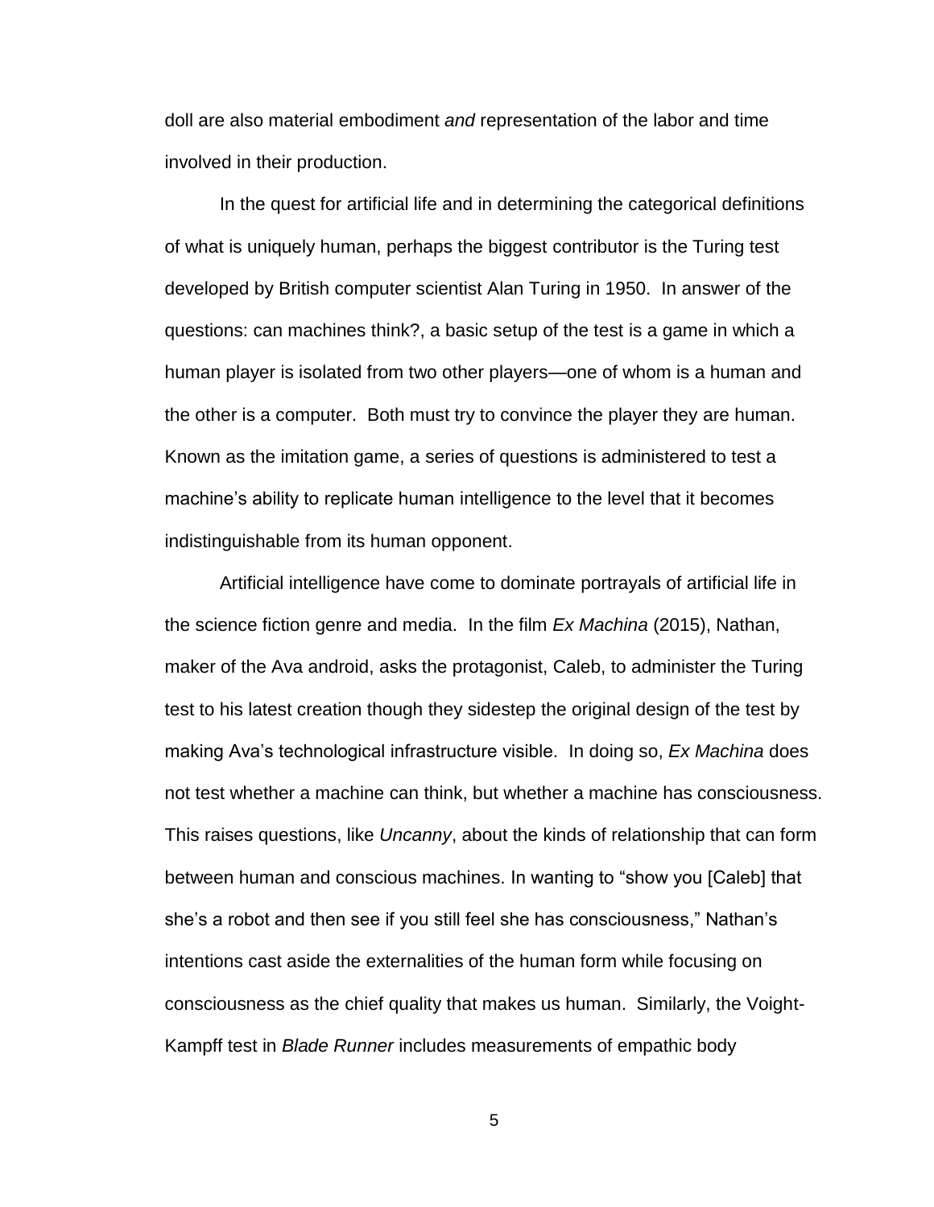doll are also material embodiment *and* representation of the labor and time involved in their production.

In the quest for artificial life and in determining the categorical definitions of what is uniquely human, perhaps the biggest contributor is the Turing test developed by British computer scientist Alan Turing in 1950. In answer of the questions: can machines think?, a basic setup of the test is a game in which a human player is isolated from two other players—one of whom is a human and the other is a computer. Both must try to convince the player they are human. Known as the imitation game, a series of questions is administered to test a machine's ability to replicate human intelligence to the level that it becomes indistinguishable from its human opponent.

Artificial intelligence have come to dominate portrayals of artificial life in the science fiction genre and media. In the film *Ex Machina* (2015), Nathan, maker of the Ava android, asks the protagonist, Caleb, to administer the Turing test to his latest creation though they sidestep the original design of the test by making Ava's technological infrastructure visible. In doing so, *Ex Machina* does not test whether a machine can think, but whether a machine has consciousness. This raises questions, like *Uncanny*, about the kinds of relationship that can form between human and conscious machines. In wanting to "show you [Caleb] that she's a robot and then see if you still feel she has consciousness," Nathan's intentions cast aside the externalities of the human form while focusing on consciousness as the chief quality that makes us human. Similarly, the Voight-Kampff test in *Blade Runner* includes measurements of empathic body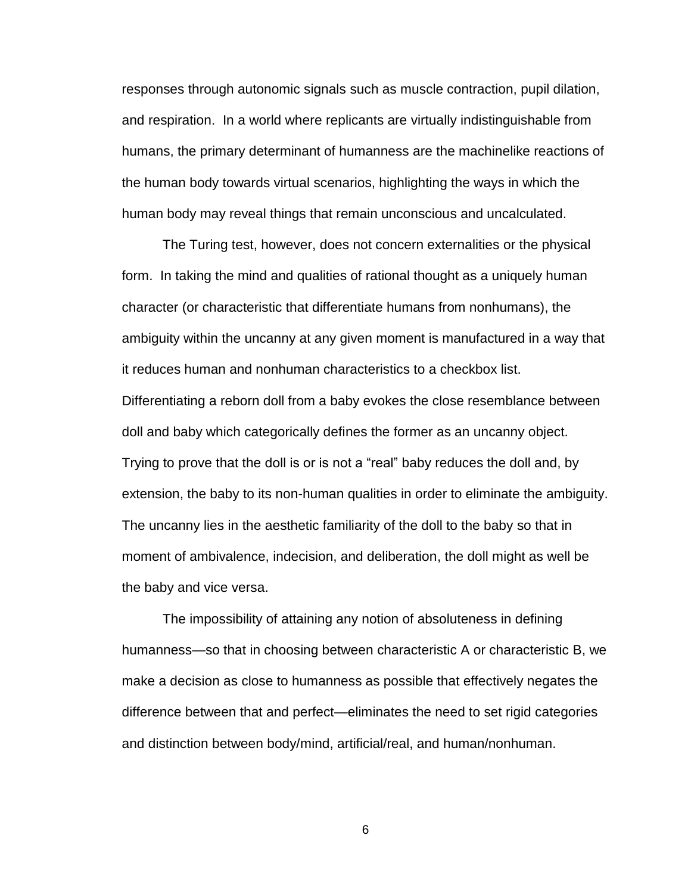responses through autonomic signals such as muscle contraction, pupil dilation, and respiration. In a world where replicants are virtually indistinguishable from humans, the primary determinant of humanness are the machinelike reactions of the human body towards virtual scenarios, highlighting the ways in which the human body may reveal things that remain unconscious and uncalculated.

The Turing test, however, does not concern externalities or the physical form. In taking the mind and qualities of rational thought as a uniquely human character (or characteristic that differentiate humans from nonhumans), the ambiguity within the uncanny at any given moment is manufactured in a way that it reduces human and nonhuman characteristics to a checkbox list. Differentiating a reborn doll from a baby evokes the close resemblance between doll and baby which categorically defines the former as an uncanny object. Trying to prove that the doll is or is not a "real" baby reduces the doll and, by extension, the baby to its non-human qualities in order to eliminate the ambiguity. The uncanny lies in the aesthetic familiarity of the doll to the baby so that in moment of ambivalence, indecision, and deliberation, the doll might as well be the baby and vice versa.

The impossibility of attaining any notion of absoluteness in defining humanness—so that in choosing between characteristic A or characteristic B, we make a decision as close to humanness as possible that effectively negates the difference between that and perfect—eliminates the need to set rigid categories and distinction between body/mind, artificial/real, and human/nonhuman.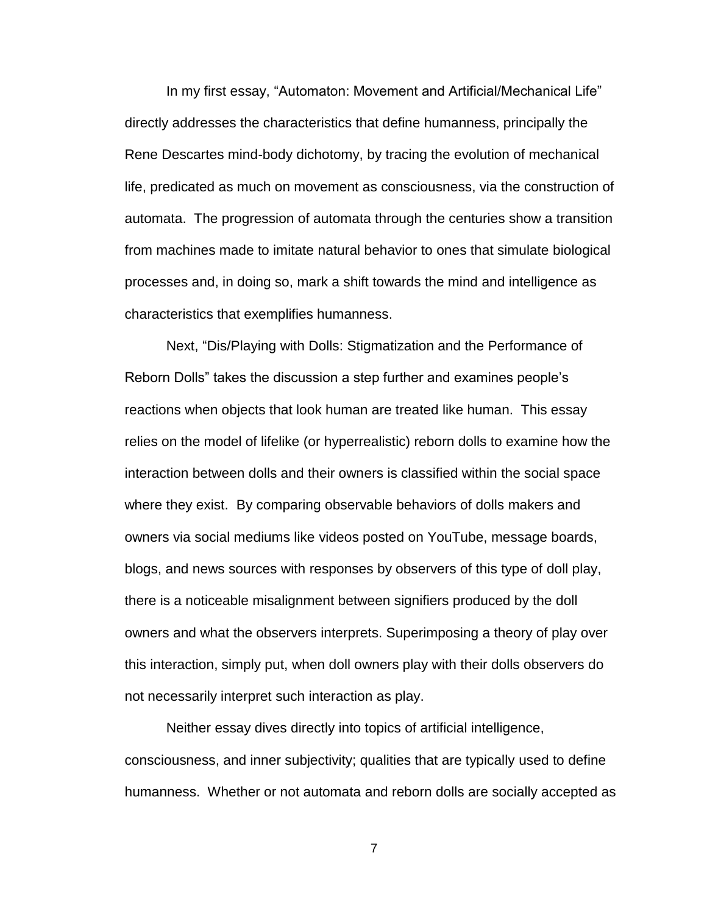In my first essay, "Automaton: Movement and Artificial/Mechanical Life" directly addresses the characteristics that define humanness, principally the Rene Descartes mind-body dichotomy, by tracing the evolution of mechanical life, predicated as much on movement as consciousness, via the construction of automata. The progression of automata through the centuries show a transition from machines made to imitate natural behavior to ones that simulate biological processes and, in doing so, mark a shift towards the mind and intelligence as characteristics that exemplifies humanness.

Next, "Dis/Playing with Dolls: Stigmatization and the Performance of Reborn Dolls" takes the discussion a step further and examines people's reactions when objects that look human are treated like human. This essay relies on the model of lifelike (or hyperrealistic) reborn dolls to examine how the interaction between dolls and their owners is classified within the social space where they exist. By comparing observable behaviors of dolls makers and owners via social mediums like videos posted on YouTube, message boards, blogs, and news sources with responses by observers of this type of doll play, there is a noticeable misalignment between signifiers produced by the doll owners and what the observers interprets. Superimposing a theory of play over this interaction, simply put, when doll owners play with their dolls observers do not necessarily interpret such interaction as play.

Neither essay dives directly into topics of artificial intelligence, consciousness, and inner subjectivity; qualities that are typically used to define humanness. Whether or not automata and reborn dolls are socially accepted as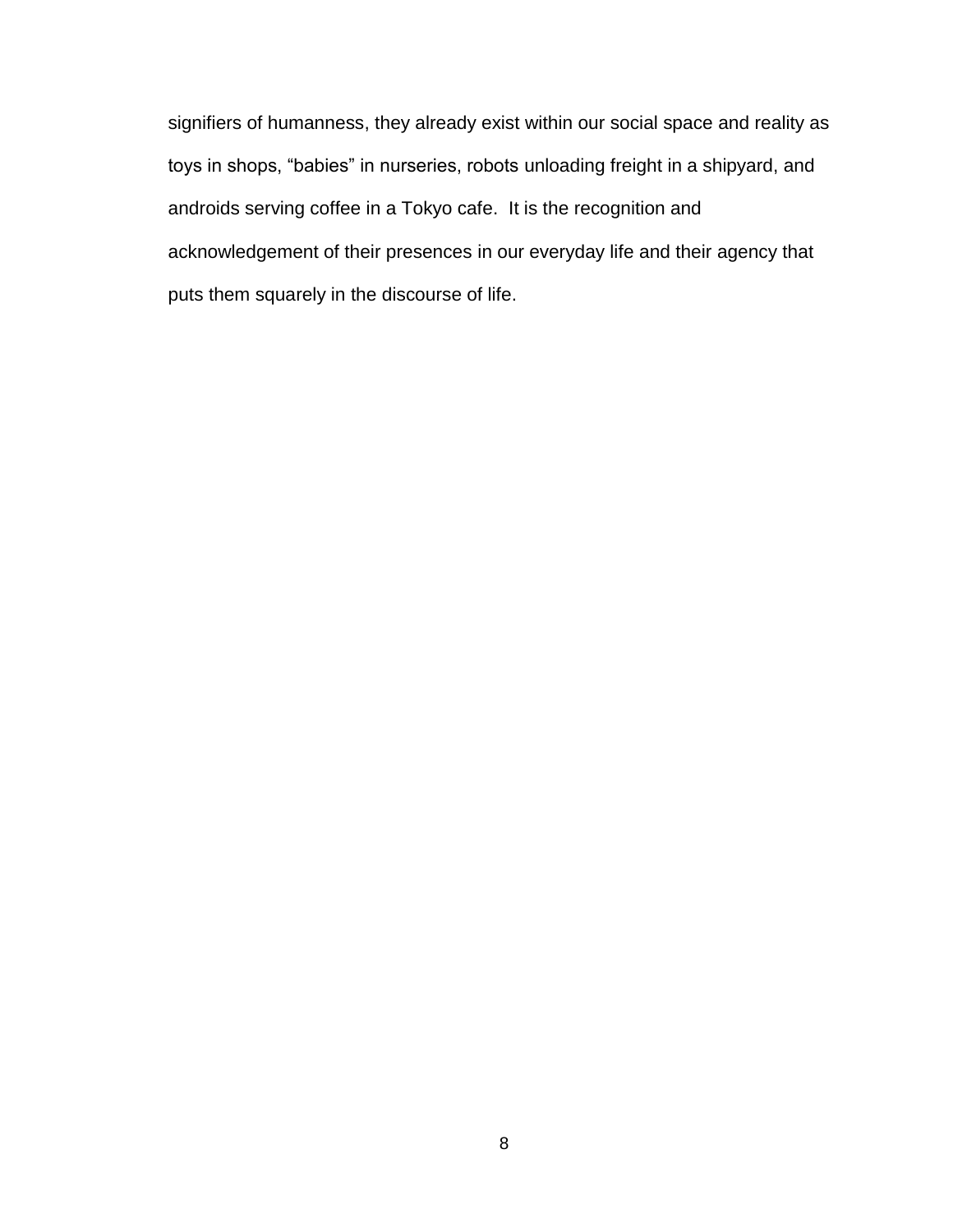signifiers of humanness, they already exist within our social space and reality as toys in shops, "babies" in nurseries, robots unloading freight in a shipyard, and androids serving coffee in a Tokyo cafe. It is the recognition and acknowledgement of their presences in our everyday life and their agency that puts them squarely in the discourse of life.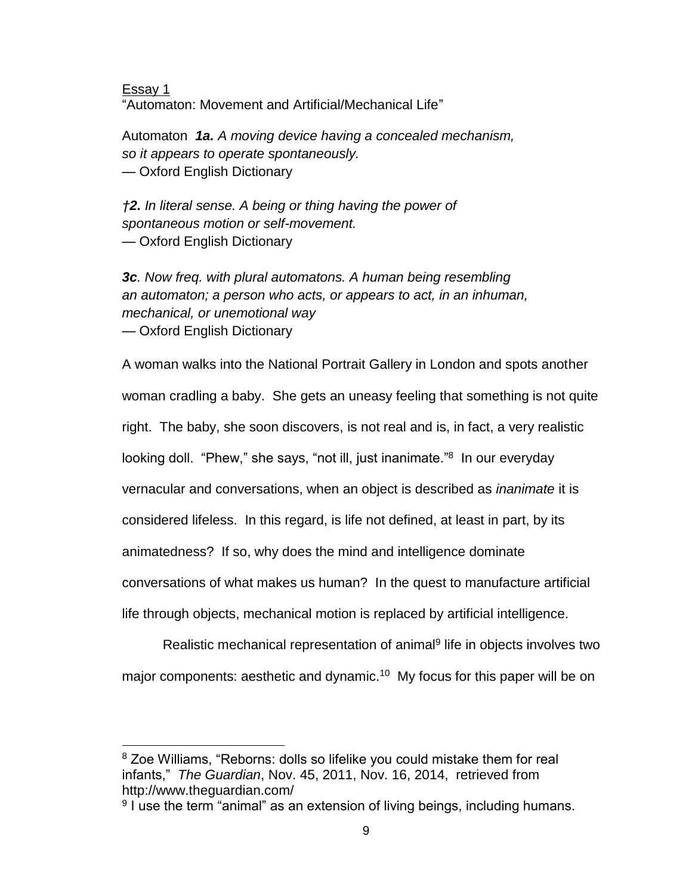Essay 1

"Automaton: Movement and Artificial/Mechanical Life"

Automaton ***1a.*** *A moving device having a concealed mechanism, so it appears to operate spontaneously.*
— Oxford English Dictionary

*†**2.** In literal sense. A being or thing having the power of spontaneous motion or self-movement.*
— Oxford English Dictionary

***3c**. Now freq. with plural automatons. A human being resembling an automaton; a person who acts, or appears to act, in an inhuman, mechanical, or unemotional way*
— Oxford English Dictionary

A woman walks into the National Portrait Gallery in London and spots another woman cradling a baby. She gets an uneasy feeling that something is not quite right. The baby, she soon discovers, is not real and is, in fact, a very realistic looking doll. "Phew," she says, "not ill, just inanimate."[8] In our everyday vernacular and conversations, when an object is described as *inanimate* it is considered lifeless. In this regard, is life not defined, at least in part, by its animatedness? If so, why does the mind and intelligence dominate conversations of what makes us human? In the quest to manufacture artificial life through objects, mechanical motion is replaced by artificial intelligence.

Realistic mechanical representation of animal[9] life in objects involves two major components: aesthetic and dynamic.[10] My focus for this paper will be on

---

[8] Zoe Williams, "Reborns: dolls so lifelike you could mistake them for real infants," *The Guardian*, Nov. 45, 2011, Nov. 16, 2014, retrieved from http://www.theguardian.com/

[9] I use the term "animal" as an extension of living beings, including humans.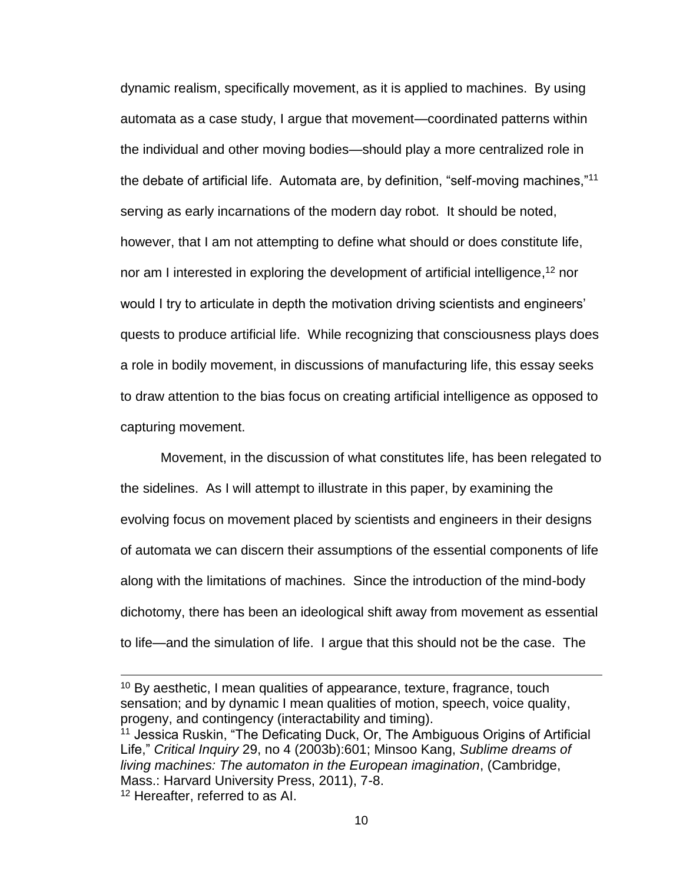dynamic realism, specifically movement, as it is applied to machines. By using automata as a case study, I argue that movement—coordinated patterns within the individual and other moving bodies—should play a more centralized role in the debate of artificial life. Automata are, by definition, "self-moving machines,"[11] serving as early incarnations of the modern day robot. It should be noted, however, that I am not attempting to define what should or does constitute life, nor am I interested in exploring the development of artificial intelligence,[12] nor would I try to articulate in depth the motivation driving scientists and engineers' quests to produce artificial life. While recognizing that consciousness plays does a role in bodily movement, in discussions of manufacturing life, this essay seeks to draw attention to the bias focus on creating artificial intelligence as opposed to capturing movement.

Movement, in the discussion of what constitutes life, has been relegated to the sidelines. As I will attempt to illustrate in this paper, by examining the evolving focus on movement placed by scientists and engineers in their designs of automata we can discern their assumptions of the essential components of life along with the limitations of machines. Since the introduction of the mind-body dichotomy, there has been an ideological shift away from movement as essential to life—and the simulation of life. I argue that this should not be the case. The

---

[10] By aesthetic, I mean qualities of appearance, texture, fragrance, touch sensation; and by dynamic I mean qualities of motion, speech, voice quality, progeny, and contingency (interactability and timing).

[11] Jessica Ruskin, "The Deficating Duck, Or, The Ambiguous Origins of Artificial Life," *Critical Inquiry* 29, no 4 (2003b):601; Minsoo Kang, *Sublime dreams of living machines: The automaton in the European imagination*, (Cambridge, Mass.: Harvard University Press, 2011), 7-8.

[12] Hereafter, referred to as AI.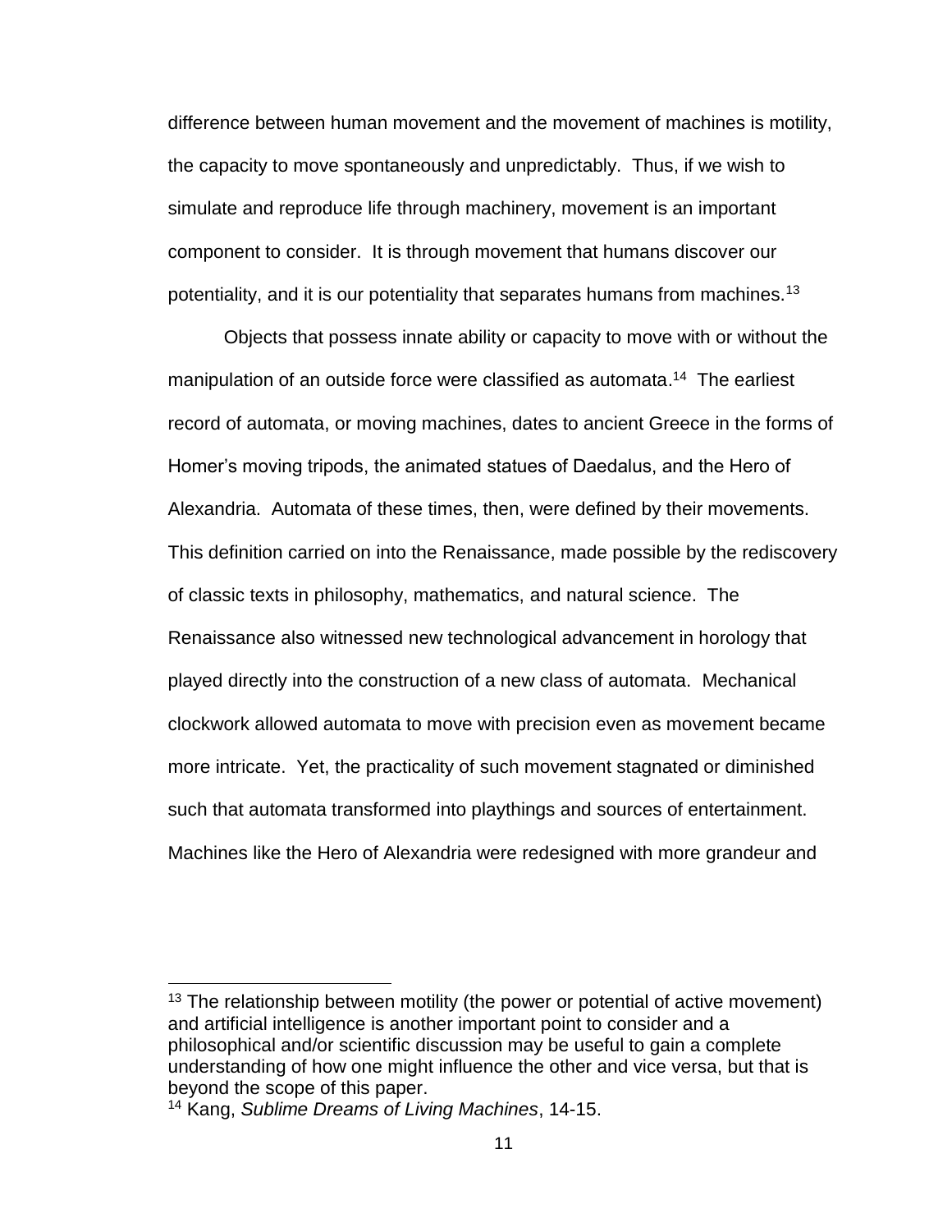difference between human movement and the movement of machines is motility, the capacity to move spontaneously and unpredictably. Thus, if we wish to simulate and reproduce life through machinery, movement is an important component to consider. It is through movement that humans discover our potentiality, and it is our potentiality that separates humans from machines.[13]

Objects that possess innate ability or capacity to move with or without the manipulation of an outside force were classified as automata.[14] The earliest record of automata, or moving machines, dates to ancient Greece in the forms of Homer's moving tripods, the animated statues of Daedalus, and the Hero of Alexandria. Automata of these times, then, were defined by their movements. This definition carried on into the Renaissance, made possible by the rediscovery of classic texts in philosophy, mathematics, and natural science. The Renaissance also witnessed new technological advancement in horology that played directly into the construction of a new class of automata. Mechanical clockwork allowed automata to move with precision even as movement became more intricate. Yet, the practicality of such movement stagnated or diminished such that automata transformed into playthings and sources of entertainment. Machines like the Hero of Alexandria were redesigned with more grandeur and

---

[13] The relationship between motility (the power or potential of active movement) and artificial intelligence is another important point to consider and a philosophical and/or scientific discussion may be useful to gain a complete understanding of how one might influence the other and vice versa, but that is beyond the scope of this paper.

[14] Kang, *Sublime Dreams of Living Machines*, 14-15.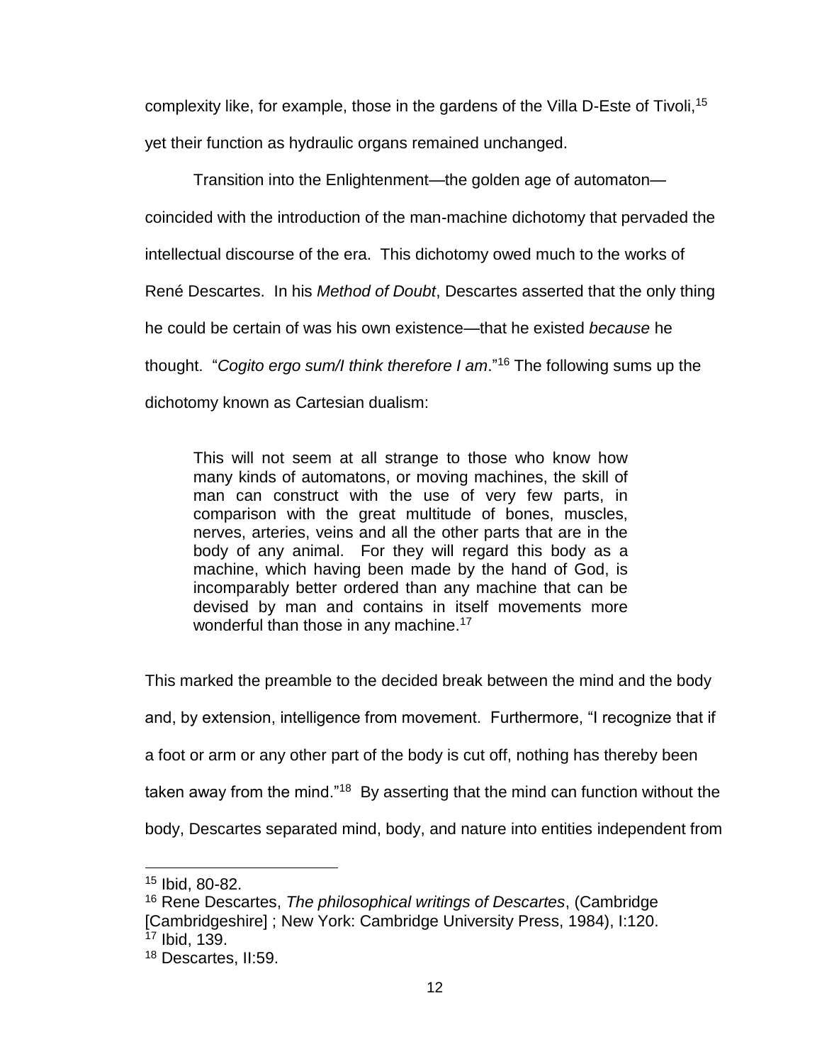complexity like, for example, those in the gardens of the Villa D-Este of Tivoli,[15] yet their function as hydraulic organs remained unchanged.

Transition into the Enlightenment—the golden age of automaton—coincided with the introduction of the man-machine dichotomy that pervaded the intellectual discourse of the era. This dichotomy owed much to the works of René Descartes. In his *Method of Doubt*, Descartes asserted that the only thing he could be certain of was his own existence—that he existed *because* he thought. "*Cogito ergo sum/I think therefore I am*."[16] The following sums up the dichotomy known as Cartesian dualism:

> This will not seem at all strange to those who know how many kinds of automatons, or moving machines, the skill of man can construct with the use of very few parts, in comparison with the great multitude of bones, muscles, nerves, arteries, veins and all the other parts that are in the body of any animal. For they will regard this body as a machine, which having been made by the hand of God, is incomparably better ordered than any machine that can be devised by man and contains in itself movements more wonderful than those in any machine.[17]

This marked the preamble to the decided break between the mind and the body and, by extension, intelligence from movement. Furthermore, "I recognize that if a foot or arm or any other part of the body is cut off, nothing has thereby been taken away from the mind."[18] By asserting that the mind can function without the body, Descartes separated mind, body, and nature into entities independent from

---

[15] Ibid, 80-82.

[16] Rene Descartes, *The philosophical writings of Descartes*, (Cambridge [Cambridgeshire] ; New York: Cambridge University Press, 1984), I:120.

[17] Ibid, 139.

[18] Descartes, II:59.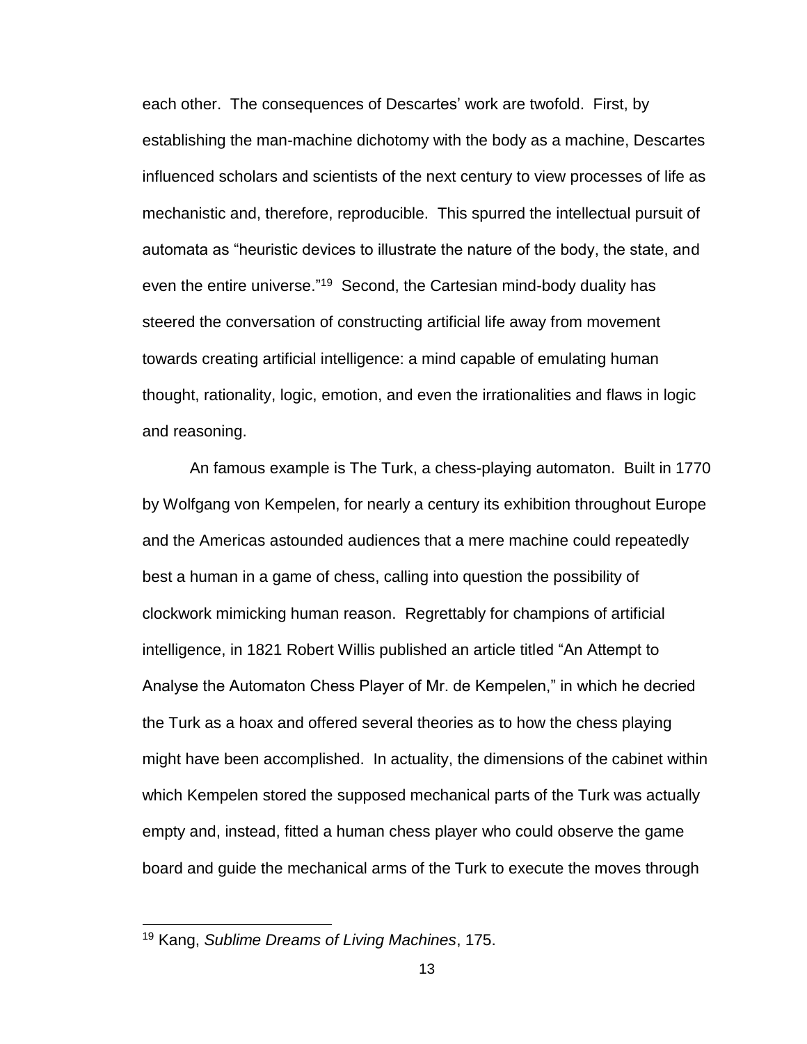each other. The consequences of Descartes' work are twofold. First, by establishing the man-machine dichotomy with the body as a machine, Descartes influenced scholars and scientists of the next century to view processes of life as mechanistic and, therefore, reproducible. This spurred the intellectual pursuit of automata as "heuristic devices to illustrate the nature of the body, the state, and even the entire universe."[19] Second, the Cartesian mind-body duality has steered the conversation of constructing artificial life away from movement towards creating artificial intelligence: a mind capable of emulating human thought, rationality, logic, emotion, and even the irrationalities and flaws in logic and reasoning.

An famous example is The Turk, a chess-playing automaton. Built in 1770 by Wolfgang von Kempelen, for nearly a century its exhibition throughout Europe and the Americas astounded audiences that a mere machine could repeatedly best a human in a game of chess, calling into question the possibility of clockwork mimicking human reason. Regrettably for champions of artificial intelligence, in 1821 Robert Willis published an article titled "An Attempt to Analyse the Automaton Chess Player of Mr. de Kempelen," in which he decried the Turk as a hoax and offered several theories as to how the chess playing might have been accomplished. In actuality, the dimensions of the cabinet within which Kempelen stored the supposed mechanical parts of the Turk was actually empty and, instead, fitted a human chess player who could observe the game board and guide the mechanical arms of the Turk to execute the moves through

---

[19] Kang, *Sublime Dreams of Living Machines*, 175.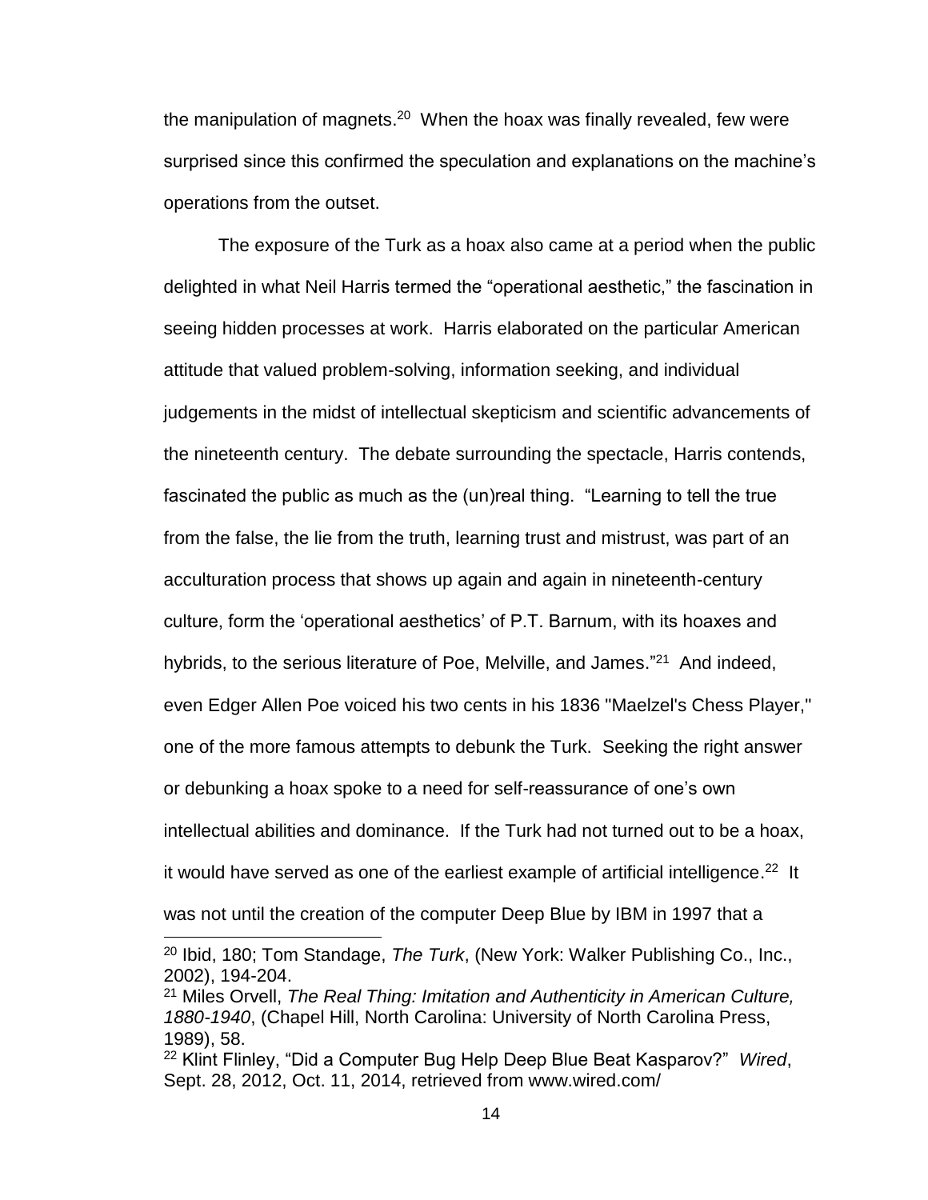the manipulation of magnets.[20] When the hoax was finally revealed, few were surprised since this confirmed the speculation and explanations on the machine's operations from the outset.

The exposure of the Turk as a hoax also came at a period when the public delighted in what Neil Harris termed the "operational aesthetic," the fascination in seeing hidden processes at work. Harris elaborated on the particular American attitude that valued problem-solving, information seeking, and individual judgements in the midst of intellectual skepticism and scientific advancements of the nineteenth century. The debate surrounding the spectacle, Harris contends, fascinated the public as much as the (un)real thing. "Learning to tell the true from the false, the lie from the truth, learning trust and mistrust, was part of an acculturation process that shows up again and again in nineteenth-century culture, form the 'operational aesthetics' of P.T. Barnum, with its hoaxes and hybrids, to the serious literature of Poe, Melville, and James."[21] And indeed, even Edger Allen Poe voiced his two cents in his 1836 "Maelzel's Chess Player," one of the more famous attempts to debunk the Turk. Seeking the right answer or debunking a hoax spoke to a need for self-reassurance of one's own intellectual abilities and dominance. If the Turk had not turned out to be a hoax, it would have served as one of the earliest example of artificial intelligence.[22] It was not until the creation of the computer Deep Blue by IBM in 1997 that a

---

[20] Ibid, 180; Tom Standage, *The Turk*, (New York: Walker Publishing Co., Inc., 2002), 194-204.

[21] Miles Orvell, *The Real Thing: Imitation and Authenticity in American Culture, 1880-1940*, (Chapel Hill, North Carolina: University of North Carolina Press, 1989), 58.

[22] Klint Flinley, "Did a Computer Bug Help Deep Blue Beat Kasparov?" *Wired*, Sept. 28, 2012, Oct. 11, 2014, retrieved from www.wired.com/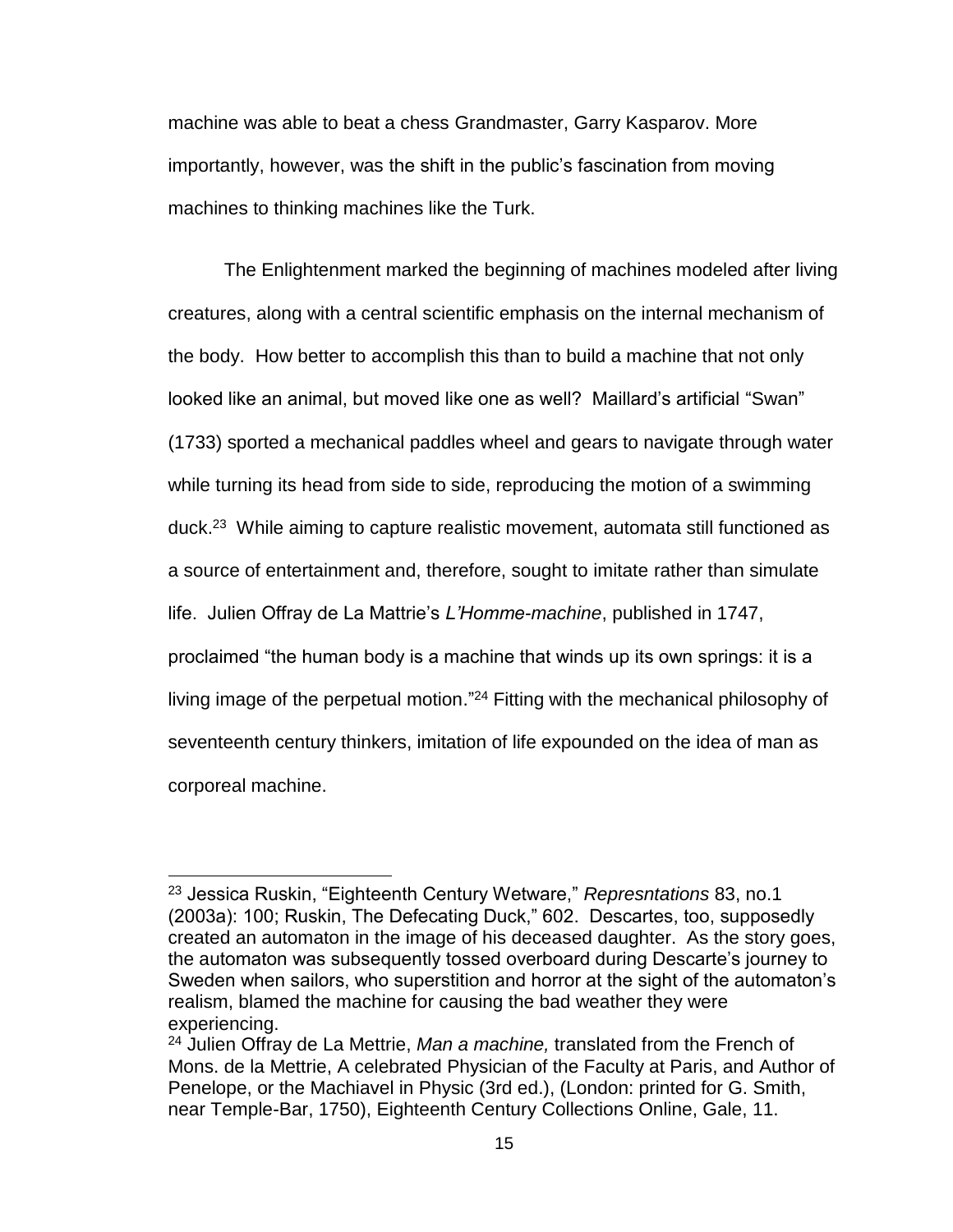machine was able to beat a chess Grandmaster, Garry Kasparov. More importantly, however, was the shift in the public's fascination from moving machines to thinking machines like the Turk.

The Enlightenment marked the beginning of machines modeled after living creatures, along with a central scientific emphasis on the internal mechanism of the body. How better to accomplish this than to build a machine that not only looked like an animal, but moved like one as well? Maillard's artificial "Swan" (1733) sported a mechanical paddles wheel and gears to navigate through water while turning its head from side to side, reproducing the motion of a swimming duck.[23] While aiming to capture realistic movement, automata still functioned as a source of entertainment and, therefore, sought to imitate rather than simulate life. Julien Offray de La Mattrie's *L'Homme-machine*, published in 1747, proclaimed "the human body is a machine that winds up its own springs: it is a living image of the perpetual motion."[24] Fitting with the mechanical philosophy of seventeenth century thinkers, imitation of life expounded on the idea of man as corporeal machine.

---

[23] Jessica Ruskin, "Eighteenth Century Wetware," *Represntations* 83, no.1 (2003a): 100; Ruskin, The Defecating Duck," 602. Descartes, too, supposedly created an automaton in the image of his deceased daughter. As the story goes, the automaton was subsequently tossed overboard during Descarte's journey to Sweden when sailors, who superstition and horror at the sight of the automaton's realism, blamed the machine for causing the bad weather they were experiencing.

[24] Julien Offray de La Mettrie, *Man a machine,* translated from the French of Mons. de la Mettrie, A celebrated Physician of the Faculty at Paris, and Author of Penelope, or the Machiavel in Physic (3rd ed.), (London: printed for G. Smith, near Temple-Bar, 1750), Eighteenth Century Collections Online, Gale, 11.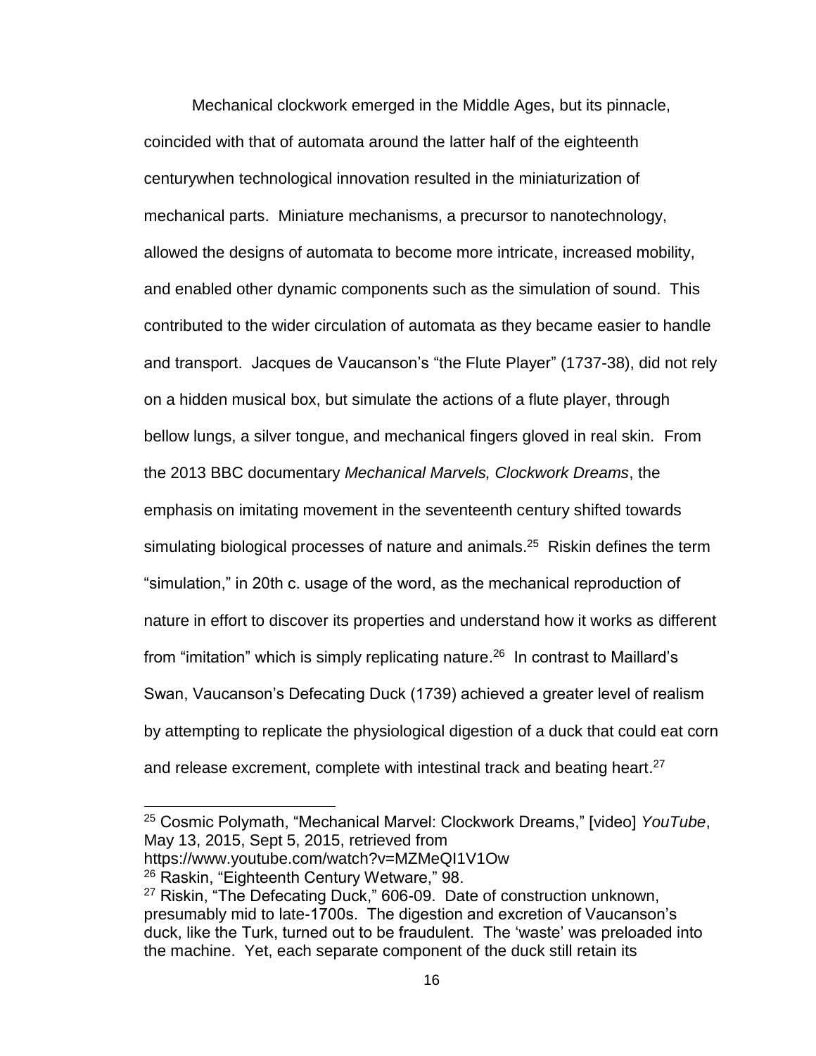Mechanical clockwork emerged in the Middle Ages, but its pinnacle, coincided with that of automata around the latter half of the eighteenth centurywhen technological innovation resulted in the miniaturization of mechanical parts. Miniature mechanisms, a precursor to nanotechnology, allowed the designs of automata to become more intricate, increased mobility, and enabled other dynamic components such as the simulation of sound. This contributed to the wider circulation of automata as they became easier to handle and transport. Jacques de Vaucanson's "the Flute Player" (1737-38), did not rely on a hidden musical box, but simulate the actions of a flute player, through bellow lungs, a silver tongue, and mechanical fingers gloved in real skin. From the 2013 BBC documentary *Mechanical Marvels, Clockwork Dreams*, the emphasis on imitating movement in the seventeenth century shifted towards simulating biological processes of nature and animals.[25] Riskin defines the term "simulation," in 20th c. usage of the word, as the mechanical reproduction of nature in effort to discover its properties and understand how it works as different from "imitation" which is simply replicating nature.[26] In contrast to Maillard's Swan, Vaucanson's Defecating Duck (1739) achieved a greater level of realism by attempting to replicate the physiological digestion of a duck that could eat corn and release excrement, complete with intestinal track and beating heart.[27]

---

[25] Cosmic Polymath, "Mechanical Marvel: Clockwork Dreams," [video] *YouTube*, May 13, 2015, Sept 5, 2015, retrieved from https://www.youtube.com/watch?v=MZMeQI1V1Ow

[26] Raskin, "Eighteenth Century Wetware," 98.

[27] Riskin, "The Defecating Duck," 606-09. Date of construction unknown, presumably mid to late-1700s. The digestion and excretion of Vaucanson's duck, like the Turk, turned out to be fraudulent. The 'waste' was preloaded into the machine. Yet, each separate component of the duck still retain its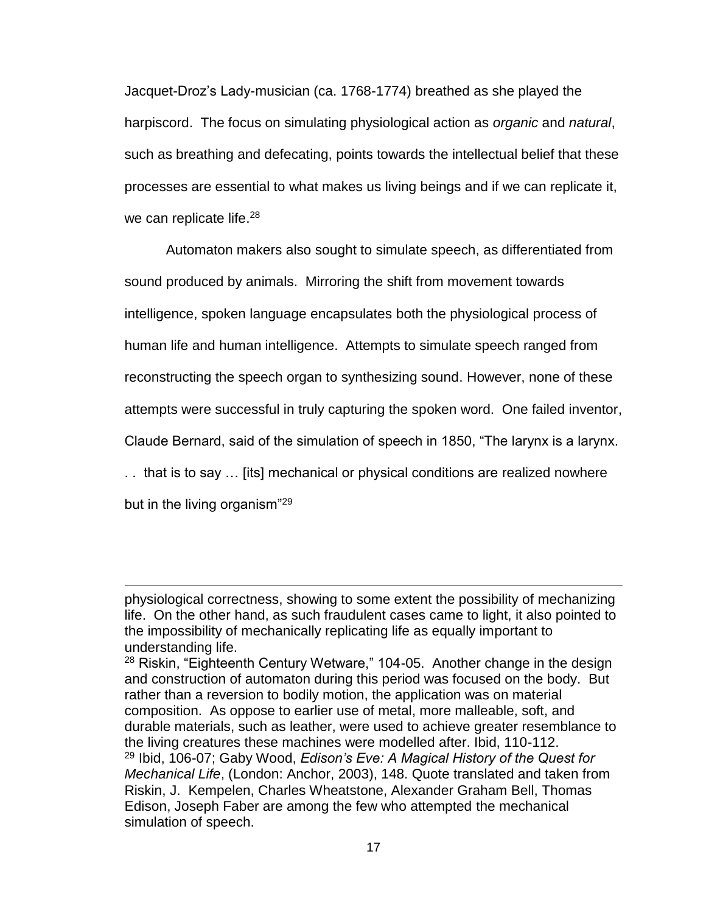Jacquet-Droz's Lady-musician (ca. 1768-1774) breathed as she played the harpiscord. The focus on simulating physiological action as *organic* and *natural*, such as breathing and defecating, points towards the intellectual belief that these processes are essential to what makes us living beings and if we can replicate it, we can replicate life.[28]

Automaton makers also sought to simulate speech, as differentiated from sound produced by animals. Mirroring the shift from movement towards intelligence, spoken language encapsulates both the physiological process of human life and human intelligence. Attempts to simulate speech ranged from reconstructing the speech organ to synthesizing sound. However, none of these attempts were successful in truly capturing the spoken word. One failed inventor, Claude Bernard, said of the simulation of speech in 1850, "The larynx is a larynx. . . that is to say … [its] mechanical or physical conditions are realized nowhere but in the living organism"[29]

---

physiological correctness, showing to some extent the possibility of mechanizing life. On the other hand, as such fraudulent cases came to light, it also pointed to the impossibility of mechanically replicating life as equally important to understanding life.

[28] Riskin, "Eighteenth Century Wetware," 104-05. Another change in the design and construction of automaton during this period was focused on the body. But rather than a reversion to bodily motion, the application was on material composition. As oppose to earlier use of metal, more malleable, soft, and durable materials, such as leather, were used to achieve greater resemblance to the living creatures these machines were modelled after. Ibid, 110-112.

[29] Ibid, 106-07; Gaby Wood, *Edison's Eve: A Magical History of the Quest for Mechanical Life*, (London: Anchor, 2003), 148. Quote translated and taken from Riskin, J. Kempelen, Charles Wheatstone, Alexander Graham Bell, Thomas Edison, Joseph Faber are among the few who attempted the mechanical simulation of speech.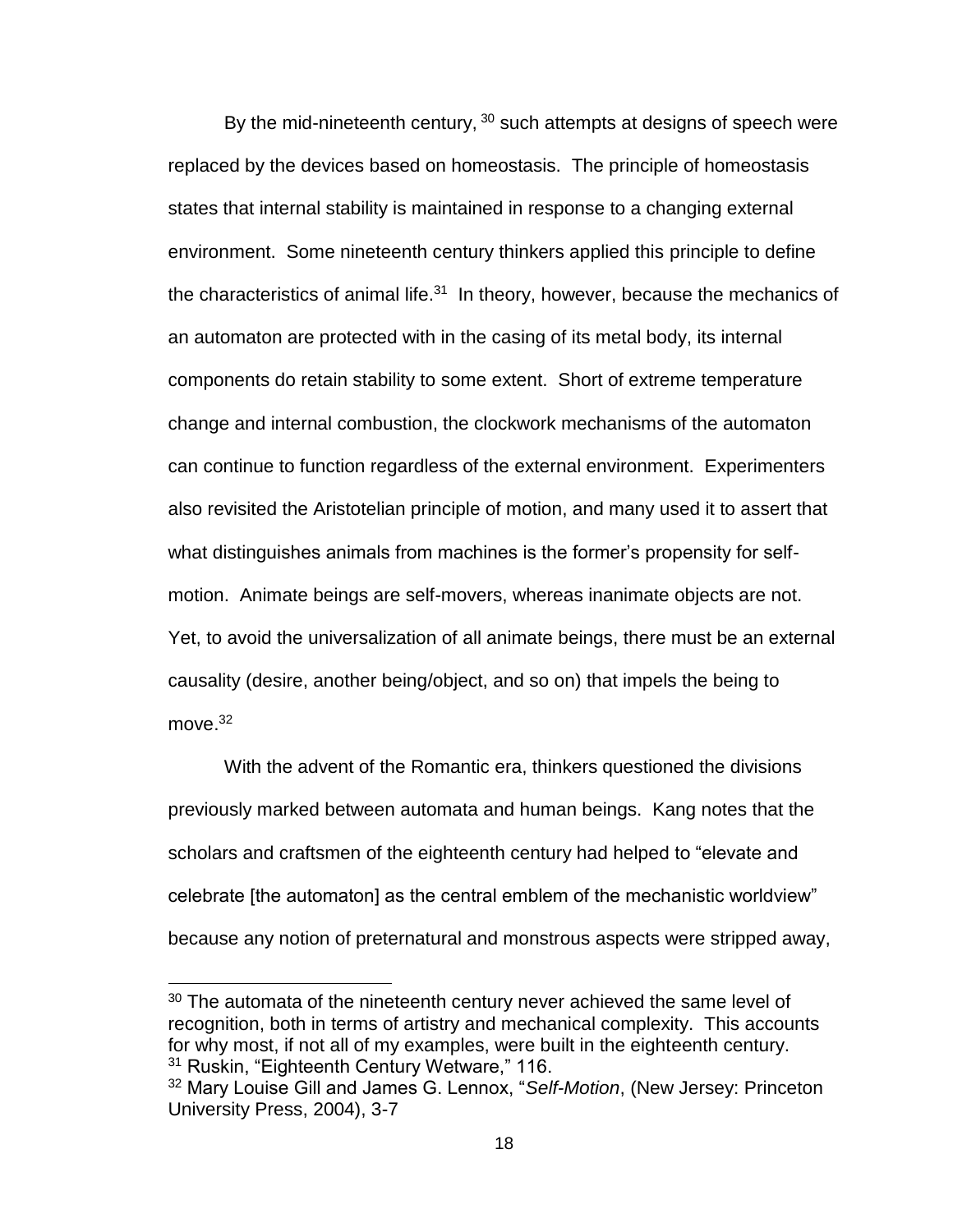By the mid-nineteenth century, [30] such attempts at designs of speech were replaced by the devices based on homeostasis. The principle of homeostasis states that internal stability is maintained in response to a changing external environment. Some nineteenth century thinkers applied this principle to define the characteristics of animal life.[31] In theory, however, because the mechanics of an automaton are protected with in the casing of its metal body, its internal components do retain stability to some extent. Short of extreme temperature change and internal combustion, the clockwork mechanisms of the automaton can continue to function regardless of the external environment. Experimenters also revisited the Aristotelian principle of motion, and many used it to assert that what distinguishes animals from machines is the former's propensity for self-motion. Animate beings are self-movers, whereas inanimate objects are not. Yet, to avoid the universalization of all animate beings, there must be an external causality (desire, another being/object, and so on) that impels the being to move.[32]

With the advent of the Romantic era, thinkers questioned the divisions previously marked between automata and human beings. Kang notes that the scholars and craftsmen of the eighteenth century had helped to "elevate and celebrate [the automaton] as the central emblem of the mechanistic worldview" because any notion of preternatural and monstrous aspects were stripped away,

---

[30] The automata of the nineteenth century never achieved the same level of recognition, both in terms of artistry and mechanical complexity. This accounts for why most, if not all of my examples, were built in the eighteenth century.

[31] Ruskin, "Eighteenth Century Wetware," 116.

[32] Mary Louise Gill and James G. Lennox, "*Self-Motion*, (New Jersey: Princeton University Press, 2004), 3-7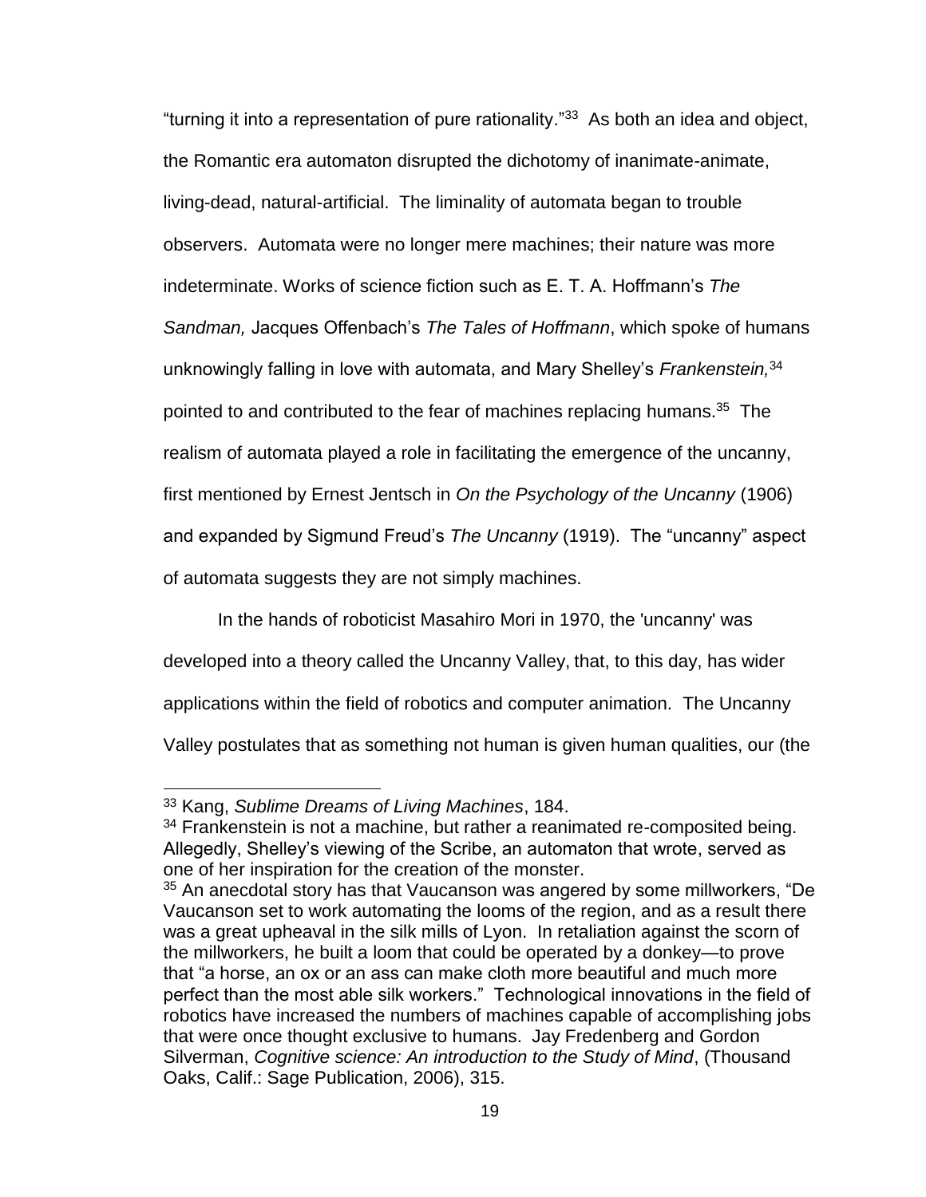"turning it into a representation of pure rationality."[33] As both an idea and object, the Romantic era automaton disrupted the dichotomy of inanimate-animate, living-dead, natural-artificial. The liminality of automata began to trouble observers. Automata were no longer mere machines; their nature was more indeterminate. Works of science fiction such as E. T. A. Hoffmann's *The Sandman,* Jacques Offenbach's *The Tales of Hoffmann*, which spoke of humans unknowingly falling in love with automata, and Mary Shelley's *Frankenstein,*[34] pointed to and contributed to the fear of machines replacing humans.[35] The realism of automata played a role in facilitating the emergence of the uncanny, first mentioned by Ernest Jentsch in *On the Psychology of the Uncanny* (1906) and expanded by Sigmund Freud's *The Uncanny* (1919). The "uncanny" aspect of automata suggests they are not simply machines.

In the hands of roboticist Masahiro Mori in 1970, the 'uncanny' was developed into a theory called the Uncanny Valley, that, to this day, has wider applications within the field of robotics and computer animation. The Uncanny Valley postulates that as something not human is given human qualities, our (the

---

[33] Kang, *Sublime Dreams of Living Machines*, 184.

[34] Frankenstein is not a machine, but rather a reanimated re-composited being. Allegedly, Shelley's viewing of the Scribe, an automaton that wrote, served as one of her inspiration for the creation of the monster.

[35] An anecdotal story has that Vaucanson was angered by some millworkers, "De Vaucanson set to work automating the looms of the region, and as a result there was a great upheaval in the silk mills of Lyon. In retaliation against the scorn of the millworkers, he built a loom that could be operated by a donkey—to prove that "a horse, an ox or an ass can make cloth more beautiful and much more perfect than the most able silk workers." Technological innovations in the field of robotics have increased the numbers of machines capable of accomplishing jobs that were once thought exclusive to humans. Jay Fredenberg and Gordon Silverman, *Cognitive science: An introduction to the Study of Mind*, (Thousand Oaks, Calif.: Sage Publication, 2006), 315.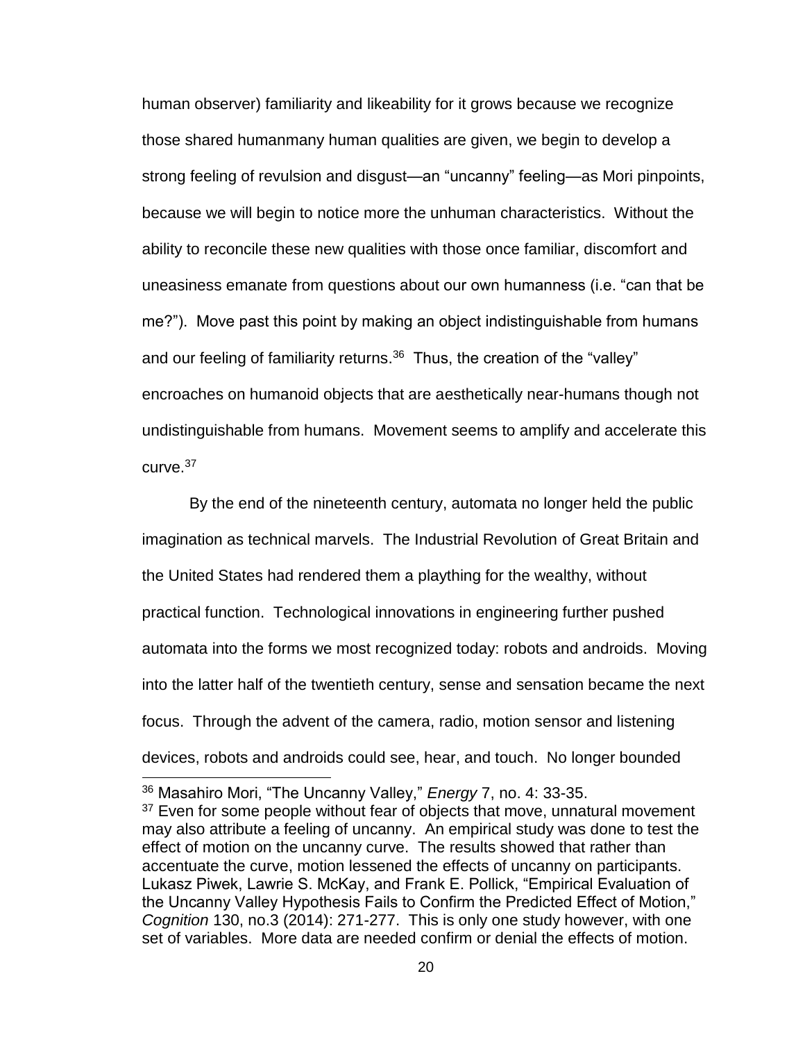human observer) familiarity and likeability for it grows because we recognize those shared humanmany human qualities are given, we begin to develop a strong feeling of revulsion and disgust—an "uncanny" feeling—as Mori pinpoints, because we will begin to notice more the unhuman characteristics. Without the ability to reconcile these new qualities with those once familiar, discomfort and uneasiness emanate from questions about our own humanness (i.e. "can that be me?"). Move past this point by making an object indistinguishable from humans and our feeling of familiarity returns.[36] Thus, the creation of the "valley" encroaches on humanoid objects that are aesthetically near-humans though not undistinguishable from humans. Movement seems to amplify and accelerate this curve.[37]

By the end of the nineteenth century, automata no longer held the public imagination as technical marvels. The Industrial Revolution of Great Britain and the United States had rendered them a plaything for the wealthy, without practical function. Technological innovations in engineering further pushed automata into the forms we most recognized today: robots and androids. Moving into the latter half of the twentieth century, sense and sensation became the next focus. Through the advent of the camera, radio, motion sensor and listening devices, robots and androids could see, hear, and touch. No longer bounded

---

[36] Masahiro Mori, "The Uncanny Valley," *Energy* 7, no. 4: 33-35.

[37] Even for some people without fear of objects that move, unnatural movement may also attribute a feeling of uncanny. An empirical study was done to test the effect of motion on the uncanny curve. The results showed that rather than accentuate the curve, motion lessened the effects of uncanny on participants. Lukasz Piwek, Lawrie S. McKay, and Frank E. Pollick, "Empirical Evaluation of the Uncanny Valley Hypothesis Fails to Confirm the Predicted Effect of Motion," *Cognition* 130, no.3 (2014): 271-277. This is only one study however, with one set of variables. More data are needed confirm or denial the effects of motion.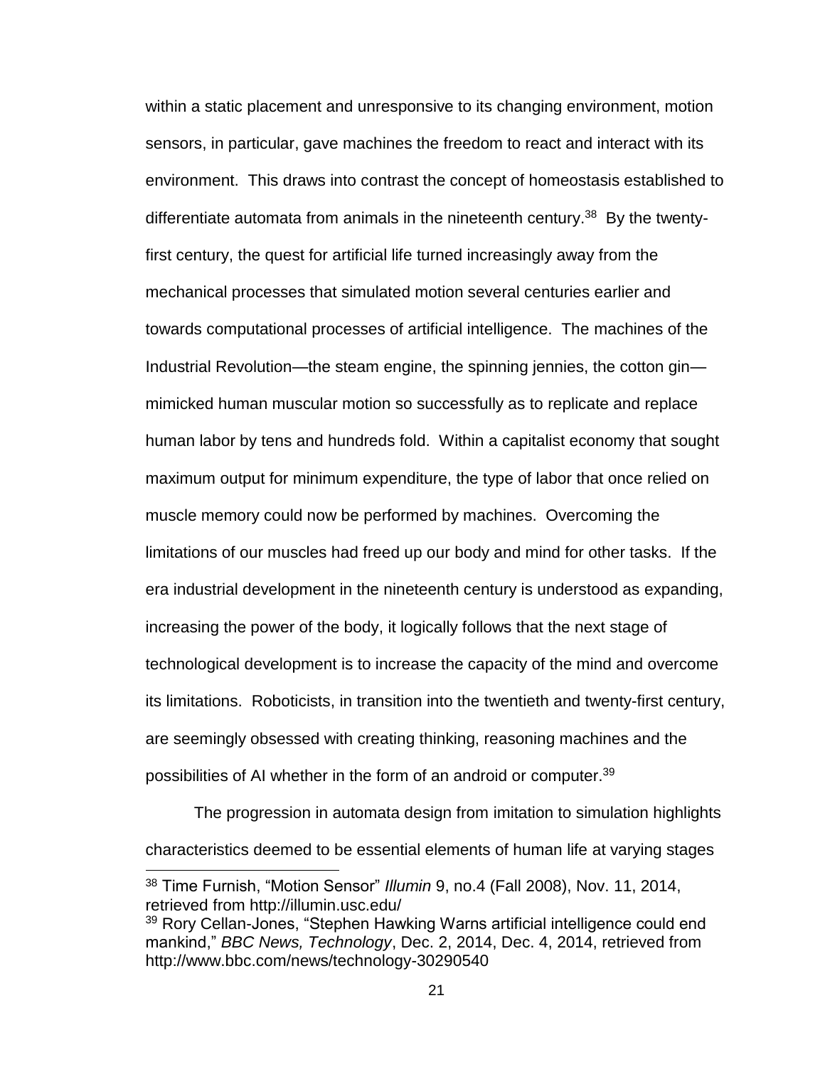within a static placement and unresponsive to its changing environment, motion sensors, in particular, gave machines the freedom to react and interact with its environment. This draws into contrast the concept of homeostasis established to differentiate automata from animals in the nineteenth century.[38] By the twenty-first century, the quest for artificial life turned increasingly away from the mechanical processes that simulated motion several centuries earlier and towards computational processes of artificial intelligence. The machines of the Industrial Revolution—the steam engine, the spinning jennies, the cotton gin—mimicked human muscular motion so successfully as to replicate and replace human labor by tens and hundreds fold. Within a capitalist economy that sought maximum output for minimum expenditure, the type of labor that once relied on muscle memory could now be performed by machines. Overcoming the limitations of our muscles had freed up our body and mind for other tasks. If the era industrial development in the nineteenth century is understood as expanding, increasing the power of the body, it logically follows that the next stage of technological development is to increase the capacity of the mind and overcome its limitations. Roboticists, in transition into the twentieth and twenty-first century, are seemingly obsessed with creating thinking, reasoning machines and the possibilities of AI whether in the form of an android or computer.[39]

The progression in automata design from imitation to simulation highlights characteristics deemed to be essential elements of human life at varying stages

---

[38] Time Furnish, "Motion Sensor" *Illumin* 9, no.4 (Fall 2008), Nov. 11, 2014, retrieved from http://illumin.usc.edu/

[39] Rory Cellan-Jones, "Stephen Hawking Warns artificial intelligence could end mankind," *BBC News, Technology*, Dec. 2, 2014, Dec. 4, 2014, retrieved from http://www.bbc.com/news/technology-30290540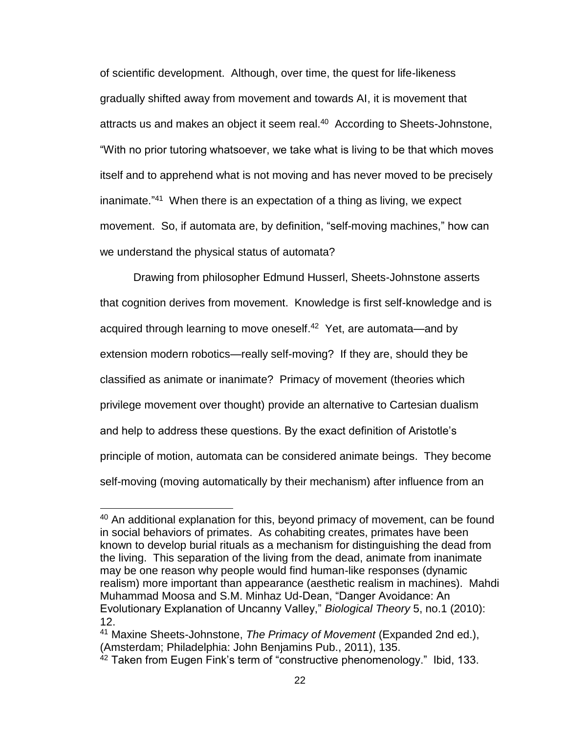of scientific development. Although, over time, the quest for life-likeness gradually shifted away from movement and towards AI, it is movement that attracts us and makes an object it seem real.[40] According to Sheets-Johnstone, "With no prior tutoring whatsoever, we take what is living to be that which moves itself and to apprehend what is not moving and has never moved to be precisely inanimate."[41] When there is an expectation of a thing as living, we expect movement. So, if automata are, by definition, "self-moving machines," how can we understand the physical status of automata?

Drawing from philosopher Edmund Husserl, Sheets-Johnstone asserts that cognition derives from movement. Knowledge is first self-knowledge and is acquired through learning to move oneself.[42] Yet, are automata—and by extension modern robotics—really self-moving? If they are, should they be classified as animate or inanimate? Primacy of movement (theories which privilege movement over thought) provide an alternative to Cartesian dualism and help to address these questions. By the exact definition of Aristotle's principle of motion, automata can be considered animate beings. They become self-moving (moving automatically by their mechanism) after influence from an

---

[40] An additional explanation for this, beyond primacy of movement, can be found in social behaviors of primates. As cohabiting creates, primates have been known to develop burial rituals as a mechanism for distinguishing the dead from the living. This separation of the living from the dead, animate from inanimate may be one reason why people would find human-like responses (dynamic realism) more important than appearance (aesthetic realism in machines). Mahdi Muhammad Moosa and S.M. Minhaz Ud-Dean, "Danger Avoidance: An Evolutionary Explanation of Uncanny Valley," *Biological Theory* 5, no.1 (2010): 12.

[41] Maxine Sheets-Johnstone, *The Primacy of Movement* (Expanded 2nd ed.), (Amsterdam; Philadelphia: John Benjamins Pub., 2011), 135.

[42] Taken from Eugen Fink's term of "constructive phenomenology." Ibid, 133.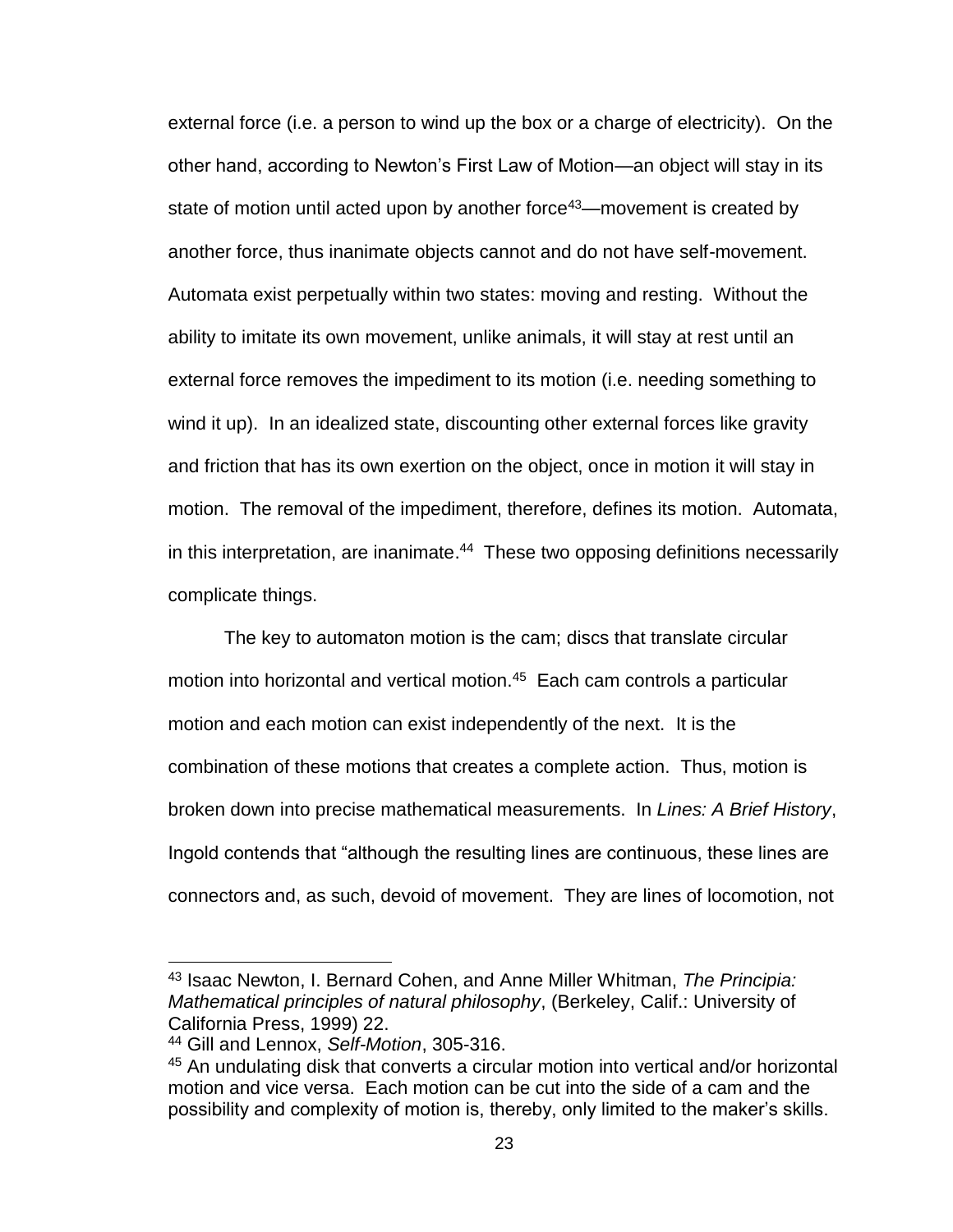external force (i.e. a person to wind up the box or a charge of electricity). On the other hand, according to Newton's First Law of Motion—an object will stay in its state of motion until acted upon by another force[43]—movement is created by another force, thus inanimate objects cannot and do not have self-movement. Automata exist perpetually within two states: moving and resting. Without the ability to imitate its own movement, unlike animals, it will stay at rest until an external force removes the impediment to its motion (i.e. needing something to wind it up). In an idealized state, discounting other external forces like gravity and friction that has its own exertion on the object, once in motion it will stay in motion. The removal of the impediment, therefore, defines its motion. Automata, in this interpretation, are inanimate.[44] These two opposing definitions necessarily complicate things.

The key to automaton motion is the cam; discs that translate circular motion into horizontal and vertical motion.[45] Each cam controls a particular motion and each motion can exist independently of the next. It is the combination of these motions that creates a complete action. Thus, motion is broken down into precise mathematical measurements. In *Lines: A Brief History*, Ingold contends that "although the resulting lines are continuous, these lines are connectors and, as such, devoid of movement. They are lines of locomotion, not

---

[43] Isaac Newton, I. Bernard Cohen, and Anne Miller Whitman, *The Principia: Mathematical principles of natural philosophy*, (Berkeley, Calif.: University of California Press, 1999) 22.

[44] Gill and Lennox, *Self-Motion*, 305-316.

[45] An undulating disk that converts a circular motion into vertical and/or horizontal motion and vice versa. Each motion can be cut into the side of a cam and the possibility and complexity of motion is, thereby, only limited to the maker's skills.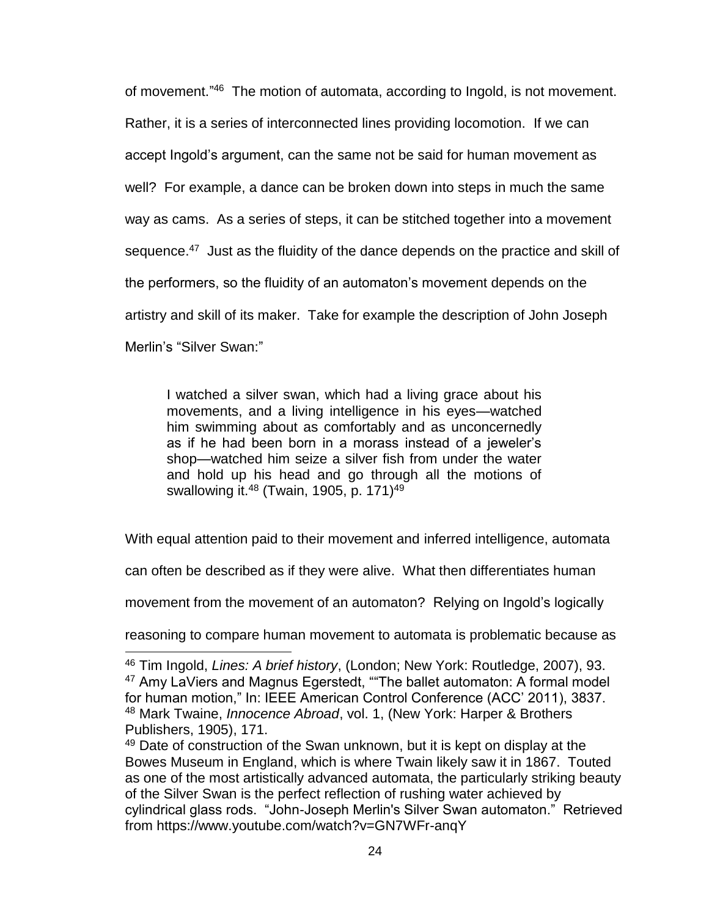of movement."[46] The motion of automata, according to Ingold, is not movement. Rather, it is a series of interconnected lines providing locomotion. If we can accept Ingold's argument, can the same not be said for human movement as well? For example, a dance can be broken down into steps in much the same way as cams. As a series of steps, it can be stitched together into a movement sequence.[47] Just as the fluidity of the dance depends on the practice and skill of the performers, so the fluidity of an automaton's movement depends on the artistry and skill of its maker. Take for example the description of John Joseph Merlin's "Silver Swan:"

> I watched a silver swan, which had a living grace about his movements, and a living intelligence in his eyes—watched him swimming about as comfortably and as unconcernedly as if he had been born in a morass instead of a jeweler's shop—watched him seize a silver fish from under the water and hold up his head and go through all the motions of swallowing it.[48] (Twain, 1905, p. 171)[49]

With equal attention paid to their movement and inferred intelligence, automata can often be described as if they were alive. What then differentiates human movement from the movement of an automaton? Relying on Ingold's logically reasoning to compare human movement to automata is problematic because as

---

[46] Tim Ingold, *Lines: A brief history*, (London; New York: Routledge, 2007), 93.

[47] Amy LaViers and Magnus Egerstedt, ""The ballet automaton: A formal model for human motion," In: IEEE American Control Conference (ACC' 2011), 3837.

[48] Mark Twaine, *Innocence Abroad*, vol. 1, (New York: Harper & Brothers Publishers, 1905), 171.

[49] Date of construction of the Swan unknown, but it is kept on display at the Bowes Museum in England, which is where Twain likely saw it in 1867. Touted as one of the most artistically advanced automata, the particularly striking beauty of the Silver Swan is the perfect reflection of rushing water achieved by cylindrical glass rods. "John-Joseph Merlin's Silver Swan automaton." Retrieved from https://www.youtube.com/watch?v=GN7WFr-anqY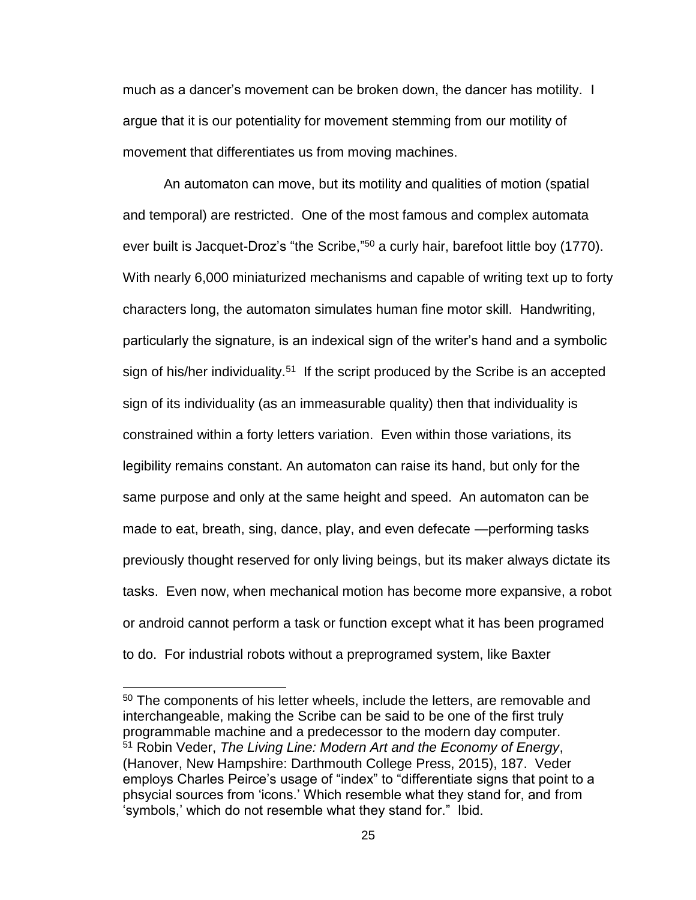much as a dancer's movement can be broken down, the dancer has motility. I argue that it is our potentiality for movement stemming from our motility of movement that differentiates us from moving machines.

An automaton can move, but its motility and qualities of motion (spatial and temporal) are restricted. One of the most famous and complex automata ever built is Jacquet-Droz's "the Scribe,"[50] a curly hair, barefoot little boy (1770). With nearly 6,000 miniaturized mechanisms and capable of writing text up to forty characters long, the automaton simulates human fine motor skill. Handwriting, particularly the signature, is an indexical sign of the writer's hand and a symbolic sign of his/her individuality.[51] If the script produced by the Scribe is an accepted sign of its individuality (as an immeasurable quality) then that individuality is constrained within a forty letters variation. Even within those variations, its legibility remains constant. An automaton can raise its hand, but only for the same purpose and only at the same height and speed. An automaton can be made to eat, breath, sing, dance, play, and even defecate —performing tasks previously thought reserved for only living beings, but its maker always dictate its tasks. Even now, when mechanical motion has become more expansive, a robot or android cannot perform a task or function except what it has been programed to do. For industrial robots without a preprogramed system, like Baxter

---

[50] The components of his letter wheels, include the letters, are removable and interchangeable, making the Scribe can be said to be one of the first truly programmable machine and a predecessor to the modern day computer.

[51] Robin Veder, *The Living Line: Modern Art and the Economy of Energy*, (Hanover, New Hampshire: Darthmouth College Press, 2015), 187. Veder employs Charles Peirce's usage of "index" to "differentiate signs that point to a phsycial sources from 'icons.' Which resemble what they stand for, and from 'symbols,' which do not resemble what they stand for." Ibid.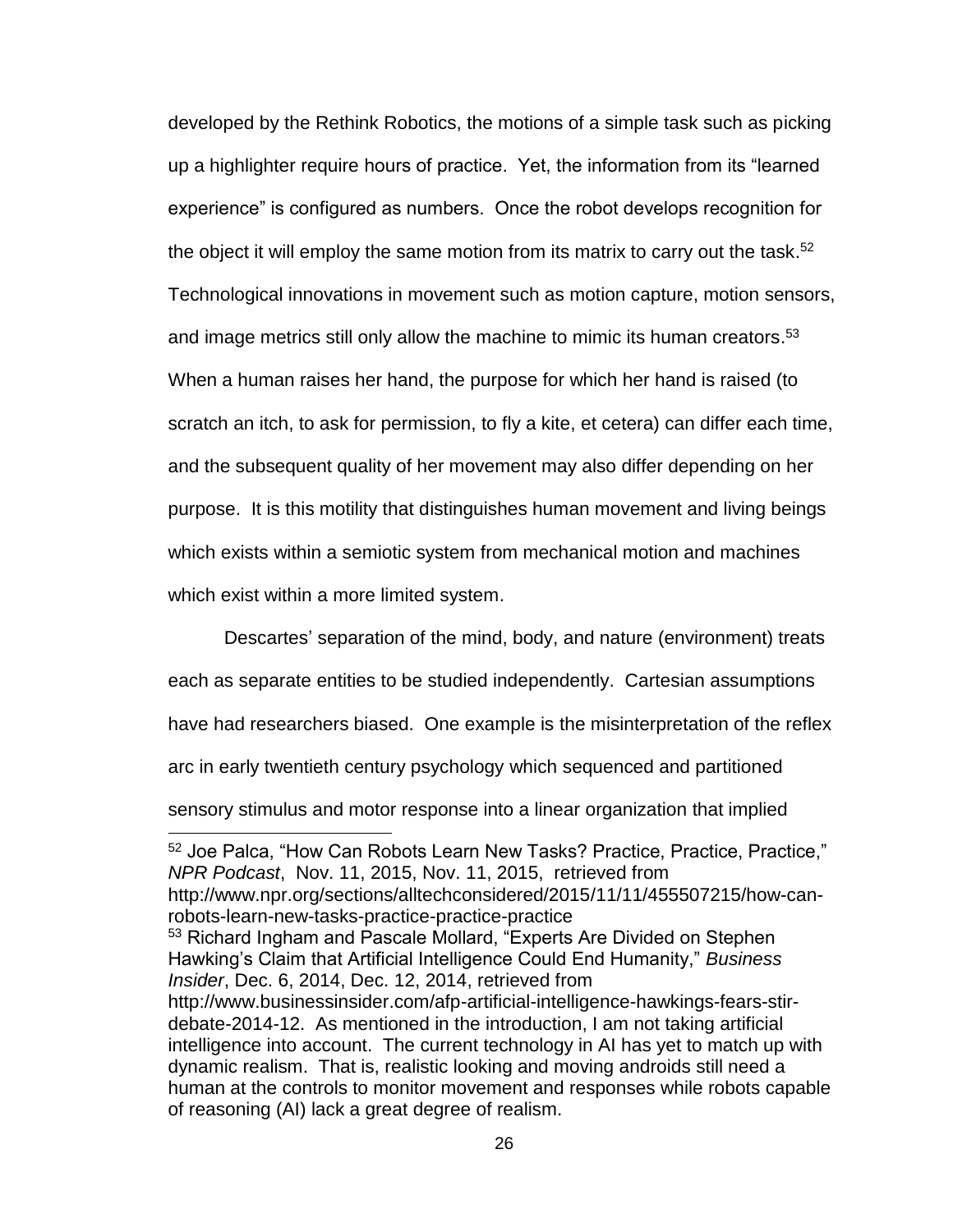developed by the Rethink Robotics, the motions of a simple task such as picking up a highlighter require hours of practice. Yet, the information from its "learned experience" is configured as numbers. Once the robot develops recognition for the object it will employ the same motion from its matrix to carry out the task.[52] Technological innovations in movement such as motion capture, motion sensors, and image metrics still only allow the machine to mimic its human creators.[53] When a human raises her hand, the purpose for which her hand is raised (to scratch an itch, to ask for permission, to fly a kite, et cetera) can differ each time, and the subsequent quality of her movement may also differ depending on her purpose. It is this motility that distinguishes human movement and living beings which exists within a semiotic system from mechanical motion and machines which exist within a more limited system.

Descartes' separation of the mind, body, and nature (environment) treats each as separate entities to be studied independently. Cartesian assumptions have had researchers biased. One example is the misinterpretation of the reflex arc in early twentieth century psychology which sequenced and partitioned sensory stimulus and motor response into a linear organization that implied

---

[52] Joe Palca, "How Can Robots Learn New Tasks? Practice, Practice, Practice," *NPR Podcast*, Nov. 11, 2015, Nov. 11, 2015, retrieved from http://www.npr.org/sections/alltechconsidered/2015/11/11/455507215/how-can-robots-learn-new-tasks-practice-practice-practice

[53] Richard Ingham and Pascale Mollard, "Experts Are Divided on Stephen Hawking's Claim that Artificial Intelligence Could End Humanity," *Business Insider*, Dec. 6, 2014, Dec. 12, 2014, retrieved from http://www.businessinsider.com/afp-artificial-intelligence-hawkings-fears-stir-debate-2014-12. As mentioned in the introduction, I am not taking artificial intelligence into account. The current technology in AI has yet to match up with dynamic realism. That is, realistic looking and moving androids still need a human at the controls to monitor movement and responses while robots capable of reasoning (AI) lack a great degree of realism.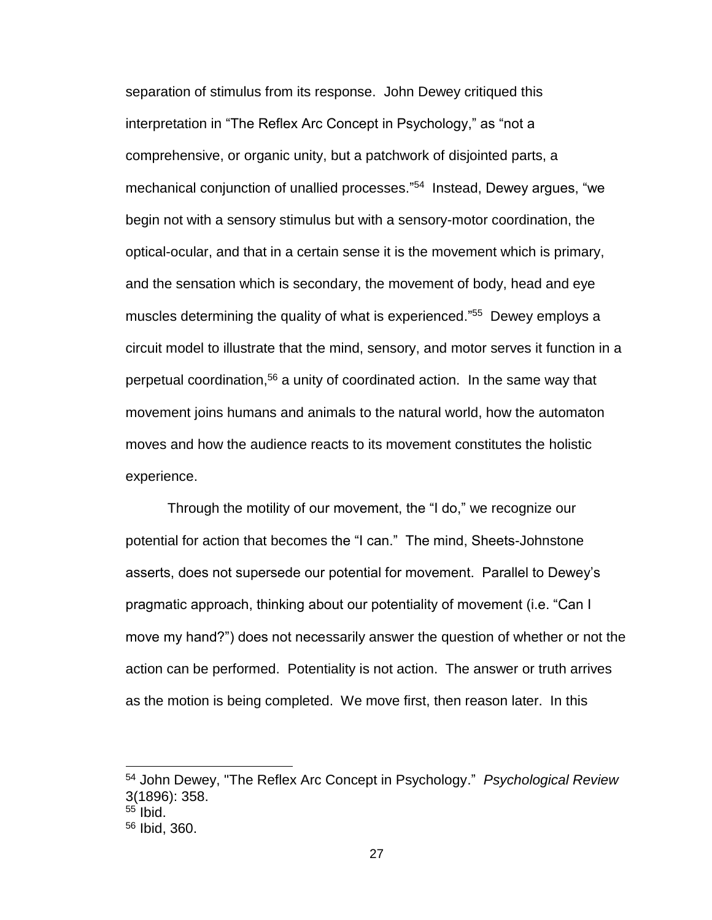separation of stimulus from its response. John Dewey critiqued this interpretation in "The Reflex Arc Concept in Psychology," as "not a comprehensive, or organic unity, but a patchwork of disjointed parts, a mechanical conjunction of unallied processes."[54] Instead, Dewey argues, "we begin not with a sensory stimulus but with a sensory-motor coordination, the optical-ocular, and that in a certain sense it is the movement which is primary, and the sensation which is secondary, the movement of body, head and eye muscles determining the quality of what is experienced."[55] Dewey employs a circuit model to illustrate that the mind, sensory, and motor serves it function in a perpetual coordination,[56] a unity of coordinated action. In the same way that movement joins humans and animals to the natural world, how the automaton moves and how the audience reacts to its movement constitutes the holistic experience.

Through the motility of our movement, the "I do," we recognize our potential for action that becomes the "I can." The mind, Sheets-Johnstone asserts, does not supersede our potential for movement. Parallel to Dewey's pragmatic approach, thinking about our potentiality of movement (i.e. "Can I move my hand?") does not necessarily answer the question of whether or not the action can be performed. Potentiality is not action. The answer or truth arrives as the motion is being completed. We move first, then reason later. In this

---

[54] John Dewey, "The Reflex Arc Concept in Psychology." *Psychological Review* 3(1896): 358.

[55] Ibid.

[56] Ibid, 360.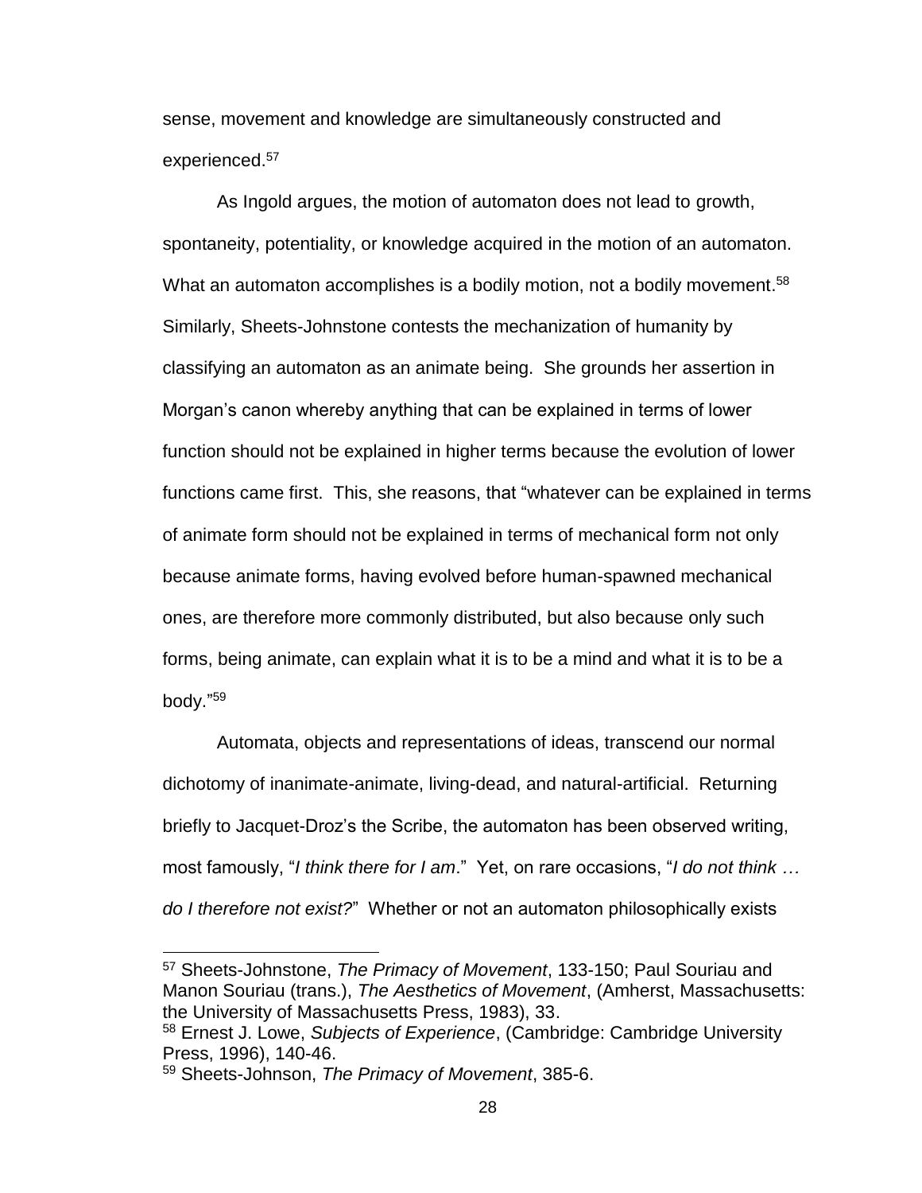sense, movement and knowledge are simultaneously constructed and experienced.[57]

As Ingold argues, the motion of automaton does not lead to growth, spontaneity, potentiality, or knowledge acquired in the motion of an automaton. What an automaton accomplishes is a bodily motion, not a bodily movement.[58] Similarly, Sheets-Johnstone contests the mechanization of humanity by classifying an automaton as an animate being. She grounds her assertion in Morgan's canon whereby anything that can be explained in terms of lower function should not be explained in higher terms because the evolution of lower functions came first. This, she reasons, that "whatever can be explained in terms of animate form should not be explained in terms of mechanical form not only because animate forms, having evolved before human-spawned mechanical ones, are therefore more commonly distributed, but also because only such forms, being animate, can explain what it is to be a mind and what it is to be a body."[59]

Automata, objects and representations of ideas, transcend our normal dichotomy of inanimate-animate, living-dead, and natural-artificial. Returning briefly to Jacquet-Droz's the Scribe, the automaton has been observed writing, most famously, "*I think there for I am*." Yet, on rare occasions, "*I do not think … do I therefore not exist?*" Whether or not an automaton philosophically exists

---

[57] Sheets-Johnstone, *The Primacy of Movement*, 133-150; Paul Souriau and Manon Souriau (trans.), *The Aesthetics of Movement*, (Amherst, Massachusetts: the University of Massachusetts Press, 1983), 33.

[58] Ernest J. Lowe, *Subjects of Experience*, (Cambridge: Cambridge University Press, 1996), 140-46.

[59] Sheets-Johnson, *The Primacy of Movement*, 385-6.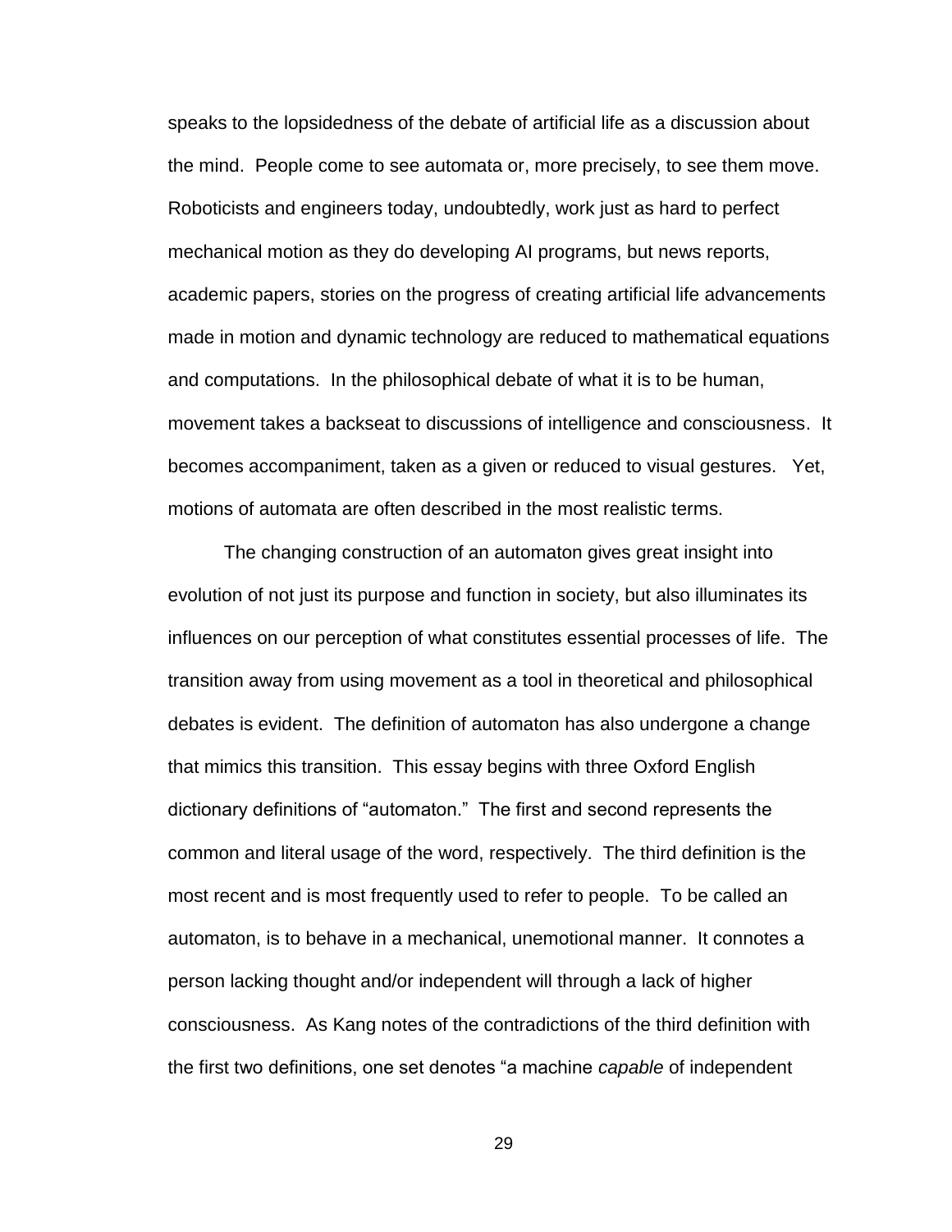speaks to the lopsidedness of the debate of artificial life as a discussion about the mind. People come to see automata or, more precisely, to see them move. Roboticists and engineers today, undoubtedly, work just as hard to perfect mechanical motion as they do developing AI programs, but news reports, academic papers, stories on the progress of creating artificial life advancements made in motion and dynamic technology are reduced to mathematical equations and computations. In the philosophical debate of what it is to be human, movement takes a backseat to discussions of intelligence and consciousness. It becomes accompaniment, taken as a given or reduced to visual gestures. Yet, motions of automata are often described in the most realistic terms.

The changing construction of an automaton gives great insight into evolution of not just its purpose and function in society, but also illuminates its influences on our perception of what constitutes essential processes of life. The transition away from using movement as a tool in theoretical and philosophical debates is evident. The definition of automaton has also undergone a change that mimics this transition. This essay begins with three Oxford English dictionary definitions of "automaton." The first and second represents the common and literal usage of the word, respectively. The third definition is the most recent and is most frequently used to refer to people. To be called an automaton, is to behave in a mechanical, unemotional manner. It connotes a person lacking thought and/or independent will through a lack of higher consciousness. As Kang notes of the contradictions of the third definition with the first two definitions, one set denotes "a machine *capable* of independent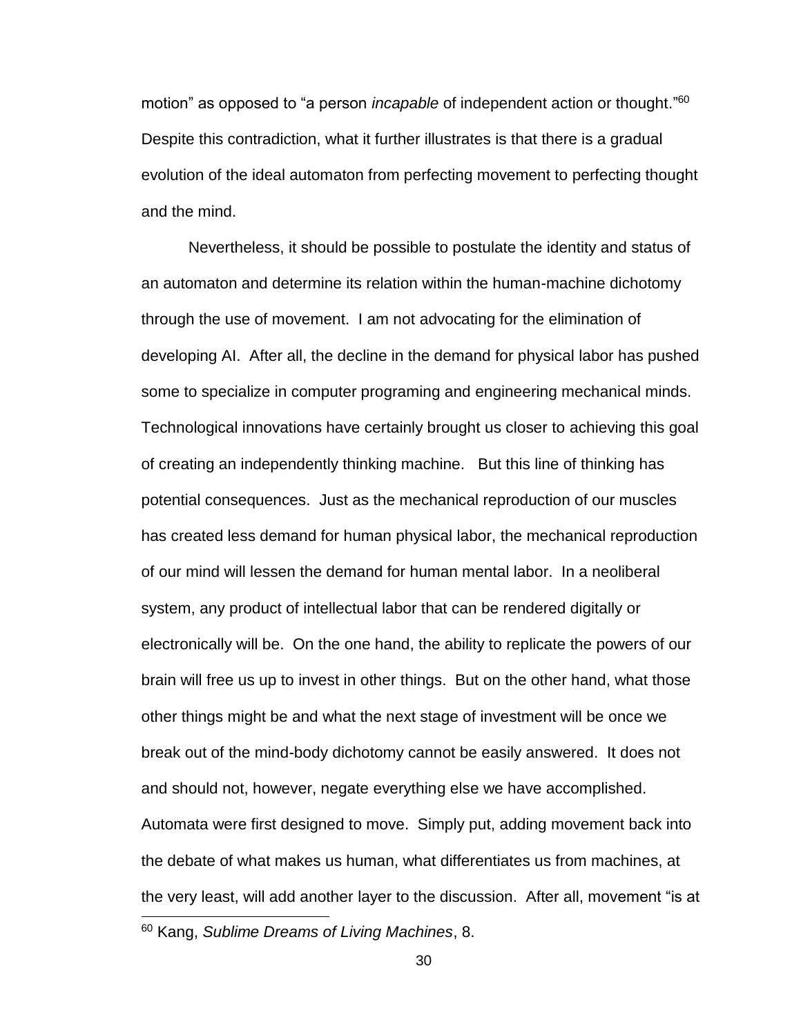motion" as opposed to "a person *incapable* of independent action or thought."[60] Despite this contradiction, what it further illustrates is that there is a gradual evolution of the ideal automaton from perfecting movement to perfecting thought and the mind.

Nevertheless, it should be possible to postulate the identity and status of an automaton and determine its relation within the human-machine dichotomy through the use of movement. I am not advocating for the elimination of developing AI. After all, the decline in the demand for physical labor has pushed some to specialize in computer programing and engineering mechanical minds. Technological innovations have certainly brought us closer to achieving this goal of creating an independently thinking machine. But this line of thinking has potential consequences. Just as the mechanical reproduction of our muscles has created less demand for human physical labor, the mechanical reproduction of our mind will lessen the demand for human mental labor. In a neoliberal system, any product of intellectual labor that can be rendered digitally or electronically will be. On the one hand, the ability to replicate the powers of our brain will free us up to invest in other things. But on the other hand, what those other things might be and what the next stage of investment will be once we break out of the mind-body dichotomy cannot be easily answered. It does not and should not, however, negate everything else we have accomplished. Automata were first designed to move. Simply put, adding movement back into the debate of what makes us human, what differentiates us from machines, at the very least, will add another layer to the discussion. After all, movement "is at

[60] Kang, *Sublime Dreams of Living Machines*, 8.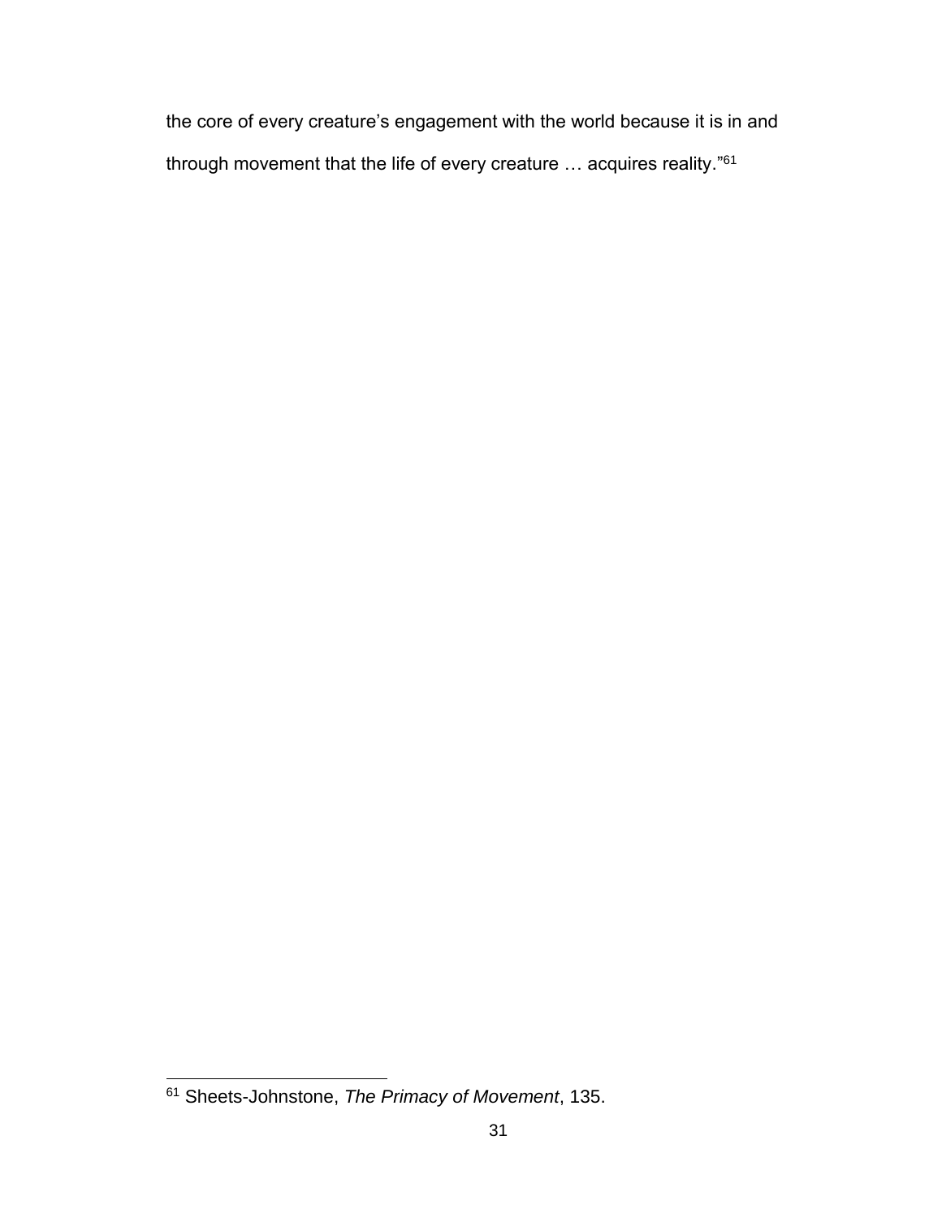the core of every creature's engagement with the world because it is in and through movement that the life of every creature … acquires reality."[61]

---

[61] Sheets-Johnstone, *The Primacy of Movement*, 135.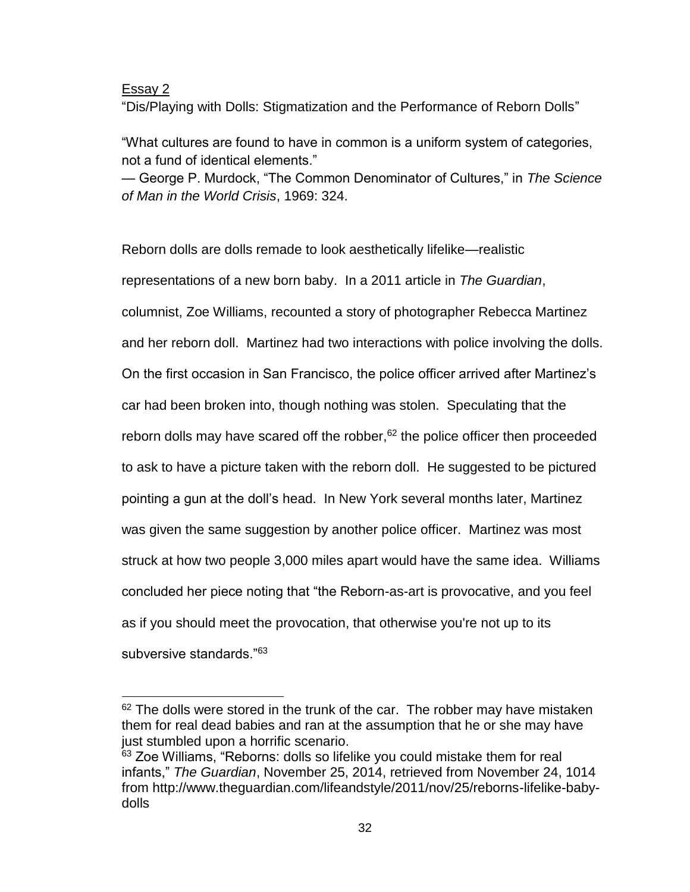Essay 2

"Dis/Playing with Dolls: Stigmatization and the Performance of Reborn Dolls"

"What cultures are found to have in common is a uniform system of categories, not a fund of identical elements."
— George P. Murdock, "The Common Denominator of Cultures," in *The Science of Man in the World Crisis*, 1969: 324.

Reborn dolls are dolls remade to look aesthetically lifelike—realistic representations of a new born baby. In a 2011 article in *The Guardian*, columnist, Zoe Williams, recounted a story of photographer Rebecca Martinez and her reborn doll. Martinez had two interactions with police involving the dolls. On the first occasion in San Francisco, the police officer arrived after Martinez's car had been broken into, though nothing was stolen. Speculating that the reborn dolls may have scared off the robber,[62] the police officer then proceeded to ask to have a picture taken with the reborn doll. He suggested to be pictured pointing a gun at the doll's head. In New York several months later, Martinez was given the same suggestion by another police officer. Martinez was most struck at how two people 3,000 miles apart would have the same idea. Williams concluded her piece noting that "the Reborn-as-art is provocative, and you feel as if you should meet the provocation, that otherwise you're not up to its subversive standards."[63]

---

[62] The dolls were stored in the trunk of the car. The robber may have mistaken them for real dead babies and ran at the assumption that he or she may have just stumbled upon a horrific scenario.

[63] Zoe Williams, "Reborns: dolls so lifelike you could mistake them for real infants," *The Guardian*, November 25, 2014, retrieved from November 24, 1014 from http://www.theguardian.com/lifeandstyle/2011/nov/25/reborns-lifelike-baby-dolls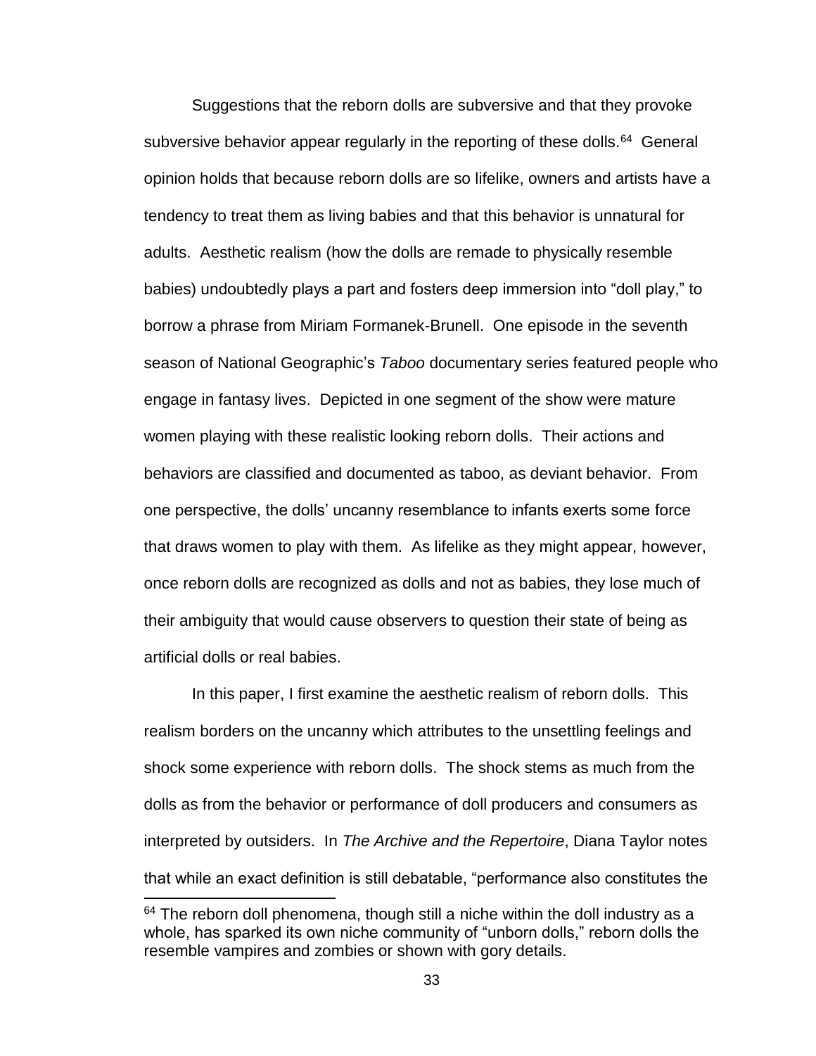Suggestions that the reborn dolls are subversive and that they provoke subversive behavior appear regularly in the reporting of these dolls.[64] General opinion holds that because reborn dolls are so lifelike, owners and artists have a tendency to treat them as living babies and that this behavior is unnatural for adults. Aesthetic realism (how the dolls are remade to physically resemble babies) undoubtedly plays a part and fosters deep immersion into "doll play," to borrow a phrase from Miriam Formanek-Brunell. One episode in the seventh season of National Geographic's *Taboo* documentary series featured people who engage in fantasy lives. Depicted in one segment of the show were mature women playing with these realistic looking reborn dolls. Their actions and behaviors are classified and documented as taboo, as deviant behavior. From one perspective, the dolls' uncanny resemblance to infants exerts some force that draws women to play with them. As lifelike as they might appear, however, once reborn dolls are recognized as dolls and not as babies, they lose much of their ambiguity that would cause observers to question their state of being as artificial dolls or real babies.

In this paper, I first examine the aesthetic realism of reborn dolls. This realism borders on the uncanny which attributes to the unsettling feelings and shock some experience with reborn dolls. The shock stems as much from the dolls as from the behavior or performance of doll producers and consumers as interpreted by outsiders. In *The Archive and the Repertoire*, Diana Taylor notes that while an exact definition is still debatable, "performance also constitutes the

---

[64] The reborn doll phenomena, though still a niche within the doll industry as a whole, has sparked its own niche community of "unborn dolls," reborn dolls the resemble vampires and zombies or shown with gory details.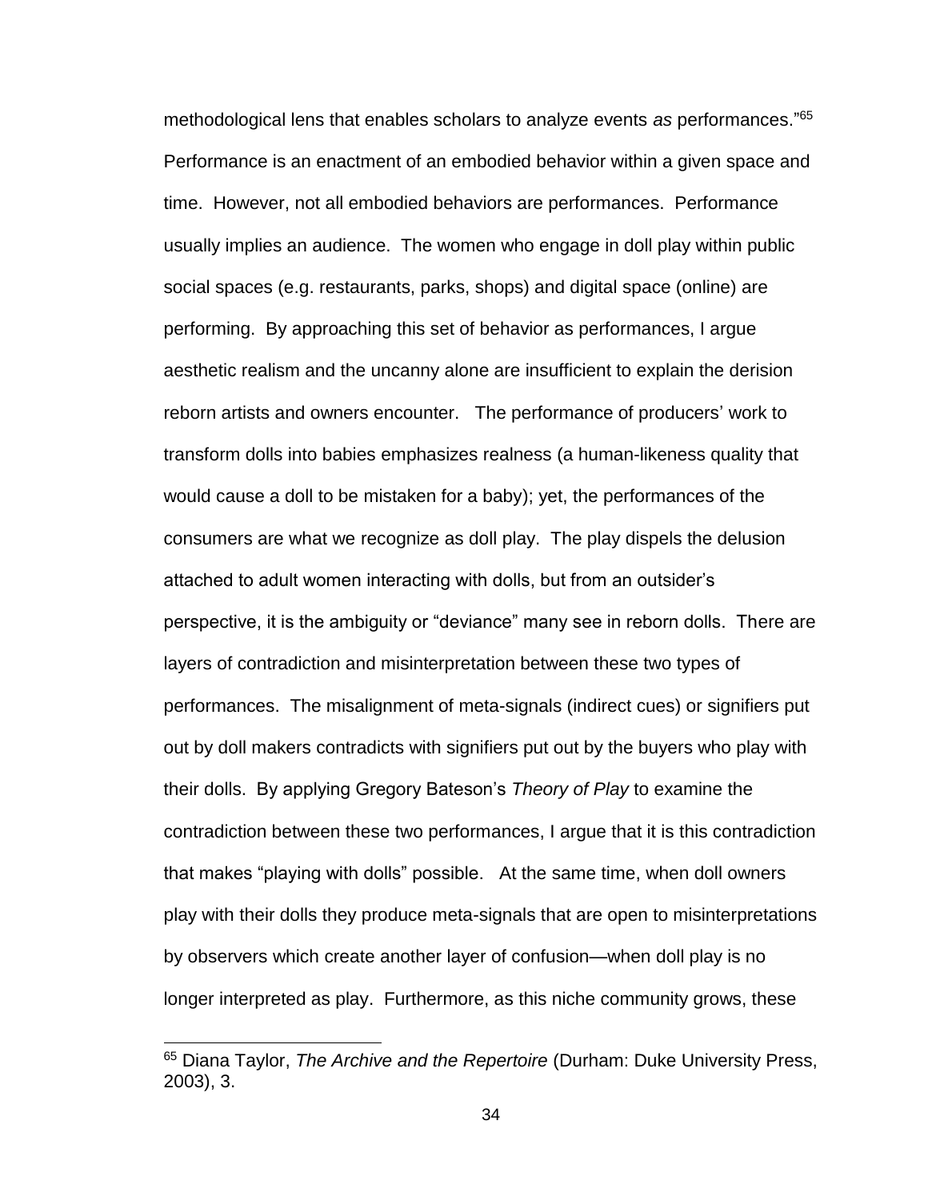methodological lens that enables scholars to analyze events *as* performances."[65] Performance is an enactment of an embodied behavior within a given space and time. However, not all embodied behaviors are performances. Performance usually implies an audience. The women who engage in doll play within public social spaces (e.g. restaurants, parks, shops) and digital space (online) are performing. By approaching this set of behavior as performances, I argue aesthetic realism and the uncanny alone are insufficient to explain the derision reborn artists and owners encounter. The performance of producers' work to transform dolls into babies emphasizes realness (a human-likeness quality that would cause a doll to be mistaken for a baby); yet, the performances of the consumers are what we recognize as doll play. The play dispels the delusion attached to adult women interacting with dolls, but from an outsider's perspective, it is the ambiguity or "deviance" many see in reborn dolls. There are layers of contradiction and misinterpretation between these two types of performances. The misalignment of meta-signals (indirect cues) or signifiers put out by doll makers contradicts with signifiers put out by the buyers who play with their dolls. By applying Gregory Bateson's *Theory of Play* to examine the contradiction between these two performances, I argue that it is this contradiction that makes "playing with dolls" possible. At the same time, when doll owners play with their dolls they produce meta-signals that are open to misinterpretations by observers which create another layer of confusion—when doll play is no longer interpreted as play. Furthermore, as this niche community grows, these

[65] Diana Taylor, *The Archive and the Repertoire* (Durham: Duke University Press, 2003), 3.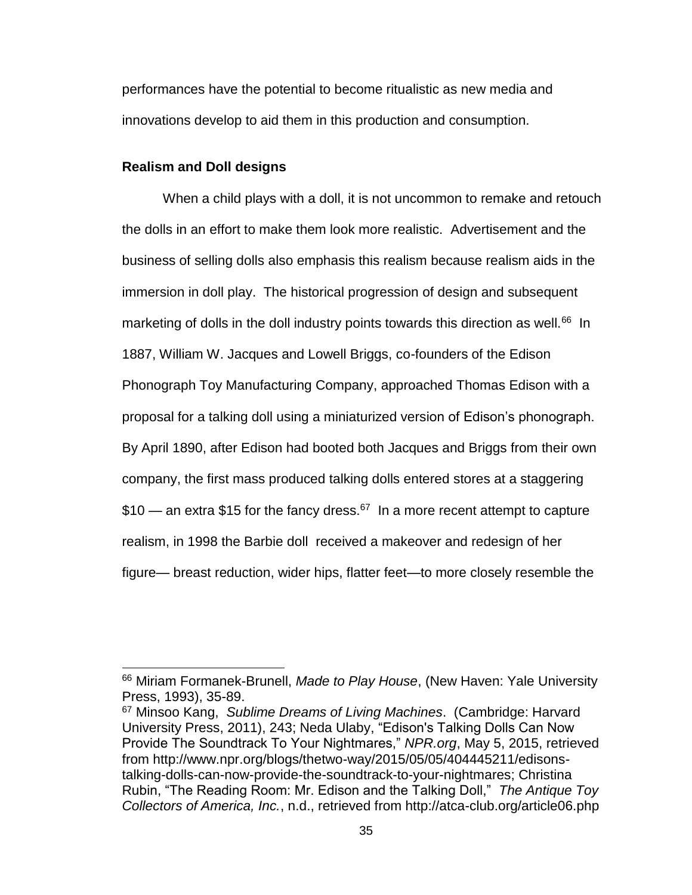performances have the potential to become ritualistic as new media and innovations develop to aid them in this production and consumption.

**Realism and Doll designs**

When a child plays with a doll, it is not uncommon to remake and retouch the dolls in an effort to make them look more realistic. Advertisement and the business of selling dolls also emphasis this realism because realism aids in the immersion in doll play. The historical progression of design and subsequent marketing of dolls in the doll industry points towards this direction as well.[66] In 1887, William W. Jacques and Lowell Briggs, co-founders of the Edison Phonograph Toy Manufacturing Company, approached Thomas Edison with a proposal for a talking doll using a miniaturized version of Edison's phonograph. By April 1890, after Edison had booted both Jacques and Briggs from their own company, the first mass produced talking dolls entered stores at a staggering $10 — an extra $15 for the fancy dress.[67] In a more recent attempt to capture realism, in 1998 the Barbie doll received a makeover and redesign of her figure— breast reduction, wider hips, flatter feet—to more closely resemble the

---

[66] Miriam Formanek-Brunell, *Made to Play House*, (New Haven: Yale University Press, 1993), 35-89.

[67] Minsoo Kang, *Sublime Dreams of Living Machines*. (Cambridge: Harvard University Press, 2011), 243; Neda Ulaby, "Edison's Talking Dolls Can Now Provide The Soundtrack To Your Nightmares," *NPR.org*, May 5, 2015, retrieved from http://www.npr.org/blogs/thetwo-way/2015/05/05/404445211/edisons-talking-dolls-can-now-provide-the-soundtrack-to-your-nightmares; Christina Rubin, "The Reading Room: Mr. Edison and the Talking Doll," *The Antique Toy Collectors of America, Inc.*, n.d., retrieved from http://atca-club.org/article06.php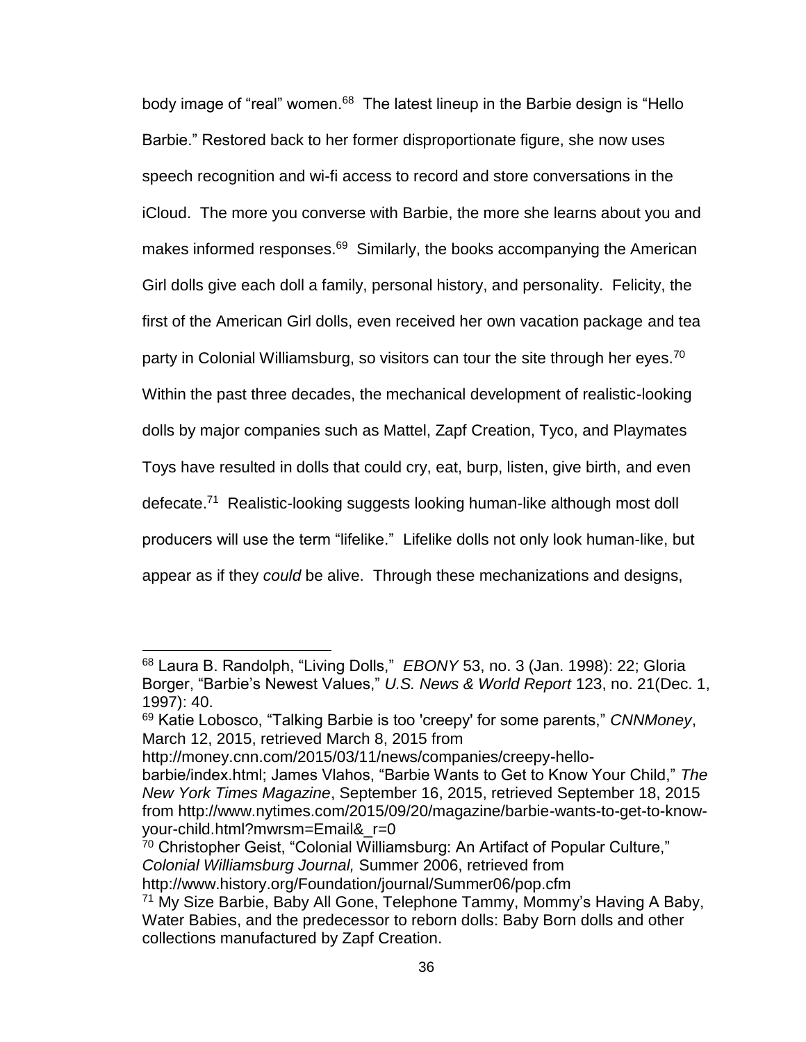body image of "real" women.[68] The latest lineup in the Barbie design is "Hello Barbie." Restored back to her former disproportionate figure, she now uses speech recognition and wi-fi access to record and store conversations in the iCloud. The more you converse with Barbie, the more she learns about you and makes informed responses.[69] Similarly, the books accompanying the American Girl dolls give each doll a family, personal history, and personality. Felicity, the first of the American Girl dolls, even received her own vacation package and tea party in Colonial Williamsburg, so visitors can tour the site through her eyes.[70] Within the past three decades, the mechanical development of realistic-looking dolls by major companies such as Mattel, Zapf Creation, Tyco, and Playmates Toys have resulted in dolls that could cry, eat, burp, listen, give birth, and even defecate.[71] Realistic-looking suggests looking human-like although most doll producers will use the term "lifelike." Lifelike dolls not only look human-like, but appear as if they *could* be alive. Through these mechanizations and designs,

---

[68] Laura B. Randolph, "Living Dolls," *EBONY* 53, no. 3 (Jan. 1998): 22; Gloria Borger, "Barbie's Newest Values," *U.S. News & World Report* 123, no. 21(Dec. 1, 1997): 40.

[69] Katie Lobosco, "Talking Barbie is too 'creepy' for some parents," *CNNMoney*, March 12, 2015, retrieved March 8, 2015 from http://money.cnn.com/2015/03/11/news/companies/creepy-hello-barbie/index.html; James Vlahos, "Barbie Wants to Get to Know Your Child," *The New York Times Magazine*, September 16, 2015, retrieved September 18, 2015 from http://www.nytimes.com/2015/09/20/magazine/barbie-wants-to-get-to-know-your-child.html?mwrsm=Email&_r=0

[70] Christopher Geist, "Colonial Williamsburg: An Artifact of Popular Culture," *Colonial Williamsburg Journal,* Summer 2006, retrieved from http://www.history.org/Foundation/journal/Summer06/pop.cfm

[71] My Size Barbie, Baby All Gone, Telephone Tammy, Mommy's Having A Baby, Water Babies, and the predecessor to reborn dolls: Baby Born dolls and other collections manufactured by Zapf Creation.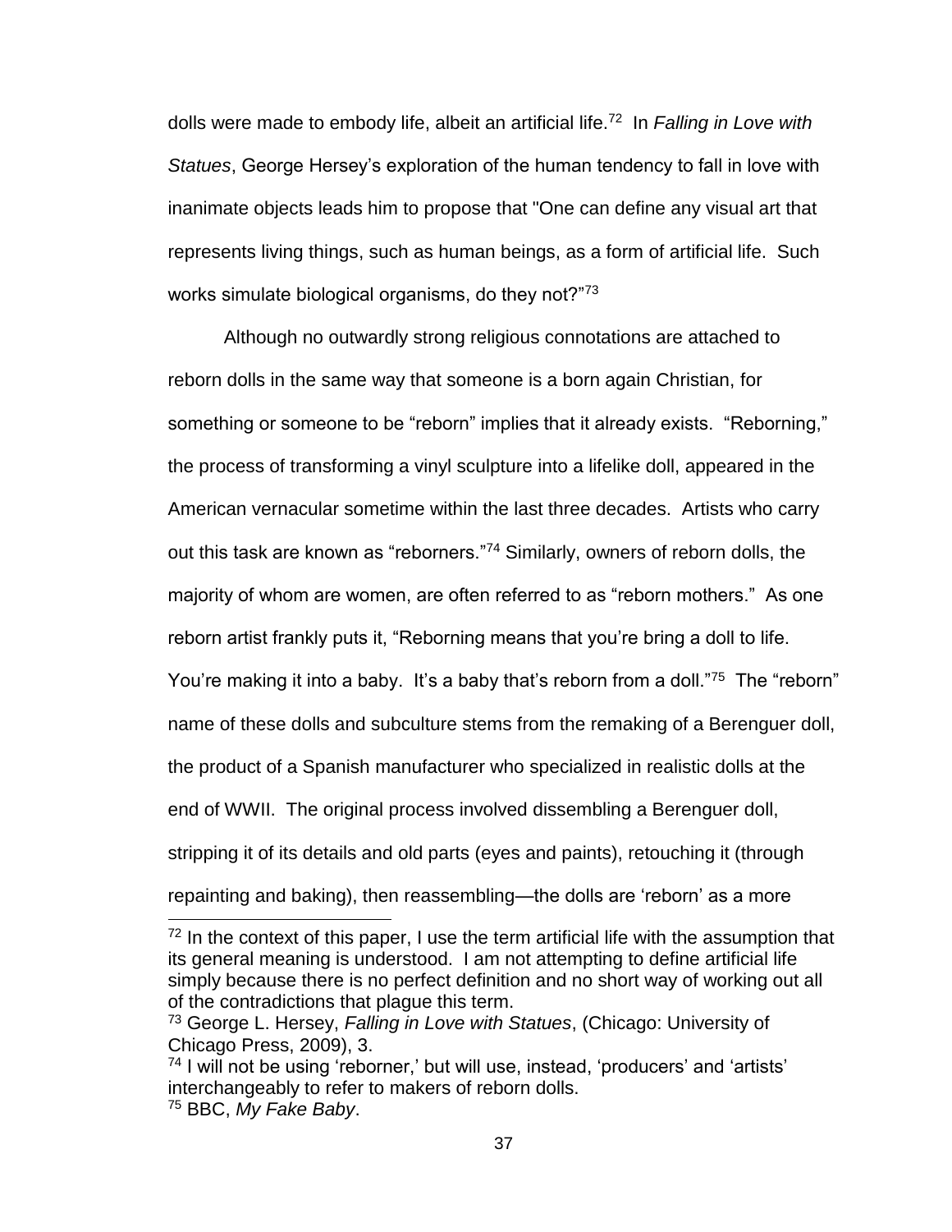dolls were made to embody life, albeit an artificial life.[72] In *Falling in Love with Statues*, George Hersey's exploration of the human tendency to fall in love with inanimate objects leads him to propose that "One can define any visual art that represents living things, such as human beings, as a form of artificial life. Such works simulate biological organisms, do they not?"[73]

Although no outwardly strong religious connotations are attached to reborn dolls in the same way that someone is a born again Christian, for something or someone to be "reborn" implies that it already exists. "Reborning," the process of transforming a vinyl sculpture into a lifelike doll, appeared in the American vernacular sometime within the last three decades. Artists who carry out this task are known as "reborners."[74] Similarly, owners of reborn dolls, the majority of whom are women, are often referred to as "reborn mothers." As one reborn artist frankly puts it, "Reborning means that you're bring a doll to life. You're making it into a baby. It's a baby that's reborn from a doll."[75] The "reborn" name of these dolls and subculture stems from the remaking of a Berenguer doll, the product of a Spanish manufacturer who specialized in realistic dolls at the end of WWII. The original process involved dissembling a Berenguer doll, stripping it of its details and old parts (eyes and paints), retouching it (through repainting and baking), then reassembling—the dolls are 'reborn' as a more

[72] In the context of this paper, I use the term artificial life with the assumption that its general meaning is understood. I am not attempting to define artificial life simply because there is no perfect definition and no short way of working out all of the contradictions that plague this term.

[73] George L. Hersey, *Falling in Love with Statues*, (Chicago: University of Chicago Press, 2009), 3.

[74] I will not be using 'reborner,' but will use, instead, 'producers' and 'artists' interchangeably to refer to makers of reborn dolls.

[75] BBC, *My Fake Baby*.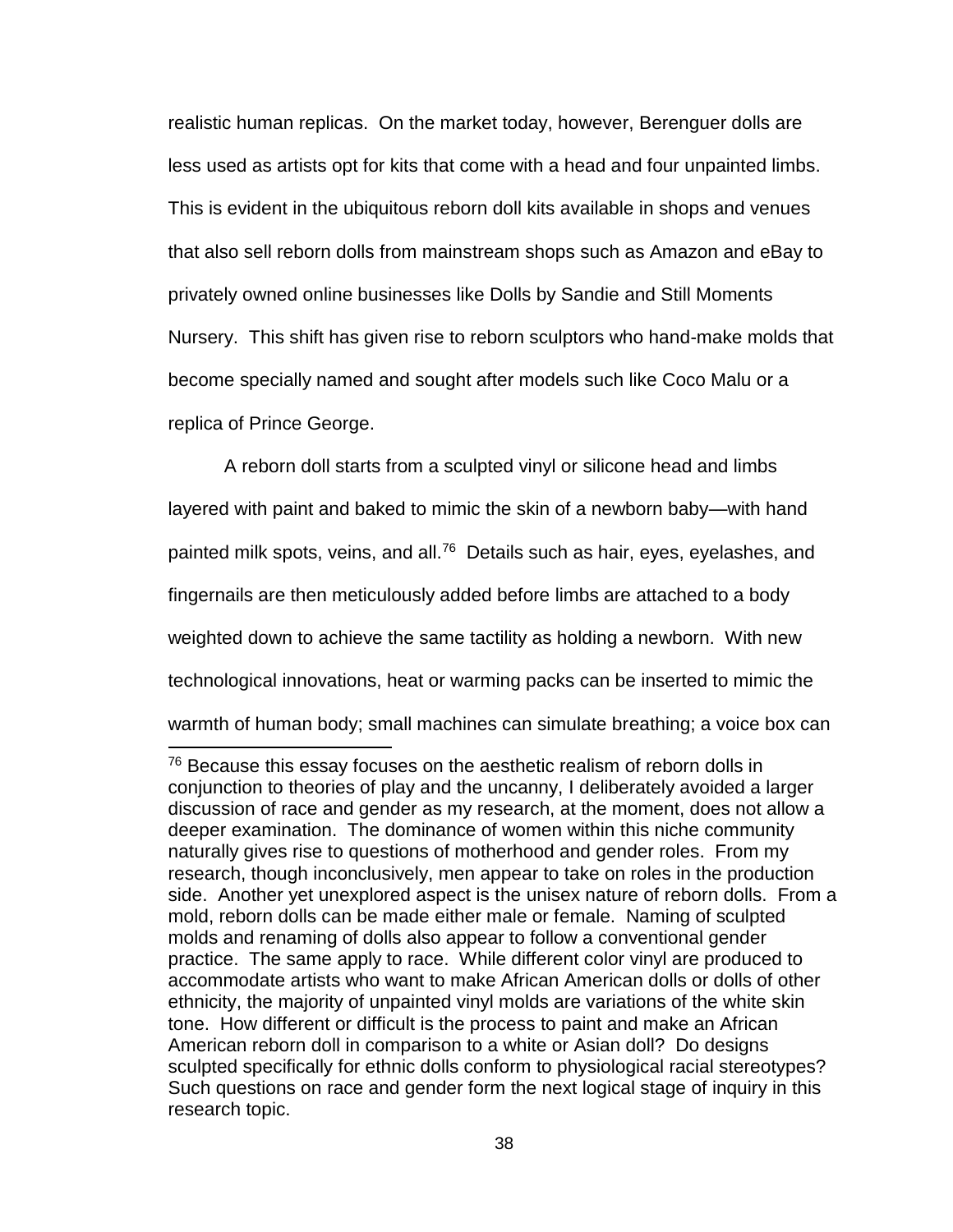realistic human replicas. On the market today, however, Berenguer dolls are less used as artists opt for kits that come with a head and four unpainted limbs. This is evident in the ubiquitous reborn doll kits available in shops and venues that also sell reborn dolls from mainstream shops such as Amazon and eBay to privately owned online businesses like Dolls by Sandie and Still Moments Nursery. This shift has given rise to reborn sculptors who hand-make molds that become specially named and sought after models such like Coco Malu or a replica of Prince George.

A reborn doll starts from a sculpted vinyl or silicone head and limbs layered with paint and baked to mimic the skin of a newborn baby—with hand painted milk spots, veins, and all.[76] Details such as hair, eyes, eyelashes, and fingernails are then meticulously added before limbs are attached to a body weighted down to achieve the same tactility as holding a newborn. With new technological innovations, heat or warming packs can be inserted to mimic the warmth of human body; small machines can simulate breathing; a voice box can

---

[76] Because this essay focuses on the aesthetic realism of reborn dolls in conjunction to theories of play and the uncanny, I deliberately avoided a larger discussion of race and gender as my research, at the moment, does not allow a deeper examination. The dominance of women within this niche community naturally gives rise to questions of motherhood and gender roles. From my research, though inconclusively, men appear to take on roles in the production side. Another yet unexplored aspect is the unisex nature of reborn dolls. From a mold, reborn dolls can be made either male or female. Naming of sculpted molds and renaming of dolls also appear to follow a conventional gender practice. The same apply to race. While different color vinyl are produced to accommodate artists who want to make African American dolls or dolls of other ethnicity, the majority of unpainted vinyl molds are variations of the white skin tone. How different or difficult is the process to paint and make an African American reborn doll in comparison to a white or Asian doll? Do designs sculpted specifically for ethnic dolls conform to physiological racial stereotypes? Such questions on race and gender form the next logical stage of inquiry in this research topic.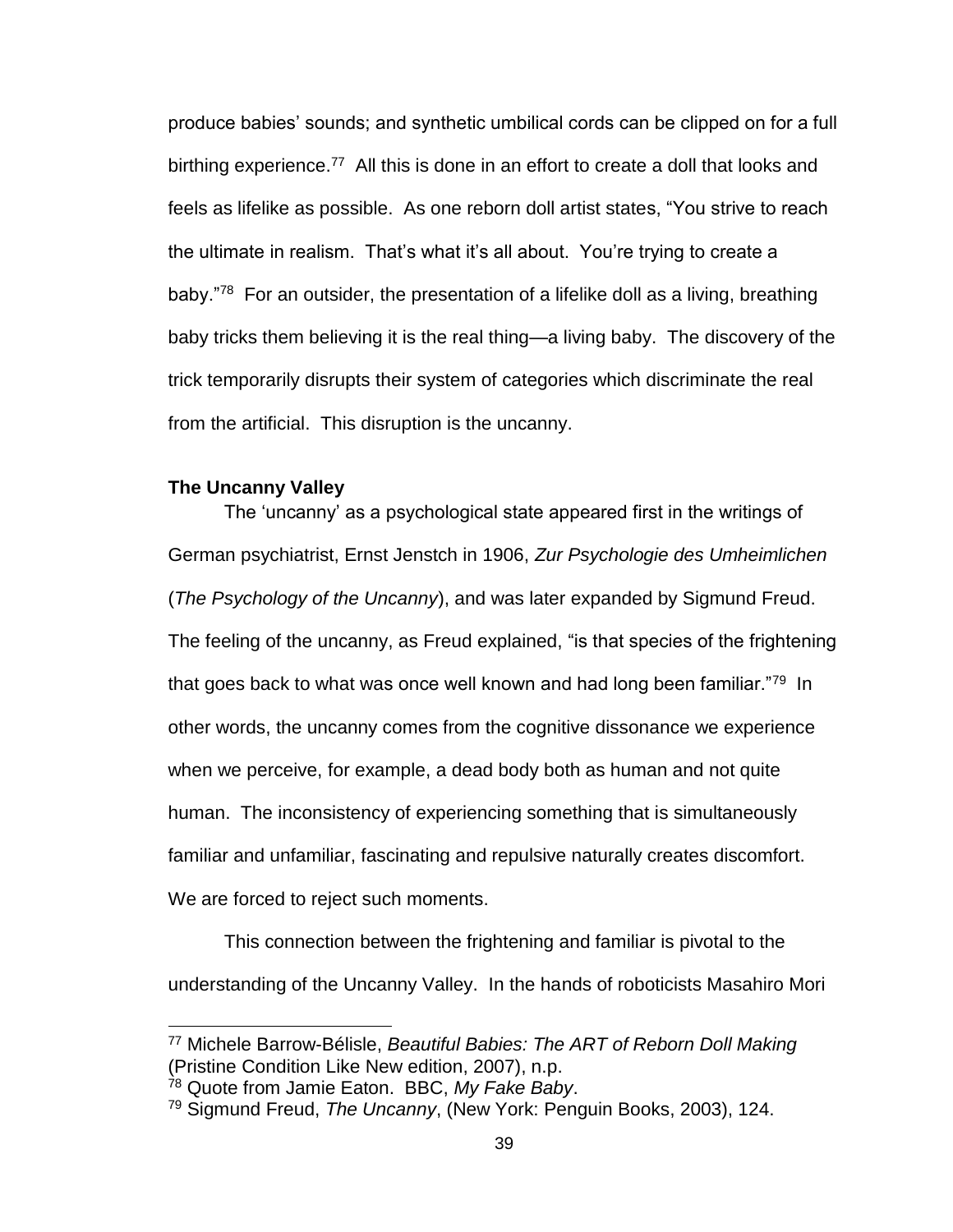produce babies' sounds; and synthetic umbilical cords can be clipped on for a full birthing experience.[77] All this is done in an effort to create a doll that looks and feels as lifelike as possible. As one reborn doll artist states, "You strive to reach the ultimate in realism. That's what it's all about. You're trying to create a baby."[78] For an outsider, the presentation of a lifelike doll as a living, breathing baby tricks them believing it is the real thing—a living baby. The discovery of the trick temporarily disrupts their system of categories which discriminate the real from the artificial. This disruption is the uncanny.

**The Uncanny Valley**

The 'uncanny' as a psychological state appeared first in the writings of German psychiatrist, Ernst Jenstch in 1906, *Zur Psychologie des Umheimlichen* (*The Psychology of the Uncanny*), and was later expanded by Sigmund Freud. The feeling of the uncanny, as Freud explained, "is that species of the frightening that goes back to what was once well known and had long been familiar."[79] In other words, the uncanny comes from the cognitive dissonance we experience when we perceive, for example, a dead body both as human and not quite human. The inconsistency of experiencing something that is simultaneously familiar and unfamiliar, fascinating and repulsive naturally creates discomfort. We are forced to reject such moments.

This connection between the frightening and familiar is pivotal to the understanding of the Uncanny Valley. In the hands of roboticists Masahiro Mori

---

[77] Michele Barrow-Bélisle, *Beautiful Babies: The ART of Reborn Doll Making* (Pristine Condition Like New edition, 2007), n.p.

[78] Quote from Jamie Eaton. BBC, *My Fake Baby*.

[79] Sigmund Freud, *The Uncanny*, (New York: Penguin Books, 2003), 124.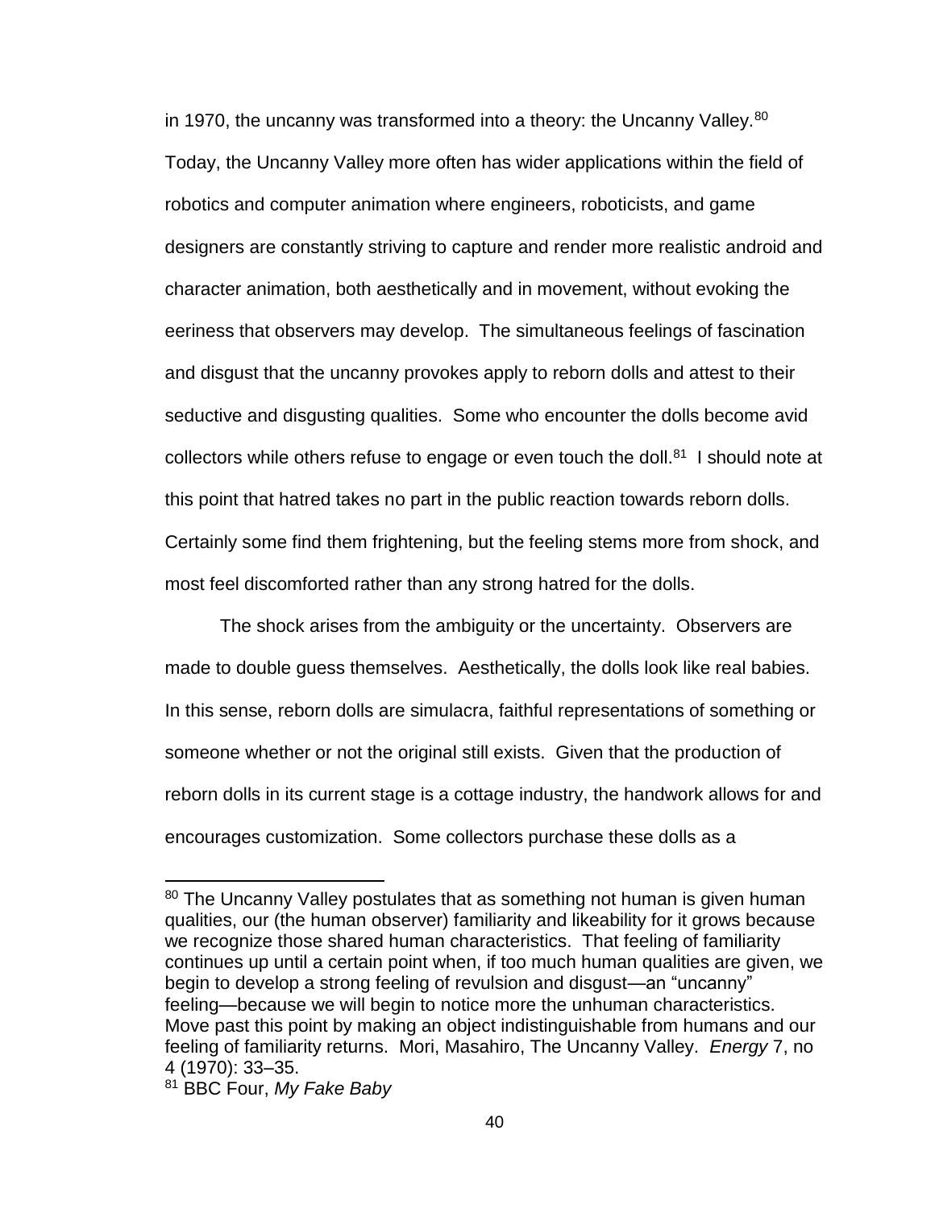in 1970, the uncanny was transformed into a theory: the Uncanny Valley.[80] Today, the Uncanny Valley more often has wider applications within the field of robotics and computer animation where engineers, roboticists, and game designers are constantly striving to capture and render more realistic android and character animation, both aesthetically and in movement, without evoking the eeriness that observers may develop. The simultaneous feelings of fascination and disgust that the uncanny provokes apply to reborn dolls and attest to their seductive and disgusting qualities. Some who encounter the dolls become avid collectors while others refuse to engage or even touch the doll.[81] I should note at this point that hatred takes no part in the public reaction towards reborn dolls. Certainly some find them frightening, but the feeling stems more from shock, and most feel discomforted rather than any strong hatred for the dolls.

The shock arises from the ambiguity or the uncertainty. Observers are made to double guess themselves. Aesthetically, the dolls look like real babies. In this sense, reborn dolls are simulacra, faithful representations of something or someone whether or not the original still exists. Given that the production of reborn dolls in its current stage is a cottage industry, the handwork allows for and encourages customization. Some collectors purchase these dolls as a

---

[80] The Uncanny Valley postulates that as something not human is given human qualities, our (the human observer) familiarity and likeability for it grows because we recognize those shared human characteristics. That feeling of familiarity continues up until a certain point when, if too much human qualities are given, we begin to develop a strong feeling of revulsion and disgust—an "uncanny" feeling—because we will begin to notice more the unhuman characteristics. Move past this point by making an object indistinguishable from humans and our feeling of familiarity returns. Mori, Masahiro, The Uncanny Valley. *Energy* 7, no 4 (1970): 33–35.

[81] BBC Four, *My Fake Baby*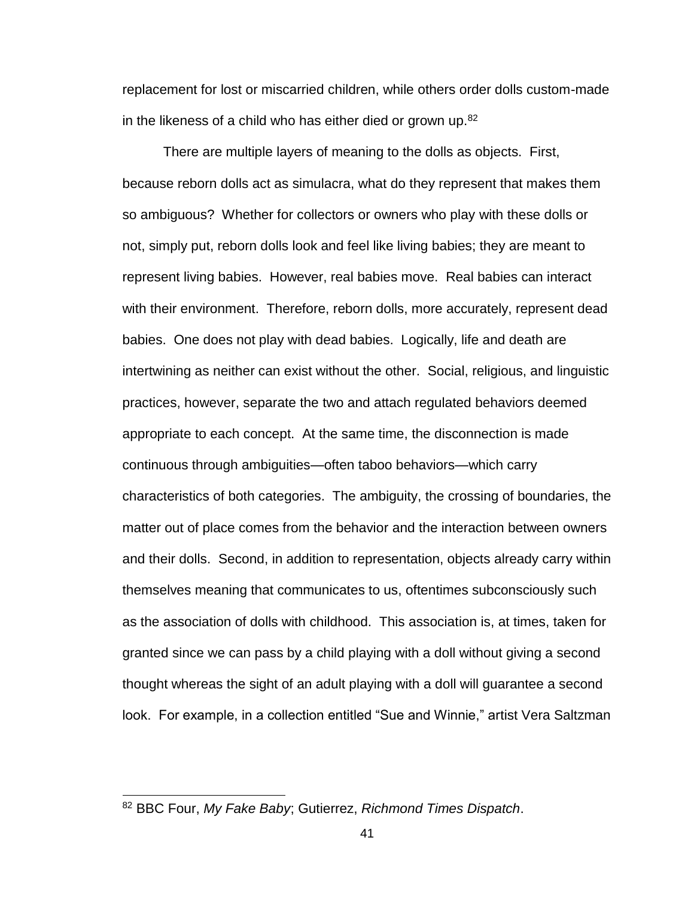replacement for lost or miscarried children, while others order dolls custom-made in the likeness of a child who has either died or grown up.[82]

There are multiple layers of meaning to the dolls as objects. First, because reborn dolls act as simulacra, what do they represent that makes them so ambiguous? Whether for collectors or owners who play with these dolls or not, simply put, reborn dolls look and feel like living babies; they are meant to represent living babies. However, real babies move. Real babies can interact with their environment. Therefore, reborn dolls, more accurately, represent dead babies. One does not play with dead babies. Logically, life and death are intertwining as neither can exist without the other. Social, religious, and linguistic practices, however, separate the two and attach regulated behaviors deemed appropriate to each concept. At the same time, the disconnection is made continuous through ambiguities—often taboo behaviors—which carry characteristics of both categories. The ambiguity, the crossing of boundaries, the matter out of place comes from the behavior and the interaction between owners and their dolls. Second, in addition to representation, objects already carry within themselves meaning that communicates to us, oftentimes subconsciously such as the association of dolls with childhood. This association is, at times, taken for granted since we can pass by a child playing with a doll without giving a second thought whereas the sight of an adult playing with a doll will guarantee a second look. For example, in a collection entitled "Sue and Winnie," artist Vera Saltzman

---

[82] BBC Four, *My Fake Baby*; Gutierrez, *Richmond Times Dispatch*.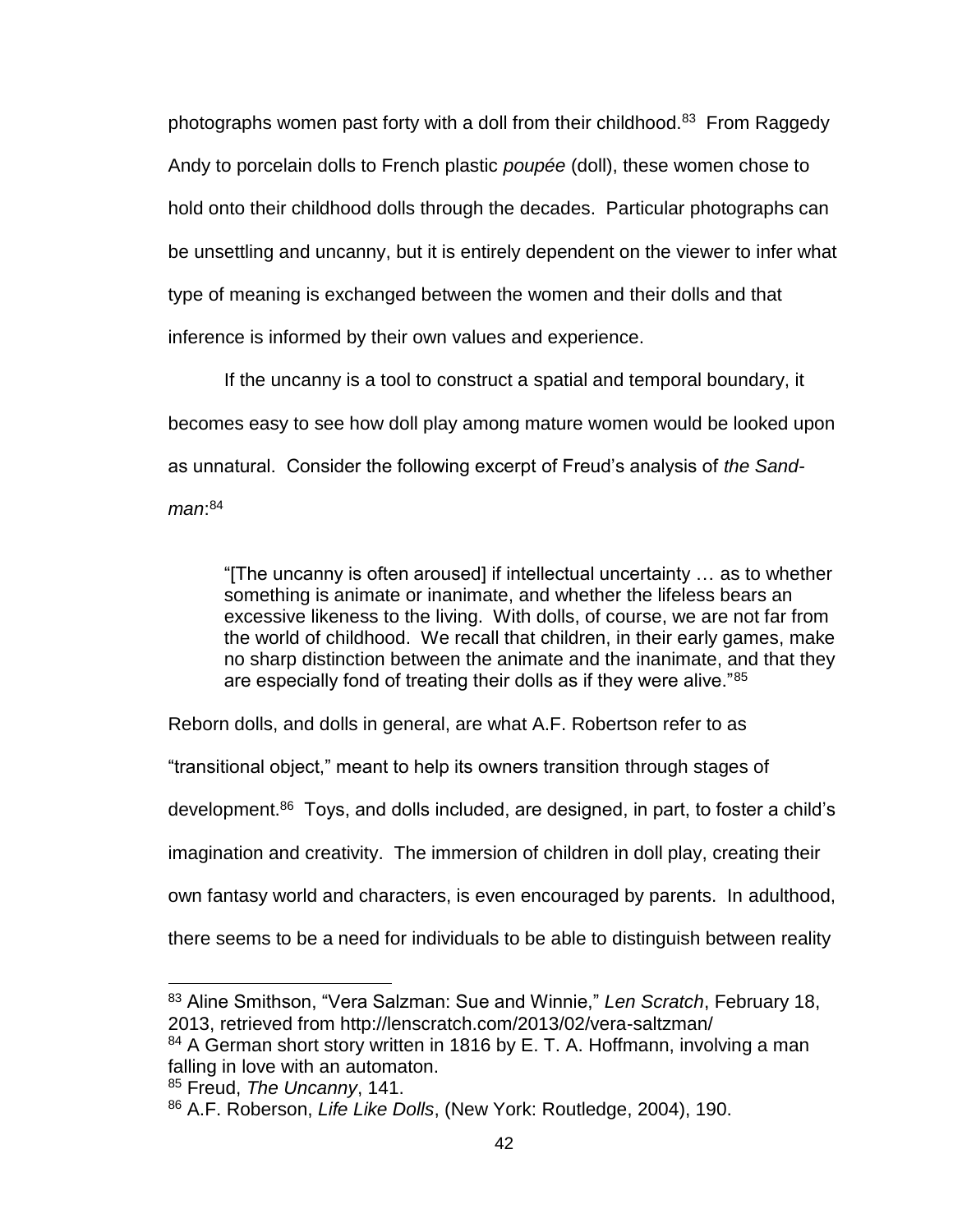photographs women past forty with a doll from their childhood.[83] From Raggedy Andy to porcelain dolls to French plastic *poupée* (doll), these women chose to hold onto their childhood dolls through the decades. Particular photographs can be unsettling and uncanny, but it is entirely dependent on the viewer to infer what type of meaning is exchanged between the women and their dolls and that inference is informed by their own values and experience.

If the uncanny is a tool to construct a spatial and temporal boundary, it becomes easy to see how doll play among mature women would be looked upon as unnatural. Consider the following excerpt of Freud's analysis of *the Sand-man*:[84]

> "[The uncanny is often aroused] if intellectual uncertainty … as to whether something is animate or inanimate, and whether the lifeless bears an excessive likeness to the living. With dolls, of course, we are not far from the world of childhood. We recall that children, in their early games, make no sharp distinction between the animate and the inanimate, and that they are especially fond of treating their dolls as if they were alive."[85]

Reborn dolls, and dolls in general, are what A.F. Robertson refer to as "transitional object," meant to help its owners transition through stages of development.[86] Toys, and dolls included, are designed, in part, to foster a child's imagination and creativity. The immersion of children in doll play, creating their own fantasy world and characters, is even encouraged by parents. In adulthood, there seems to be a need for individuals to be able to distinguish between reality

---

[83] Aline Smithson, "Vera Salzman: Sue and Winnie," *Len Scratch*, February 18, 2013, retrieved from http://lenscratch.com/2013/02/vera-saltzman/

[84] A German short story written in 1816 by E. T. A. Hoffmann, involving a man falling in love with an automaton.

[85] Freud, *The Uncanny*, 141.

[86] A.F. Roberson, *Life Like Dolls*, (New York: Routledge, 2004), 190.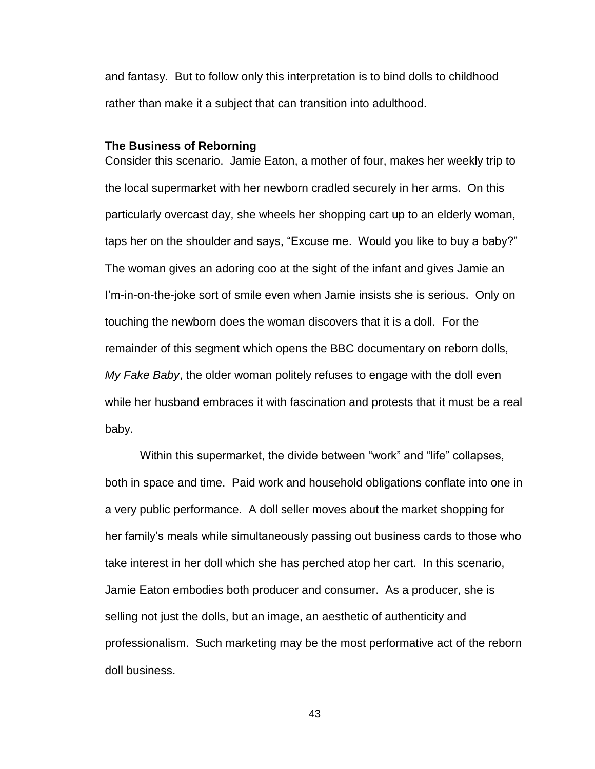and fantasy. But to follow only this interpretation is to bind dolls to childhood rather than make it a subject that can transition into adulthood.

### The Business of Reborning

Consider this scenario. Jamie Eaton, a mother of four, makes her weekly trip to the local supermarket with her newborn cradled securely in her arms. On this particularly overcast day, she wheels her shopping cart up to an elderly woman, taps her on the shoulder and says, "Excuse me. Would you like to buy a baby?" The woman gives an adoring coo at the sight of the infant and gives Jamie an I'm-in-on-the-joke sort of smile even when Jamie insists she is serious. Only on touching the newborn does the woman discovers that it is a doll. For the remainder of this segment which opens the BBC documentary on reborn dolls, *My Fake Baby*, the older woman politely refuses to engage with the doll even while her husband embraces it with fascination and protests that it must be a real baby.

Within this supermarket, the divide between "work" and "life" collapses, both in space and time. Paid work and household obligations conflate into one in a very public performance. A doll seller moves about the market shopping for her family's meals while simultaneously passing out business cards to those who take interest in her doll which she has perched atop her cart. In this scenario, Jamie Eaton embodies both producer and consumer. As a producer, she is selling not just the dolls, but an image, an aesthetic of authenticity and professionalism. Such marketing may be the most performative act of the reborn doll business.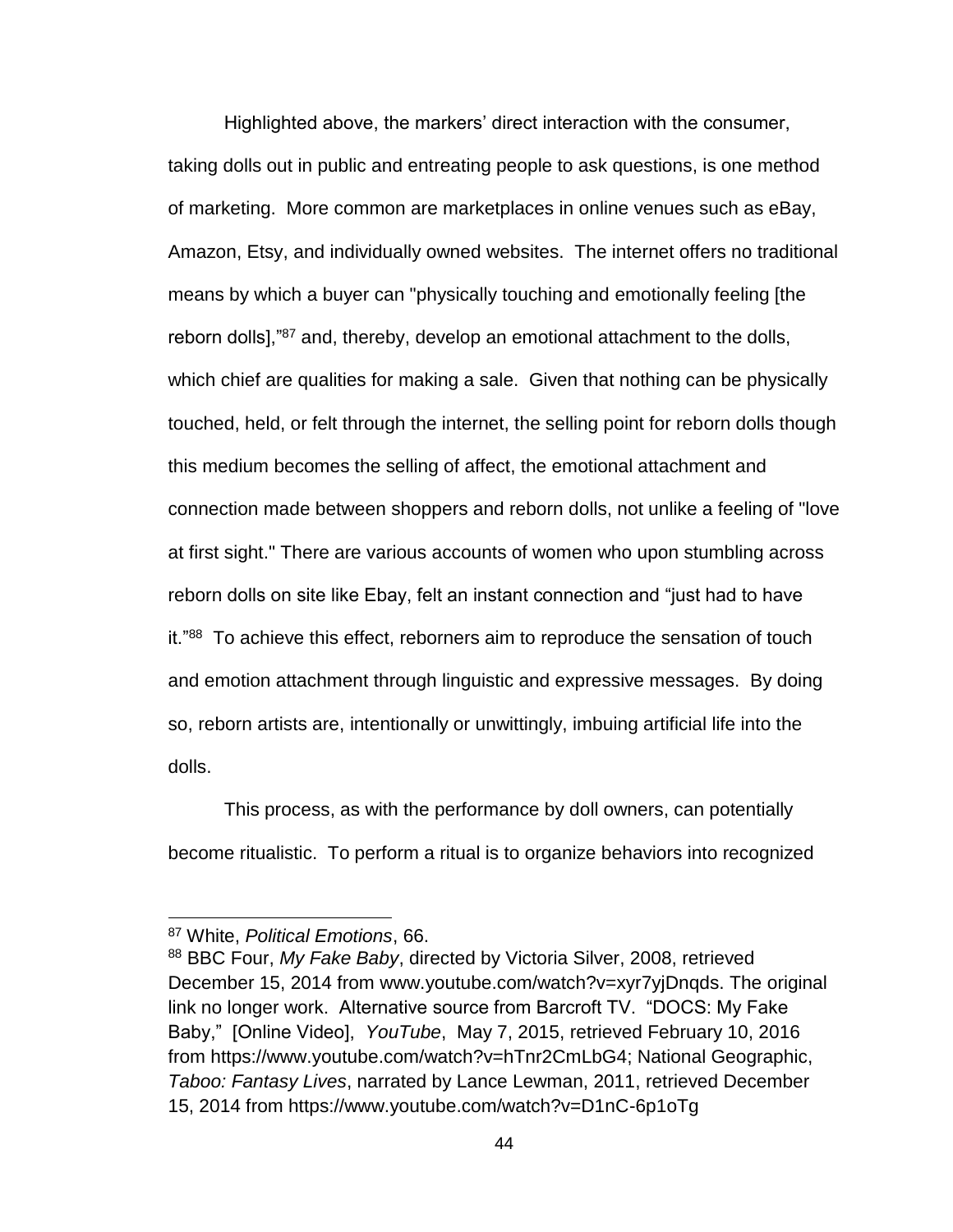Highlighted above, the markers' direct interaction with the consumer, taking dolls out in public and entreating people to ask questions, is one method of marketing. More common are marketplaces in online venues such as eBay, Amazon, Etsy, and individually owned websites. The internet offers no traditional means by which a buyer can "physically touching and emotionally feeling [the reborn dolls],"[87] and, thereby, develop an emotional attachment to the dolls, which chief are qualities for making a sale. Given that nothing can be physically touched, held, or felt through the internet, the selling point for reborn dolls though this medium becomes the selling of affect, the emotional attachment and connection made between shoppers and reborn dolls, not unlike a feeling of "love at first sight." There are various accounts of women who upon stumbling across reborn dolls on site like Ebay, felt an instant connection and "just had to have it."[88] To achieve this effect, reborners aim to reproduce the sensation of touch and emotion attachment through linguistic and expressive messages. By doing so, reborn artists are, intentionally or unwittingly, imbuing artificial life into the dolls.

This process, as with the performance by doll owners, can potentially become ritualistic. To perform a ritual is to organize behaviors into recognized

---

[87] White, *Political Emotions*, 66.

[88] BBC Four, *My Fake Baby*, directed by Victoria Silver, 2008, retrieved December 15, 2014 from www.youtube.com/watch?v=xyr7yjDnqds. The original link no longer work. Alternative source from Barcroft TV. "DOCS: My Fake Baby," [Online Video], *YouTube*, May 7, 2015, retrieved February 10, 2016 from https://www.youtube.com/watch?v=hTnr2CmLbG4; National Geographic, *Taboo: Fantasy Lives*, narrated by Lance Lewman, 2011, retrieved December 15, 2014 from https://www.youtube.com/watch?v=D1nC-6p1oTg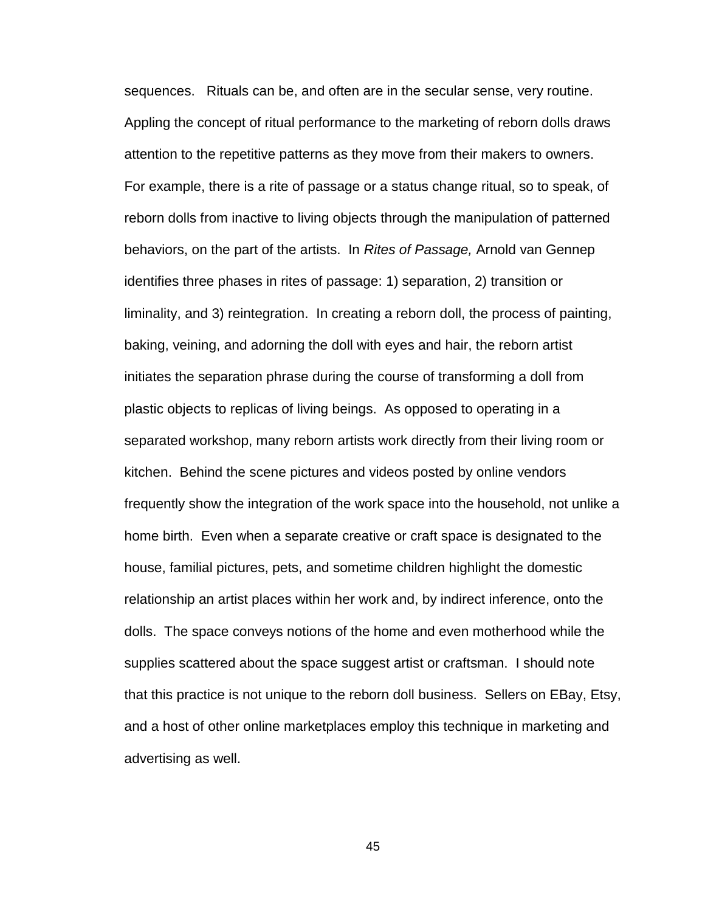sequences. Rituals can be, and often are in the secular sense, very routine. Appling the concept of ritual performance to the marketing of reborn dolls draws attention to the repetitive patterns as they move from their makers to owners. For example, there is a rite of passage or a status change ritual, so to speak, of reborn dolls from inactive to living objects through the manipulation of patterned behaviors, on the part of the artists. In *Rites of Passage,* Arnold van Gennep identifies three phases in rites of passage: 1) separation, 2) transition or liminality, and 3) reintegration. In creating a reborn doll, the process of painting, baking, veining, and adorning the doll with eyes and hair, the reborn artist initiates the separation phrase during the course of transforming a doll from plastic objects to replicas of living beings. As opposed to operating in a separated workshop, many reborn artists work directly from their living room or kitchen. Behind the scene pictures and videos posted by online vendors frequently show the integration of the work space into the household, not unlike a home birth. Even when a separate creative or craft space is designated to the house, familial pictures, pets, and sometime children highlight the domestic relationship an artist places within her work and, by indirect inference, onto the dolls. The space conveys notions of the home and even motherhood while the supplies scattered about the space suggest artist or craftsman. I should note that this practice is not unique to the reborn doll business. Sellers on EBay, Etsy, and a host of other online marketplaces employ this technique in marketing and advertising as well.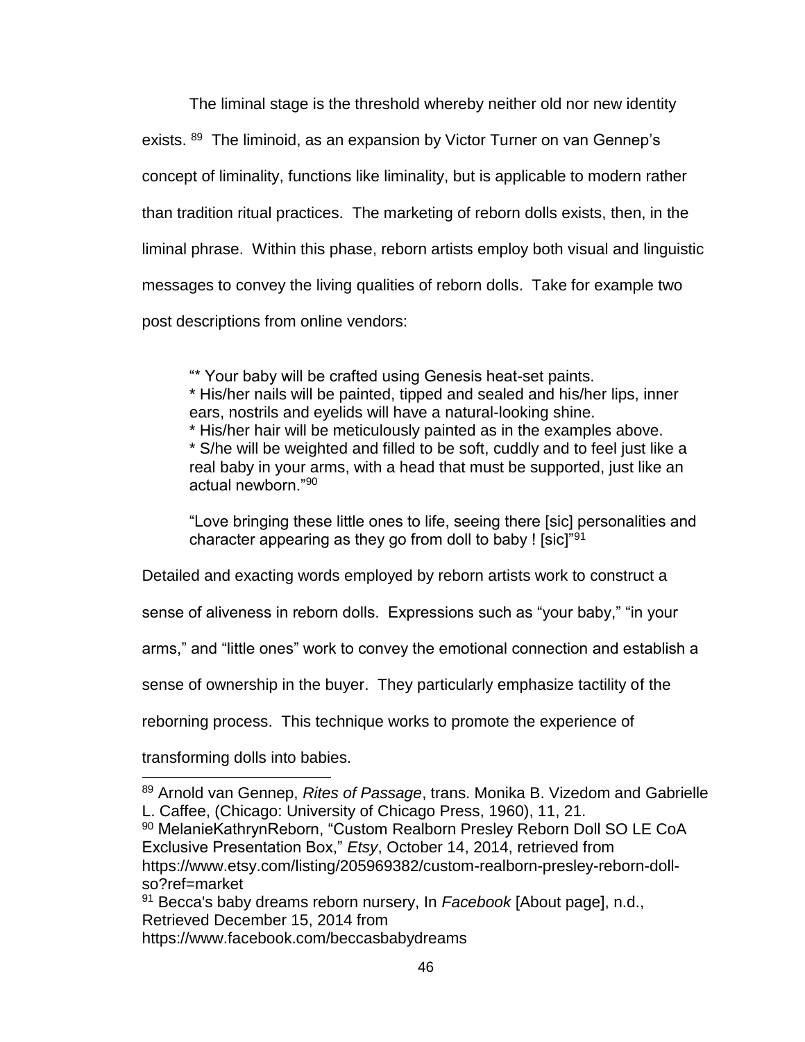The liminal stage is the threshold whereby neither old nor new identity exists. [89] The liminoid, as an expansion by Victor Turner on van Gennep's concept of liminality, functions like liminality, but is applicable to modern rather than tradition ritual practices. The marketing of reborn dolls exists, then, in the liminal phrase. Within this phase, reborn artists employ both visual and linguistic messages to convey the living qualities of reborn dolls. Take for example two post descriptions from online vendors:

> "* Your baby will be crafted using Genesis heat-set paints.
> * His/her nails will be painted, tipped and sealed and his/her lips, inner ears, nostrils and eyelids will have a natural-looking shine.
> * His/her hair will be meticulously painted as in the examples above.
> * S/he will be weighted and filled to be soft, cuddly and to feel just like a real baby in your arms, with a head that must be supported, just like an actual newborn."[90]
>
> "Love bringing these little ones to life, seeing there [sic] personalities and character appearing as they go from doll to baby ! [sic]"[91]

Detailed and exacting words employed by reborn artists work to construct a sense of aliveness in reborn dolls. Expressions such as "your baby," "in your arms," and "little ones" work to convey the emotional connection and establish a sense of ownership in the buyer. They particularly emphasize tactility of the reborning process. This technique works to promote the experience of transforming dolls into babies.

---

[89] Arnold van Gennep, *Rites of Passage*, trans. Monika B. Vizedom and Gabrielle L. Caffee, (Chicago: University of Chicago Press, 1960), 11, 21.

[90] MelanieKathrynReborn, "Custom Realborn Presley Reborn Doll SO LE CoA Exclusive Presentation Box," *Etsy*, October 14, 2014, retrieved from https://www.etsy.com/listing/205969382/custom-realborn-presley-reborn-doll-so?ref=market

[91] Becca's baby dreams reborn nursery, In *Facebook* [About page], n.d., Retrieved December 15, 2014 from https://www.facebook.com/beccasbabydreams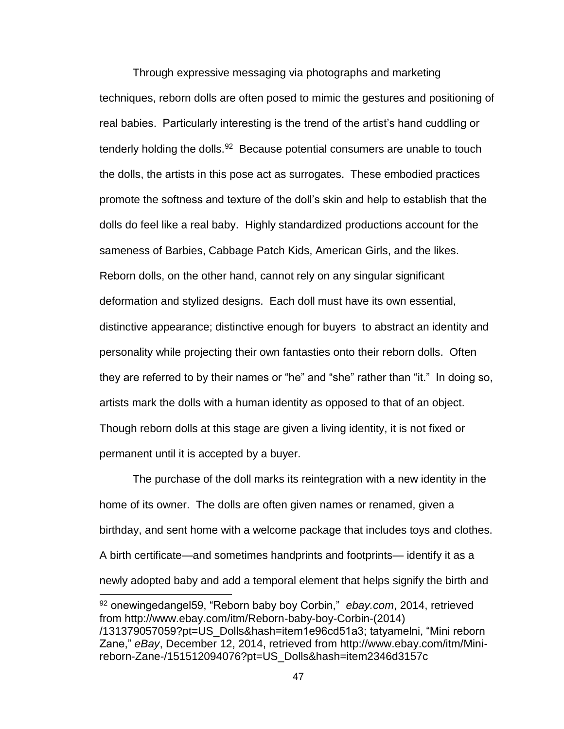Through expressive messaging via photographs and marketing techniques, reborn dolls are often posed to mimic the gestures and positioning of real babies. Particularly interesting is the trend of the artist's hand cuddling or tenderly holding the dolls.[92] Because potential consumers are unable to touch the dolls, the artists in this pose act as surrogates. These embodied practices promote the softness and texture of the doll's skin and help to establish that the dolls do feel like a real baby. Highly standardized productions account for the sameness of Barbies, Cabbage Patch Kids, American Girls, and the likes. Reborn dolls, on the other hand, cannot rely on any singular significant deformation and stylized designs. Each doll must have its own essential, distinctive appearance; distinctive enough for buyers to abstract an identity and personality while projecting their own fantasties onto their reborn dolls. Often they are referred to by their names or "he" and "she" rather than "it." In doing so, artists mark the dolls with a human identity as opposed to that of an object. Though reborn dolls at this stage are given a living identity, it is not fixed or permanent until it is accepted by a buyer.

The purchase of the doll marks its reintegration with a new identity in the home of its owner. The dolls are often given names or renamed, given a birthday, and sent home with a welcome package that includes toys and clothes. A birth certificate—and sometimes handprints and footprints— identify it as a newly adopted baby and add a temporal element that helps signify the birth and

---

[92] onewingedangel59, "Reborn baby boy Corbin," *ebay.com*, 2014, retrieved from http://www.ebay.com/itm/Reborn-baby-boy-Corbin-(2014)/131379057059?pt=US_Dolls&hash=item1e96cd51a3; tatyamelni, "Mini reborn Zane," *eBay*, December 12, 2014, retrieved from http://www.ebay.com/itm/Mini-reborn-Zane-/151512094076?pt=US_Dolls&hash=item2346d3157c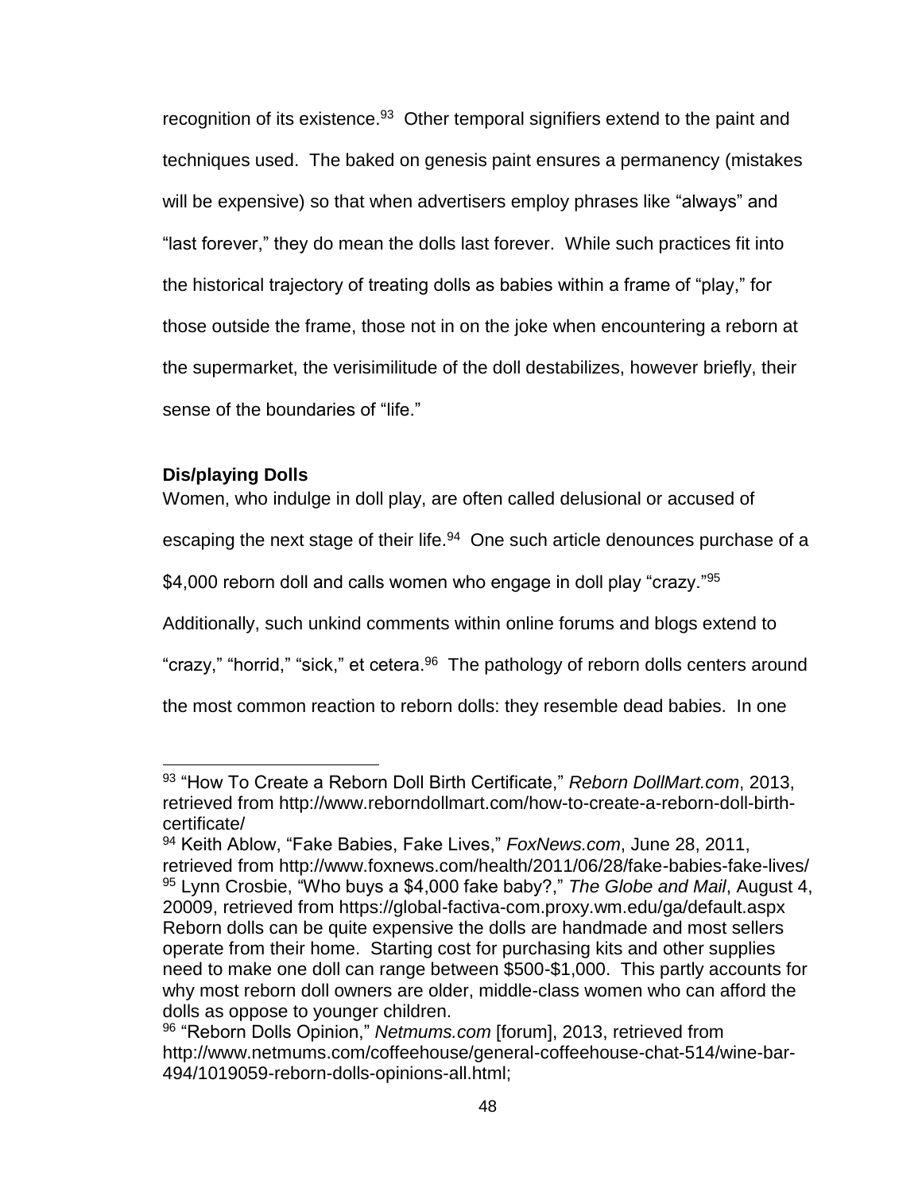recognition of its existence.[93] Other temporal signifiers extend to the paint and techniques used. The baked on genesis paint ensures a permanency (mistakes will be expensive) so that when advertisers employ phrases like "always" and "last forever," they do mean the dolls last forever. While such practices fit into the historical trajectory of treating dolls as babies within a frame of "play," for those outside the frame, those not in on the joke when encountering a reborn at the supermarket, the verisimilitude of the doll destabilizes, however briefly, their sense of the boundaries of "life."

### Dis/playing Dolls

Women, who indulge in doll play, are often called delusional or accused of escaping the next stage of their life.[94] One such article denounces purchase of a $4,000 reborn doll and calls women who engage in doll play "crazy."[95] Additionally, such unkind comments within online forums and blogs extend to "crazy," "horrid," "sick," et cetera.[96] The pathology of reborn dolls centers around the most common reaction to reborn dolls: they resemble dead babies. In one

---

[93] "How To Create a Reborn Doll Birth Certificate," *Reborn DollMart.com*, 2013, retrieved from http://www.reborndollmart.com/how-to-create-a-reborn-doll-birth-certificate/

[94] Keith Ablow, "Fake Babies, Fake Lives," *FoxNews.com*, June 28, 2011, retrieved from http://www.foxnews.com/health/2011/06/28/fake-babies-fake-lives/

[95] Lynn Crosbie, "Who buys a $4,000 fake baby?," *The Globe and Mail*, August 4, 20009, retrieved from https://global-factiva-com.proxy.wm.edu/ga/default.aspx Reborn dolls can be quite expensive the dolls are handmade and most sellers operate from their home. Starting cost for purchasing kits and other supplies need to make one doll can range between $500-$1,000. This partly accounts for why most reborn doll owners are older, middle-class women who can afford the dolls as oppose to younger children.

[96] "Reborn Dolls Opinion," *Netmums.com* [forum], 2013, retrieved from http://www.netmums.com/coffeehouse/general-coffeehouse-chat-514/wine-bar-494/1019059-reborn-dolls-opinions-all.html;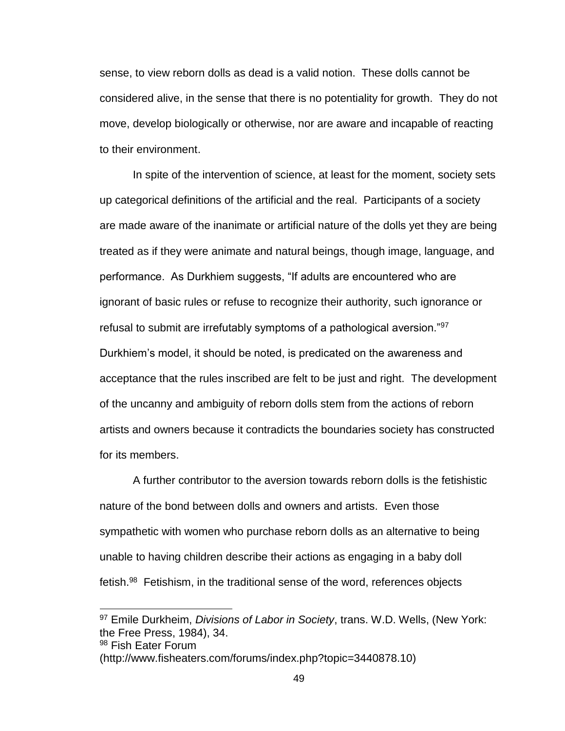sense, to view reborn dolls as dead is a valid notion. These dolls cannot be considered alive, in the sense that there is no potentiality for growth. They do not move, develop biologically or otherwise, nor are aware and incapable of reacting to their environment.

In spite of the intervention of science, at least for the moment, society sets up categorical definitions of the artificial and the real. Participants of a society are made aware of the inanimate or artificial nature of the dolls yet they are being treated as if they were animate and natural beings, though image, language, and performance. As Durkhiem suggests, "If adults are encountered who are ignorant of basic rules or refuse to recognize their authority, such ignorance or refusal to submit are irrefutably symptoms of a pathological aversion."[97] Durkhiem's model, it should be noted, is predicated on the awareness and acceptance that the rules inscribed are felt to be just and right. The development of the uncanny and ambiguity of reborn dolls stem from the actions of reborn artists and owners because it contradicts the boundaries society has constructed for its members.

A further contributor to the aversion towards reborn dolls is the fetishistic nature of the bond between dolls and owners and artists. Even those sympathetic with women who purchase reborn dolls as an alternative to being unable to having children describe their actions as engaging in a baby doll fetish.[98] Fetishism, in the traditional sense of the word, references objects

---

[97] Emile Durkheim, *Divisions of Labor in Society*, trans. W.D. Wells, (New York: the Free Press, 1984), 34.

[98] Fish Eater Forum (http://www.fisheaters.com/forums/index.php?topic=3440878.10)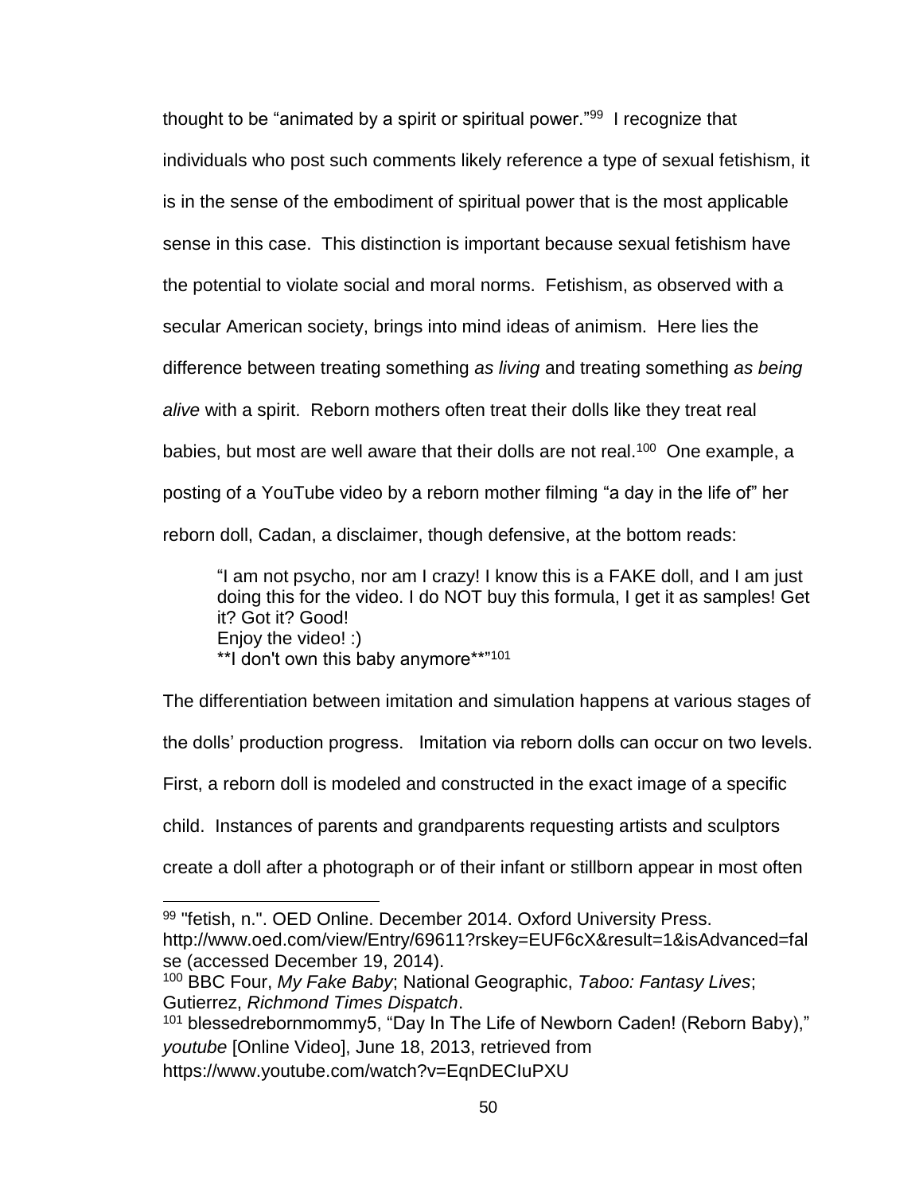thought to be "animated by a spirit or spiritual power."[99] I recognize that individuals who post such comments likely reference a type of sexual fetishism, it is in the sense of the embodiment of spiritual power that is the most applicable sense in this case. This distinction is important because sexual fetishism have the potential to violate social and moral norms. Fetishism, as observed with a secular American society, brings into mind ideas of animism. Here lies the difference between treating something *as living* and treating something *as being alive* with a spirit. Reborn mothers often treat their dolls like they treat real babies, but most are well aware that their dolls are not real.[100] One example, a posting of a YouTube video by a reborn mother filming "a day in the life of" her reborn doll, Cadan, a disclaimer, though defensive, at the bottom reads:

> "I am not psycho, nor am I crazy! I know this is a FAKE doll, and I am just doing this for the video. I do NOT buy this formula, I get it as samples! Get it? Got it? Good!
> Enjoy the video! :)
> **I don't own this baby anymore**"[101]

The differentiation between imitation and simulation happens at various stages of the dolls' production progress. Imitation via reborn dolls can occur on two levels. First, a reborn doll is modeled and constructed in the exact image of a specific child. Instances of parents and grandparents requesting artists and sculptors create a doll after a photograph or of their infant or stillborn appear in most often

---

[99] "fetish, n.". OED Online. December 2014. Oxford University Press. http://www.oed.com/view/Entry/69611?rskey=EUF6cX&result=1&isAdvanced=false (accessed December 19, 2014).

[100] BBC Four, *My Fake Baby*; National Geographic, *Taboo: Fantasy Lives*; Gutierrez, *Richmond Times Dispatch*.

[101] blessedrebornmommy5, "Day In The Life of Newborn Caden! (Reborn Baby)," *youtube* [Online Video], June 18, 2013, retrieved from https://www.youtube.com/watch?v=EqnDECIuPXU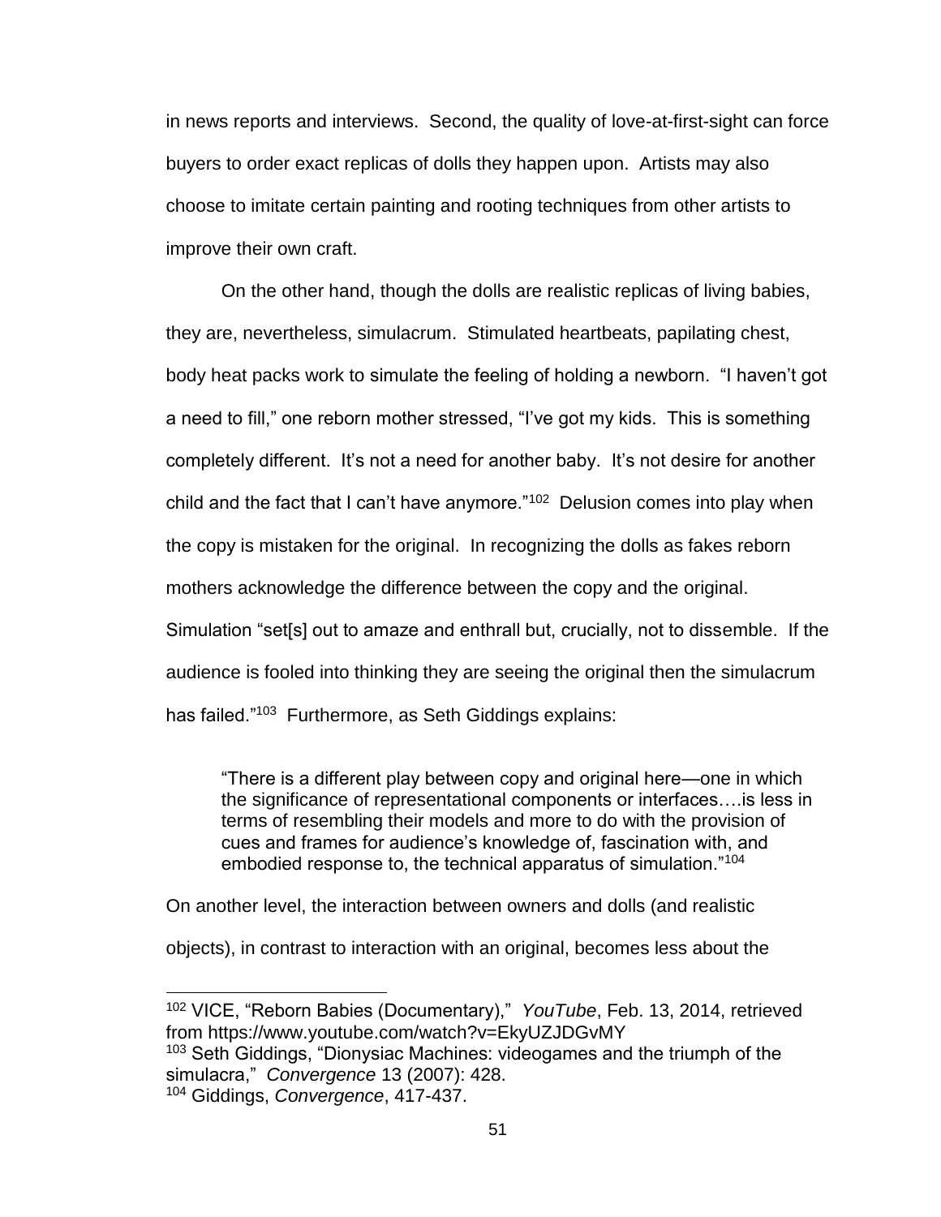in news reports and interviews. Second, the quality of love-at-first-sight can force buyers to order exact replicas of dolls they happen upon. Artists may also choose to imitate certain painting and rooting techniques from other artists to improve their own craft.

On the other hand, though the dolls are realistic replicas of living babies, they are, nevertheless, simulacrum. Stimulated heartbeats, papilating chest, body heat packs work to simulate the feeling of holding a newborn. "I haven't got a need to fill," one reborn mother stressed, "I've got my kids. This is something completely different. It's not a need for another baby. It's not desire for another child and the fact that I can't have anymore."[102] Delusion comes into play when the copy is mistaken for the original. In recognizing the dolls as fakes reborn mothers acknowledge the difference between the copy and the original. Simulation "set[s] out to amaze and enthrall but, crucially, not to dissemble. If the audience is fooled into thinking they are seeing the original then the simulacrum has failed."[103] Furthermore, as Seth Giddings explains:

> "There is a different play between copy and original here—one in which the significance of representational components or interfaces….is less in terms of resembling their models and more to do with the provision of cues and frames for audience's knowledge of, fascination with, and embodied response to, the technical apparatus of simulation."[104]

On another level, the interaction between owners and dolls (and realistic objects), in contrast to interaction with an original, becomes less about the

---

[102] VICE, "Reborn Babies (Documentary)," *YouTube*, Feb. 13, 2014, retrieved from https://www.youtube.com/watch?v=EkyUZJDGvMY

[103] Seth Giddings, "Dionysiac Machines: videogames and the triumph of the simulacra," *Convergence* 13 (2007): 428.

[104] Giddings, *Convergence*, 417-437.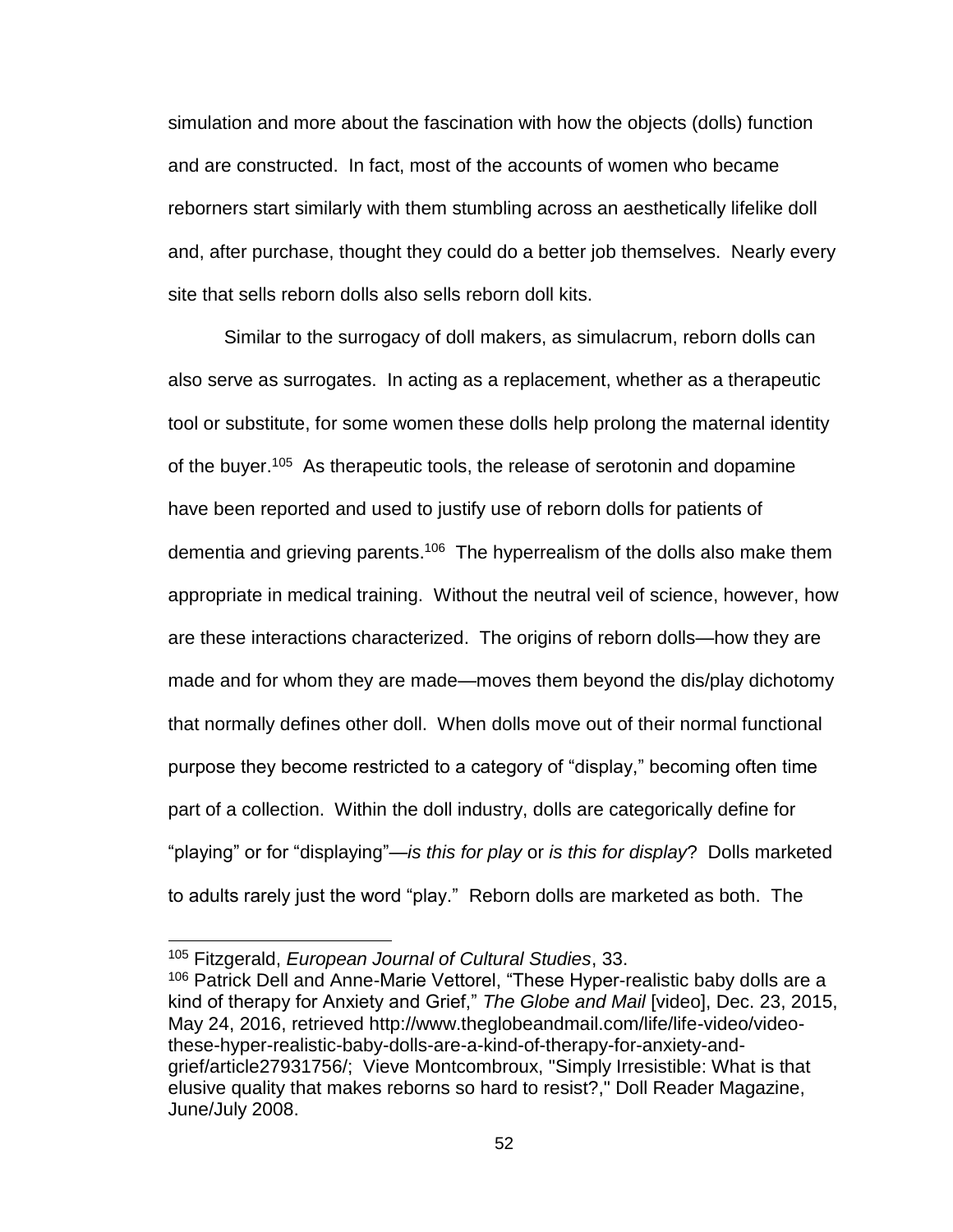simulation and more about the fascination with how the objects (dolls) function and are constructed. In fact, most of the accounts of women who became reborners start similarly with them stumbling across an aesthetically lifelike doll and, after purchase, thought they could do a better job themselves. Nearly every site that sells reborn dolls also sells reborn doll kits.

Similar to the surrogacy of doll makers, as simulacrum, reborn dolls can also serve as surrogates. In acting as a replacement, whether as a therapeutic tool or substitute, for some women these dolls help prolong the maternal identity of the buyer.[105] As therapeutic tools, the release of serotonin and dopamine have been reported and used to justify use of reborn dolls for patients of dementia and grieving parents.[106] The hyperrealism of the dolls also make them appropriate in medical training. Without the neutral veil of science, however, how are these interactions characterized. The origins of reborn dolls—how they are made and for whom they are made—moves them beyond the dis/play dichotomy that normally defines other doll. When dolls move out of their normal functional purpose they become restricted to a category of "display," becoming often time part of a collection. Within the doll industry, dolls are categorically define for "playing" or for "displaying"—*is this for play* or *is this for display*? Dolls marketed to adults rarely just the word "play." Reborn dolls are marketed as both. The

---

[105] Fitzgerald, *European Journal of Cultural Studies*, 33.

[106] Patrick Dell and Anne-Marie Vettorel, "These Hyper-realistic baby dolls are a kind of therapy for Anxiety and Grief," *The Globe and Mail* [video], Dec. 23, 2015, May 24, 2016, retrieved http://www.theglobeandmail.com/life/life-video/video-these-hyper-realistic-baby-dolls-are-a-kind-of-therapy-for-anxiety-and-grief/article27931756/; Vieve Montcombroux, "Simply Irresistible: What is that elusive quality that makes reborns so hard to resist?," Doll Reader Magazine, June/July 2008.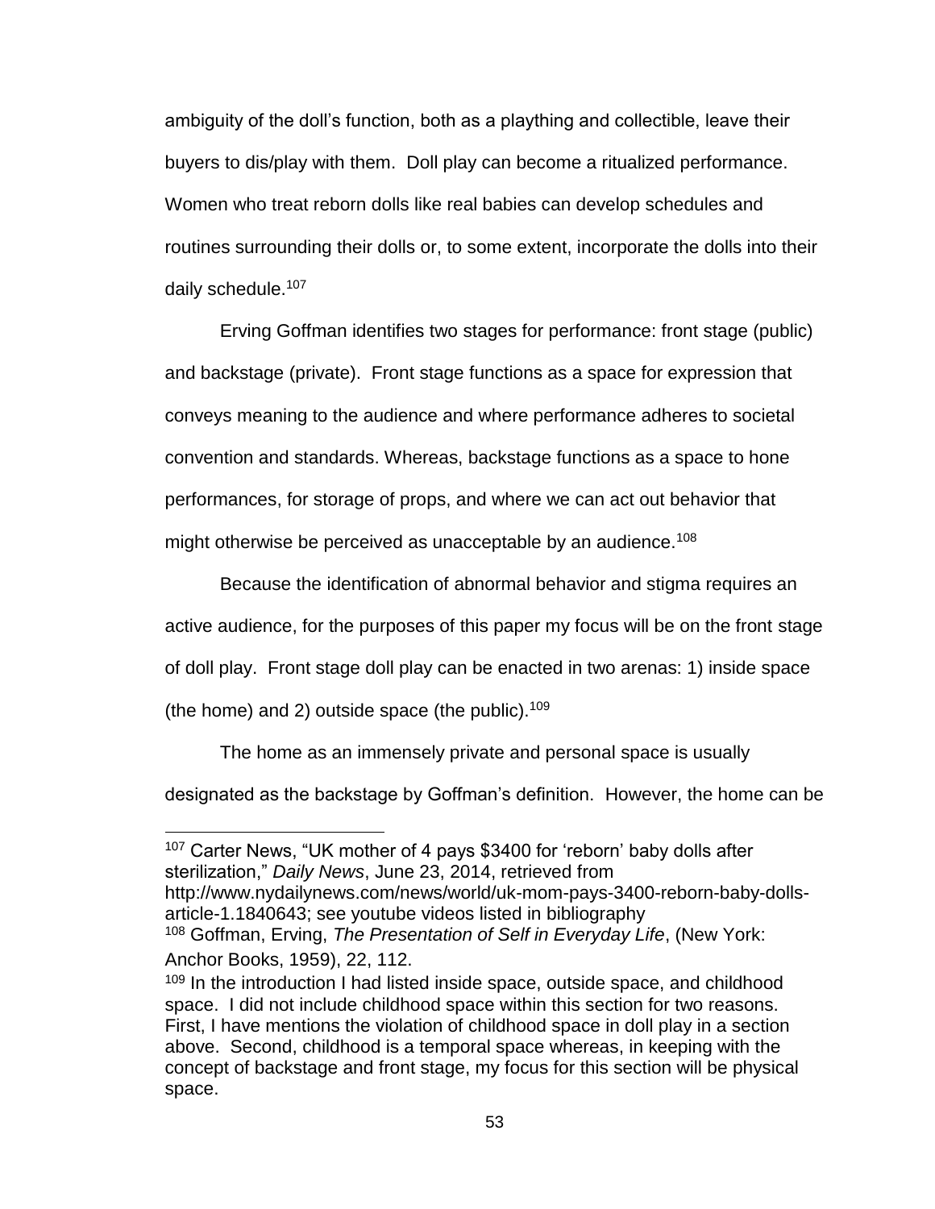ambiguity of the doll's function, both as a plaything and collectible, leave their buyers to dis/play with them. Doll play can become a ritualized performance. Women who treat reborn dolls like real babies can develop schedules and routines surrounding their dolls or, to some extent, incorporate the dolls into their daily schedule.[107]

Erving Goffman identifies two stages for performance: front stage (public) and backstage (private). Front stage functions as a space for expression that conveys meaning to the audience and where performance adheres to societal convention and standards. Whereas, backstage functions as a space to hone performances, for storage of props, and where we can act out behavior that might otherwise be perceived as unacceptable by an audience.[108]

Because the identification of abnormal behavior and stigma requires an active audience, for the purposes of this paper my focus will be on the front stage of doll play. Front stage doll play can be enacted in two arenas: 1) inside space (the home) and 2) outside space (the public).[109]

The home as an immensely private and personal space is usually designated as the backstage by Goffman's definition. However, the home can be

---

[107] Carter News, "UK mother of 4 pays $3400 for 'reborn' baby dolls after sterilization," *Daily News*, June 23, 2014, retrieved from http://www.nydailynews.com/news/world/uk-mom-pays-3400-reborn-baby-dolls-article-1.1840643; see youtube videos listed in bibliography

[108] Goffman, Erving, *The Presentation of Self in Everyday Life*, (New York: Anchor Books, 1959), 22, 112.

[109] In the introduction I had listed inside space, outside space, and childhood space. I did not include childhood space within this section for two reasons. First, I have mentions the violation of childhood space in doll play in a section above. Second, childhood is a temporal space whereas, in keeping with the concept of backstage and front stage, my focus for this section will be physical space.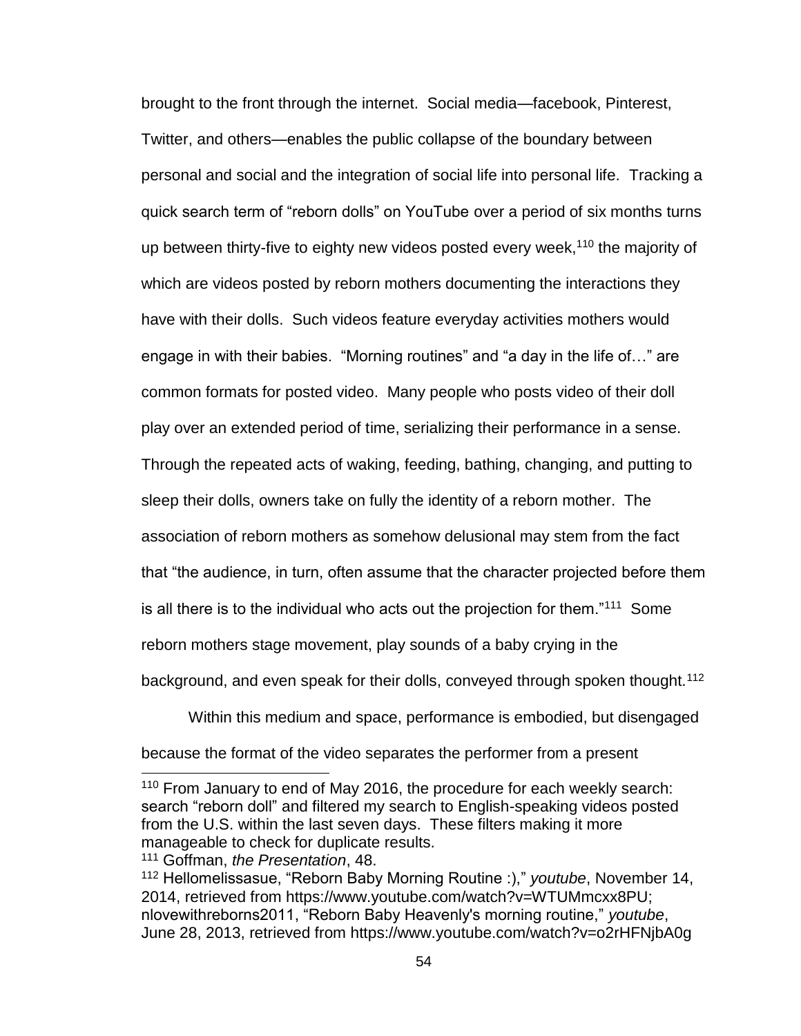brought to the front through the internet. Social media—facebook, Pinterest, Twitter, and others—enables the public collapse of the boundary between personal and social and the integration of social life into personal life. Tracking a quick search term of "reborn dolls" on YouTube over a period of six months turns up between thirty-five to eighty new videos posted every week,[110] the majority of which are videos posted by reborn mothers documenting the interactions they have with their dolls. Such videos feature everyday activities mothers would engage in with their babies. "Morning routines" and "a day in the life of…" are common formats for posted video. Many people who posts video of their doll play over an extended period of time, serializing their performance in a sense. Through the repeated acts of waking, feeding, bathing, changing, and putting to sleep their dolls, owners take on fully the identity of a reborn mother. The association of reborn mothers as somehow delusional may stem from the fact that "the audience, in turn, often assume that the character projected before them is all there is to the individual who acts out the projection for them."[111] Some reborn mothers stage movement, play sounds of a baby crying in the background, and even speak for their dolls, conveyed through spoken thought.[112]

Within this medium and space, performance is embodied, but disengaged because the format of the video separates the performer from a present

---

[110] From January to end of May 2016, the procedure for each weekly search: search "reborn doll" and filtered my search to English-speaking videos posted from the U.S. within the last seven days. These filters making it more manageable to check for duplicate results.

[111] Goffman, *the Presentation*, 48.

[112] Hellomelissasue, "Reborn Baby Morning Routine :)," *youtube*, November 14, 2014, retrieved from https://www.youtube.com/watch?v=WTUMmcxx8PU; nlovewithreborns2011, "Reborn Baby Heavenly's morning routine," *youtube*, June 28, 2013, retrieved from https://www.youtube.com/watch?v=o2rHFNjbA0g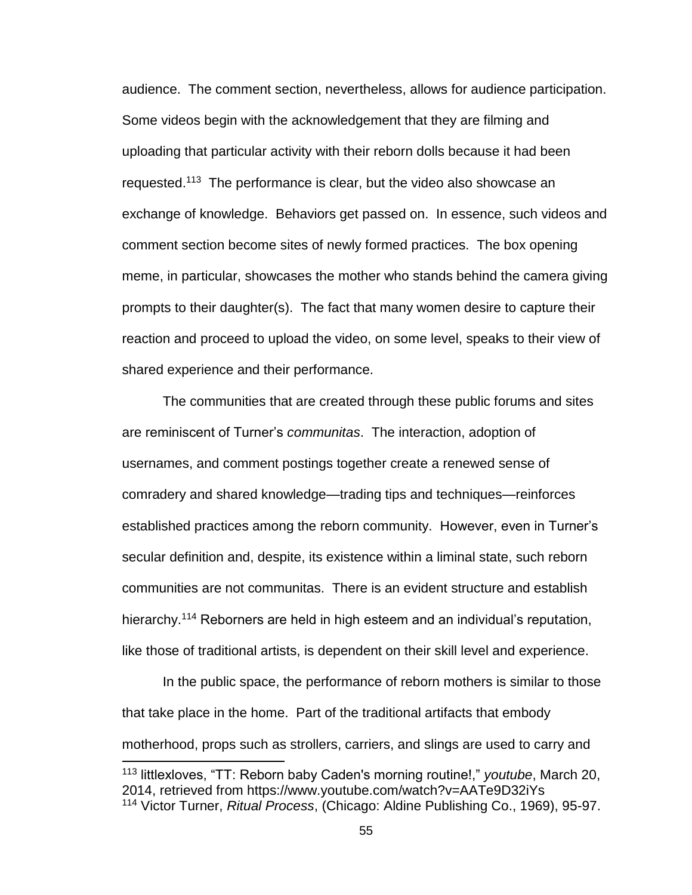audience. The comment section, nevertheless, allows for audience participation. Some videos begin with the acknowledgement that they are filming and uploading that particular activity with their reborn dolls because it had been requested.[113] The performance is clear, but the video also showcase an exchange of knowledge. Behaviors get passed on. In essence, such videos and comment section become sites of newly formed practices. The box opening meme, in particular, showcases the mother who stands behind the camera giving prompts to their daughter(s). The fact that many women desire to capture their reaction and proceed to upload the video, on some level, speaks to their view of shared experience and their performance.

The communities that are created through these public forums and sites are reminiscent of Turner's *communitas*. The interaction, adoption of usernames, and comment postings together create a renewed sense of comradery and shared knowledge—trading tips and techniques—reinforces established practices among the reborn community. However, even in Turner's secular definition and, despite, its existence within a liminal state, such reborn communities are not communitas. There is an evident structure and establish hierarchy.[114] Reborners are held in high esteem and an individual's reputation, like those of traditional artists, is dependent on their skill level and experience.

In the public space, the performance of reborn mothers is similar to those that take place in the home. Part of the traditional artifacts that embody motherhood, props such as strollers, carriers, and slings are used to carry and

---

[113] littlexloves, "TT: Reborn baby Caden's morning routine!," *youtube*, March 20, 2014, retrieved from https://www.youtube.com/watch?v=AATe9D32iYs

[114] Victor Turner, *Ritual Process*, (Chicago: Aldine Publishing Co., 1969), 95-97.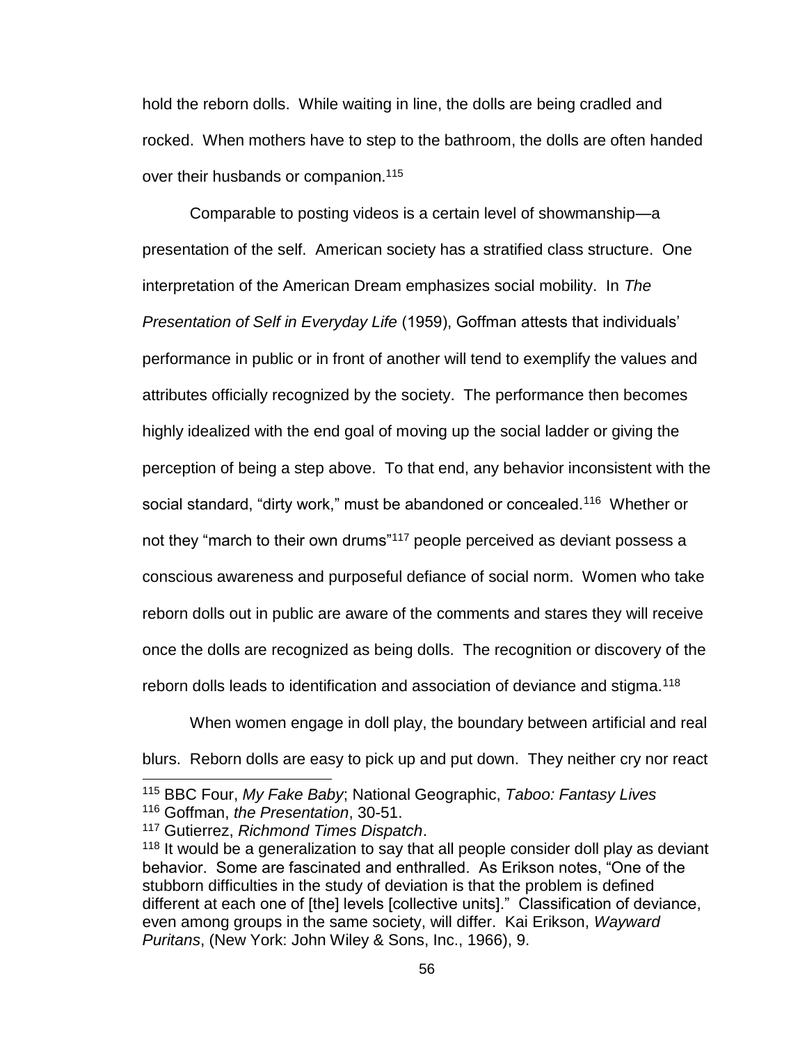hold the reborn dolls. While waiting in line, the dolls are being cradled and rocked. When mothers have to step to the bathroom, the dolls are often handed over their husbands or companion.[115]

Comparable to posting videos is a certain level of showmanship—a presentation of the self. American society has a stratified class structure. One interpretation of the American Dream emphasizes social mobility. In *The Presentation of Self in Everyday Life* (1959), Goffman attests that individuals' performance in public or in front of another will tend to exemplify the values and attributes officially recognized by the society. The performance then becomes highly idealized with the end goal of moving up the social ladder or giving the perception of being a step above. To that end, any behavior inconsistent with the social standard, "dirty work," must be abandoned or concealed.[116] Whether or not they "march to their own drums"[117] people perceived as deviant possess a conscious awareness and purposeful defiance of social norm. Women who take reborn dolls out in public are aware of the comments and stares they will receive once the dolls are recognized as being dolls. The recognition or discovery of the reborn dolls leads to identification and association of deviance and stigma.[118]

When women engage in doll play, the boundary between artificial and real blurs. Reborn dolls are easy to pick up and put down. They neither cry nor react

---

[115] BBC Four, *My Fake Baby*; National Geographic, *Taboo: Fantasy Lives*

[116] Goffman, *the Presentation*, 30-51.

[117] Gutierrez, *Richmond Times Dispatch*.

[118] It would be a generalization to say that all people consider doll play as deviant behavior. Some are fascinated and enthralled. As Erikson notes, "One of the stubborn difficulties in the study of deviation is that the problem is defined different at each one of [the] levels [collective units]." Classification of deviance, even among groups in the same society, will differ. Kai Erikson, *Wayward Puritans*, (New York: John Wiley & Sons, Inc., 1966), 9.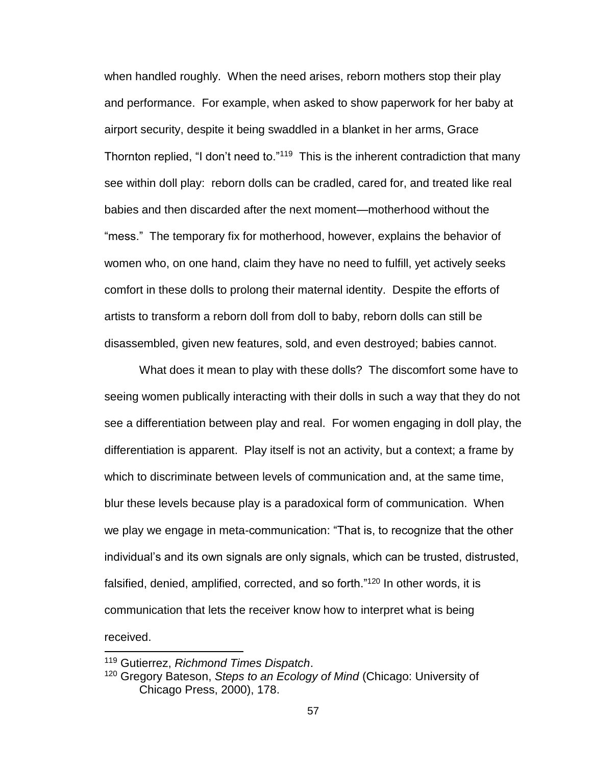when handled roughly. When the need arises, reborn mothers stop their play and performance. For example, when asked to show paperwork for her baby at airport security, despite it being swaddled in a blanket in her arms, Grace Thornton replied, "I don't need to."[119] This is the inherent contradiction that many see within doll play: reborn dolls can be cradled, cared for, and treated like real babies and then discarded after the next moment—motherhood without the "mess." The temporary fix for motherhood, however, explains the behavior of women who, on one hand, claim they have no need to fulfill, yet actively seeks comfort in these dolls to prolong their maternal identity. Despite the efforts of artists to transform a reborn doll from doll to baby, reborn dolls can still be disassembled, given new features, sold, and even destroyed; babies cannot.

What does it mean to play with these dolls? The discomfort some have to seeing women publically interacting with their dolls in such a way that they do not see a differentiation between play and real. For women engaging in doll play, the differentiation is apparent. Play itself is not an activity, but a context; a frame by which to discriminate between levels of communication and, at the same time, blur these levels because play is a paradoxical form of communication. When we play we engage in meta-communication: "That is, to recognize that the other individual's and its own signals are only signals, which can be trusted, distrusted, falsified, denied, amplified, corrected, and so forth."[120] In other words, it is communication that lets the receiver know how to interpret what is being received.

---

[119] Gutierrez, *Richmond Times Dispatch*.

[120] Gregory Bateson, *Steps to an Ecology of Mind* (Chicago: University of Chicago Press, 2000), 178.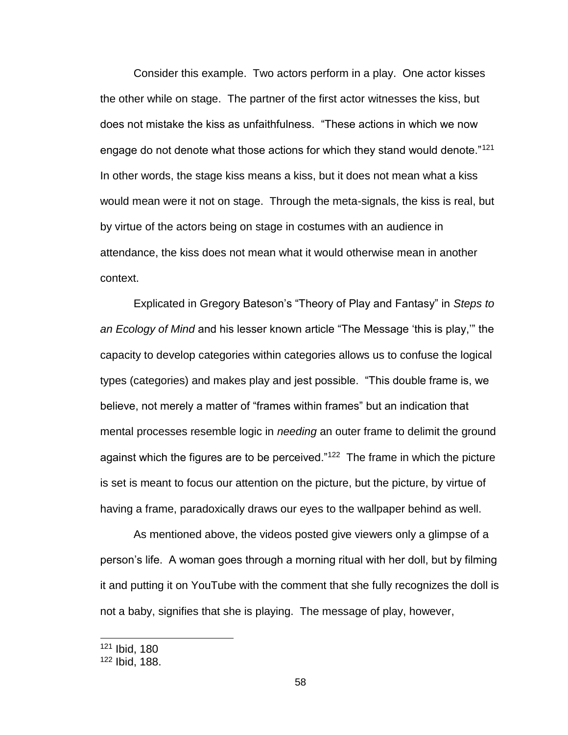Consider this example. Two actors perform in a play. One actor kisses the other while on stage. The partner of the first actor witnesses the kiss, but does not mistake the kiss as unfaithfulness. "These actions in which we now engage do not denote what those actions for which they stand would denote."[121] In other words, the stage kiss means a kiss, but it does not mean what a kiss would mean were it not on stage. Through the meta-signals, the kiss is real, but by virtue of the actors being on stage in costumes with an audience in attendance, the kiss does not mean what it would otherwise mean in another context.

Explicated in Gregory Bateson's "Theory of Play and Fantasy" in *Steps to an Ecology of Mind* and his lesser known article "The Message 'this is play,'" the capacity to develop categories within categories allows us to confuse the logical types (categories) and makes play and jest possible. "This double frame is, we believe, not merely a matter of "frames within frames" but an indication that mental processes resemble logic in *needing* an outer frame to delimit the ground against which the figures are to be perceived."[122] The frame in which the picture is set is meant to focus our attention on the picture, but the picture, by virtue of having a frame, paradoxically draws our eyes to the wallpaper behind as well.

As mentioned above, the videos posted give viewers only a glimpse of a person's life. A woman goes through a morning ritual with her doll, but by filming it and putting it on YouTube with the comment that she fully recognizes the doll is not a baby, signifies that she is playing. The message of play, however,

---

[121] Ibid, 180

[122] Ibid, 188.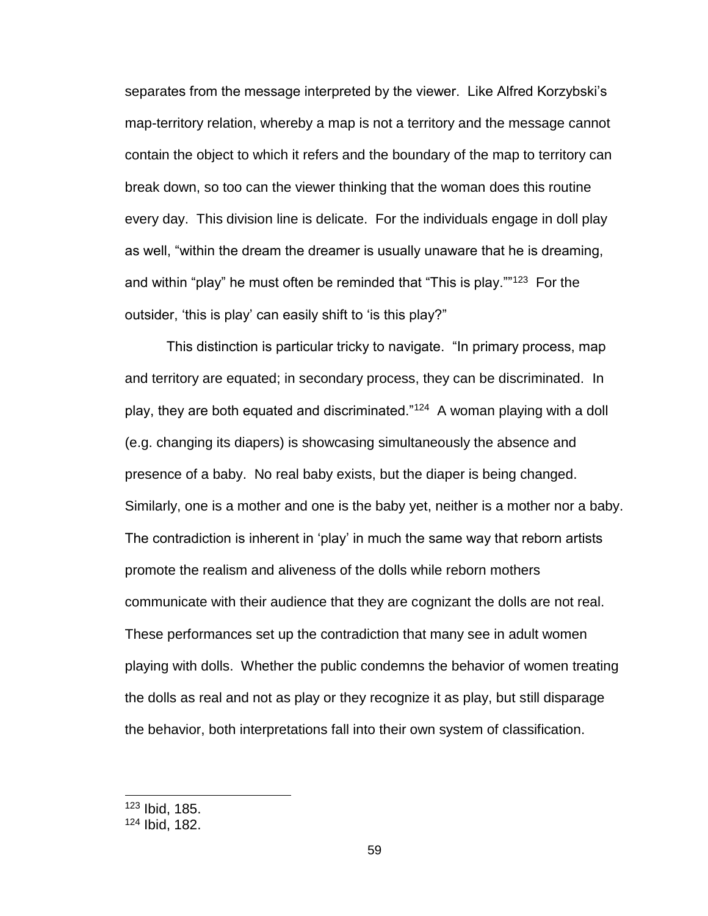separates from the message interpreted by the viewer. Like Alfred Korzybski's map-territory relation, whereby a map is not a territory and the message cannot contain the object to which it refers and the boundary of the map to territory can break down, so too can the viewer thinking that the woman does this routine every day. This division line is delicate. For the individuals engage in doll play as well, "within the dream the dreamer is usually unaware that he is dreaming, and within "play" he must often be reminded that "This is play.""[123] For the outsider, 'this is play' can easily shift to 'is this play?"

This distinction is particular tricky to navigate. "In primary process, map and territory are equated; in secondary process, they can be discriminated. In play, they are both equated and discriminated."[124] A woman playing with a doll (e.g. changing its diapers) is showcasing simultaneously the absence and presence of a baby. No real baby exists, but the diaper is being changed. Similarly, one is a mother and one is the baby yet, neither is a mother nor a baby. The contradiction is inherent in 'play' in much the same way that reborn artists promote the realism and aliveness of the dolls while reborn mothers communicate with their audience that they are cognizant the dolls are not real. These performances set up the contradiction that many see in adult women playing with dolls. Whether the public condemns the behavior of women treating the dolls as real and not as play or they recognize it as play, but still disparage the behavior, both interpretations fall into their own system of classification.

---

[123] Ibid, 185.

[124] Ibid, 182.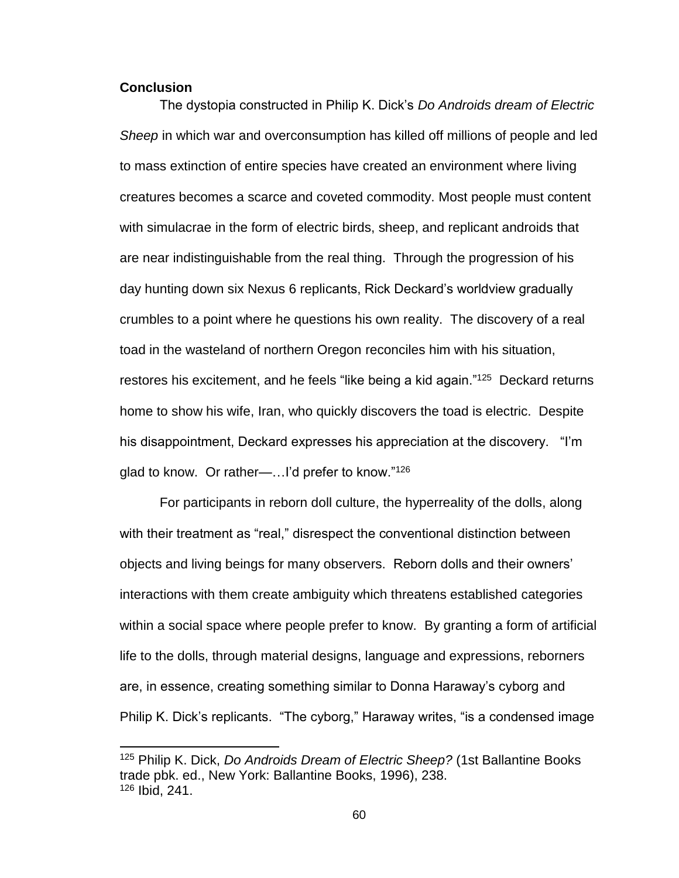## Conclusion

The dystopia constructed in Philip K. Dick's *Do Androids dream of Electric Sheep* in which war and overconsumption has killed off millions of people and led to mass extinction of entire species have created an environment where living creatures becomes a scarce and coveted commodity. Most people must content with simulacrae in the form of electric birds, sheep, and replicant androids that are near indistinguishable from the real thing. Through the progression of his day hunting down six Nexus 6 replicants, Rick Deckard's worldview gradually crumbles to a point where he questions his own reality. The discovery of a real toad in the wasteland of northern Oregon reconciles him with his situation, restores his excitement, and he feels "like being a kid again."[125] Deckard returns home to show his wife, Iran, who quickly discovers the toad is electric. Despite his disappointment, Deckard expresses his appreciation at the discovery. "I'm glad to know. Or rather—…I'd prefer to know."[126]

For participants in reborn doll culture, the hyperreality of the dolls, along with their treatment as "real," disrespect the conventional distinction between objects and living beings for many observers. Reborn dolls and their owners' interactions with them create ambiguity which threatens established categories within a social space where people prefer to know. By granting a form of artificial life to the dolls, through material designs, language and expressions, reborners are, in essence, creating something similar to Donna Haraway's cyborg and Philip K. Dick's replicants. "The cyborg," Haraway writes, "is a condensed image

---

[125] Philip K. Dick, *Do Androids Dream of Electric Sheep?* (1st Ballantine Books trade pbk. ed., New York: Ballantine Books, 1996), 238.
[126] Ibid, 241.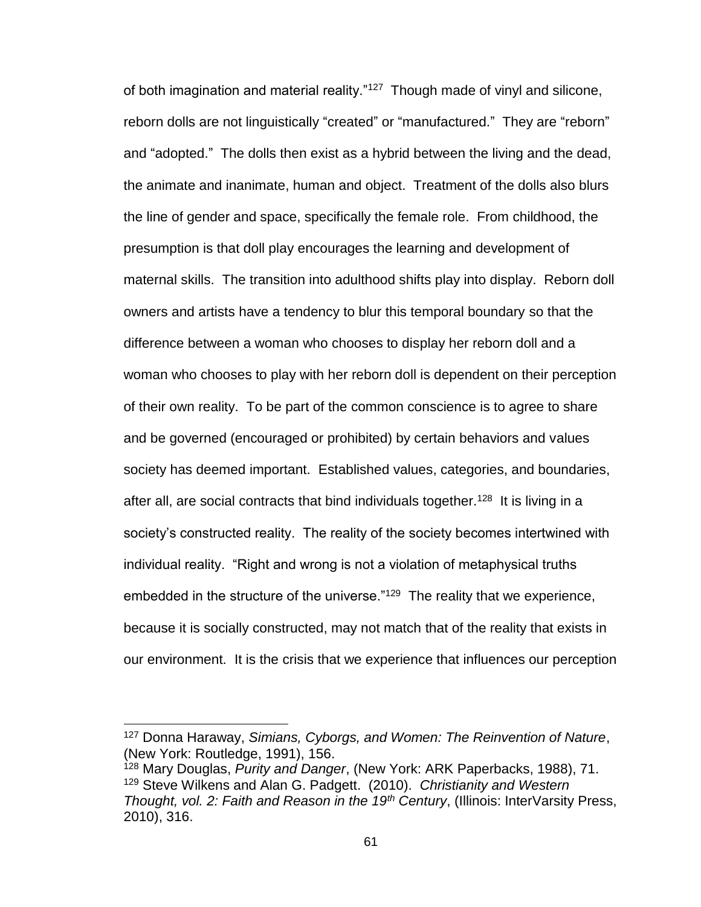of both imagination and material reality."[127] Though made of vinyl and silicone, reborn dolls are not linguistically "created" or "manufactured." They are "reborn" and "adopted." The dolls then exist as a hybrid between the living and the dead, the animate and inanimate, human and object. Treatment of the dolls also blurs the line of gender and space, specifically the female role. From childhood, the presumption is that doll play encourages the learning and development of maternal skills. The transition into adulthood shifts play into display. Reborn doll owners and artists have a tendency to blur this temporal boundary so that the difference between a woman who chooses to display her reborn doll and a woman who chooses to play with her reborn doll is dependent on their perception of their own reality. To be part of the common conscience is to agree to share and be governed (encouraged or prohibited) by certain behaviors and values society has deemed important. Established values, categories, and boundaries, after all, are social contracts that bind individuals together.[128] It is living in a society's constructed reality. The reality of the society becomes intertwined with individual reality. "Right and wrong is not a violation of metaphysical truths embedded in the structure of the universe."[129] The reality that we experience, because it is socially constructed, may not match that of the reality that exists in our environment. It is the crisis that we experience that influences our perception

---

[127] Donna Haraway, *Simians, Cyborgs, and Women: The Reinvention of Nature*, (New York: Routledge, 1991), 156.

[128] Mary Douglas, *Purity and Danger*, (New York: ARK Paperbacks, 1988), 71.

[129] Steve Wilkens and Alan G. Padgett. (2010). *Christianity and Western Thought, vol. 2: Faith and Reason in the 19th Century*, (Illinois: InterVarsity Press, 2010), 316.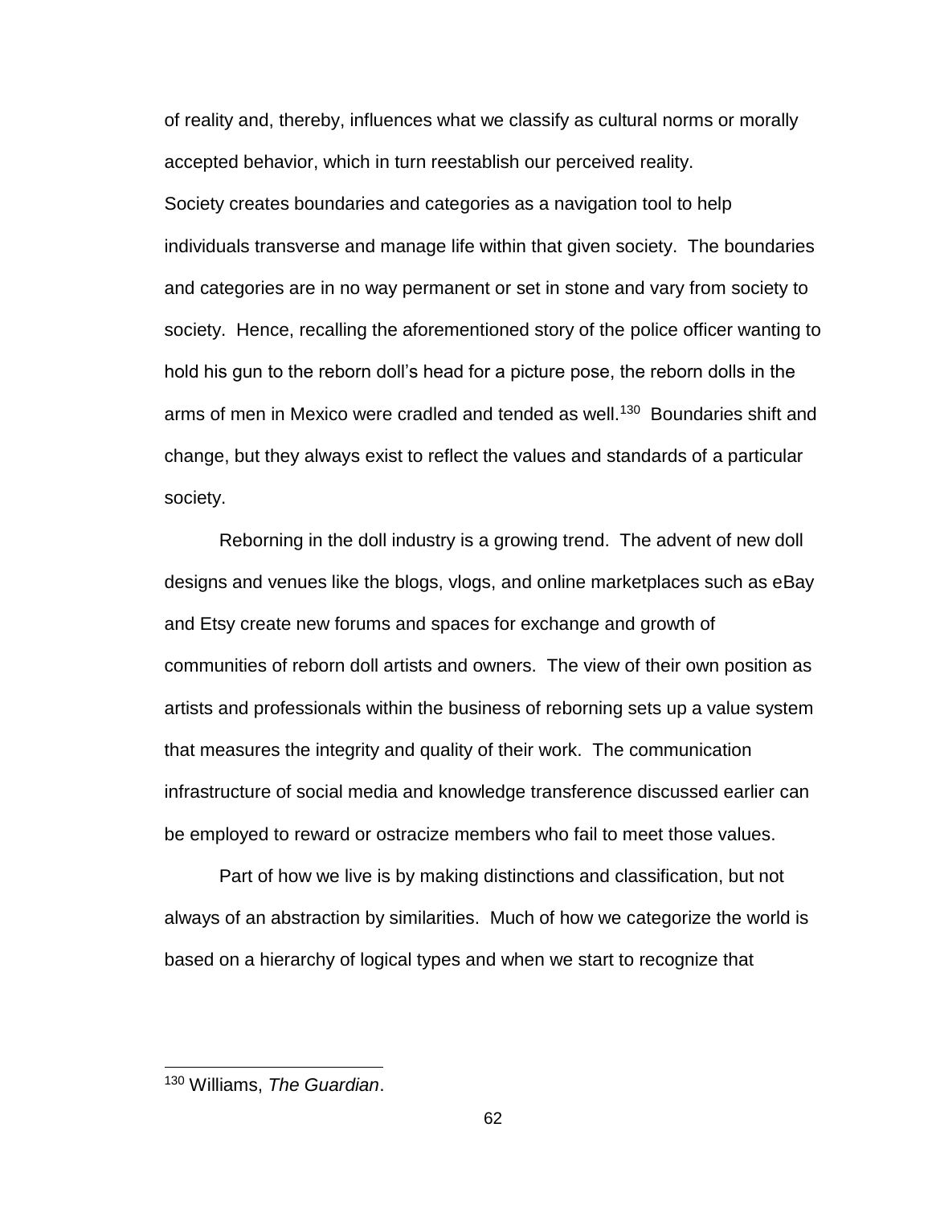of reality and, thereby, influences what we classify as cultural norms or morally accepted behavior, which in turn reestablish our perceived reality.

Society creates boundaries and categories as a navigation tool to help individuals transverse and manage life within that given society. The boundaries and categories are in no way permanent or set in stone and vary from society to society. Hence, recalling the aforementioned story of the police officer wanting to hold his gun to the reborn doll's head for a picture pose, the reborn dolls in the arms of men in Mexico were cradled and tended as well.[130] Boundaries shift and change, but they always exist to reflect the values and standards of a particular society.

Reborning in the doll industry is a growing trend. The advent of new doll designs and venues like the blogs, vlogs, and online marketplaces such as eBay and Etsy create new forums and spaces for exchange and growth of communities of reborn doll artists and owners. The view of their own position as artists and professionals within the business of reborning sets up a value system that measures the integrity and quality of their work. The communication infrastructure of social media and knowledge transference discussed earlier can be employed to reward or ostracize members who fail to meet those values.

Part of how we live is by making distinctions and classification, but not always of an abstraction by similarities. Much of how we categorize the world is based on a hierarchy of logical types and when we start to recognize that

---

[130] Williams, *The Guardian*.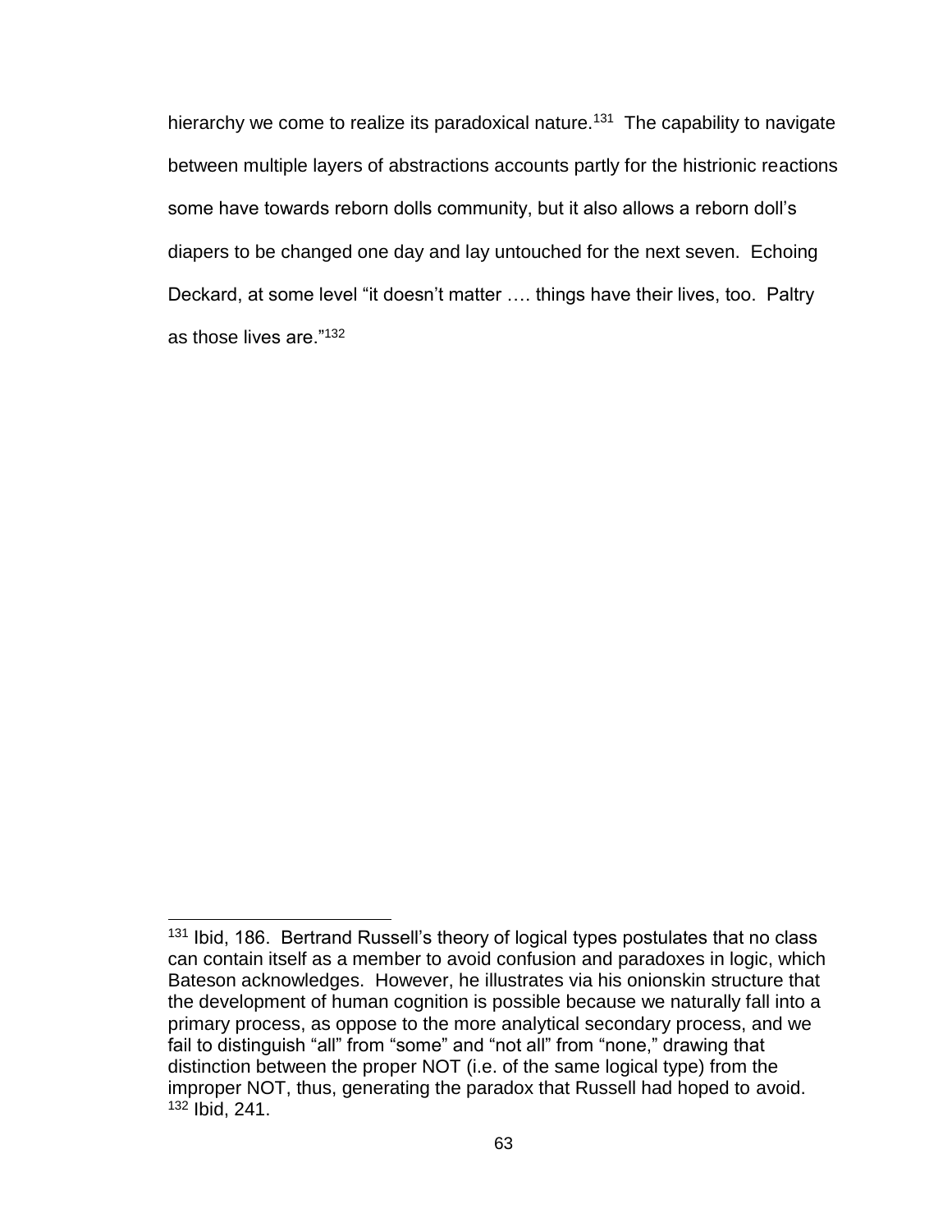hierarchy we come to realize its paradoxical nature.[131] The capability to navigate between multiple layers of abstractions accounts partly for the histrionic reactions some have towards reborn dolls community, but it also allows a reborn doll's diapers to be changed one day and lay untouched for the next seven. Echoing Deckard, at some level "it doesn't matter …. things have their lives, too. Paltry as those lives are."[132]

---

[131] Ibid, 186. Bertrand Russell's theory of logical types postulates that no class can contain itself as a member to avoid confusion and paradoxes in logic, which Bateson acknowledges. However, he illustrates via his onionskin structure that the development of human cognition is possible because we naturally fall into a primary process, as oppose to the more analytical secondary process, and we fail to distinguish "all" from "some" and "not all" from "none," drawing that distinction between the proper NOT (i.e. of the same logical type) from the improper NOT, thus, generating the paradox that Russell had hoped to avoid.

[132] Ibid, 241.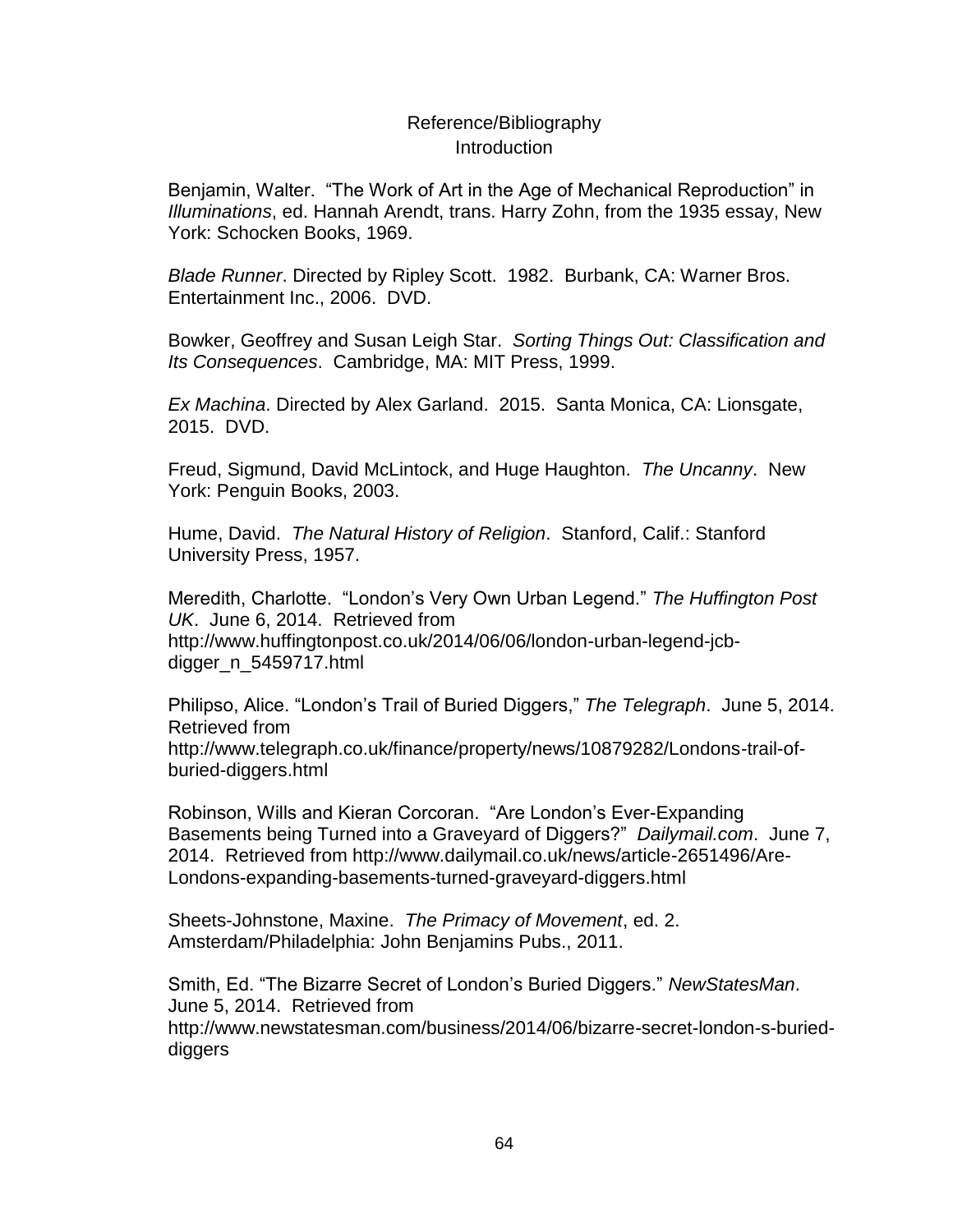# Reference/Bibliography

## Introduction

Benjamin, Walter. "The Work of Art in the Age of Mechanical Reproduction" in *Illuminations*, ed. Hannah Arendt, trans. Harry Zohn, from the 1935 essay, New York: Schocken Books, 1969.

*Blade Runner*. Directed by Ripley Scott. 1982. Burbank, CA: Warner Bros. Entertainment Inc., 2006. DVD.

Bowker, Geoffrey and Susan Leigh Star. *Sorting Things Out: Classification and Its Consequences*. Cambridge, MA: MIT Press, 1999.

*Ex Machina*. Directed by Alex Garland. 2015. Santa Monica, CA: Lionsgate, 2015. DVD.

Freud, Sigmund, David McLintock, and Huge Haughton. *The Uncanny*. New York: Penguin Books, 2003.

Hume, David. *The Natural History of Religion*. Stanford, Calif.: Stanford University Press, 1957.

Meredith, Charlotte. "London's Very Own Urban Legend." *The Huffington Post UK*. June 6, 2014. Retrieved from http://www.huffingtonpost.co.uk/2014/06/06/london-urban-legend-jcb-digger_n_5459717.html

Philipso, Alice. "London's Trail of Buried Diggers," *The Telegraph*. June 5, 2014. Retrieved from http://www.telegraph.co.uk/finance/property/news/10879282/Londons-trail-of-buried-diggers.html

Robinson, Wills and Kieran Corcoran. "Are London's Ever-Expanding Basements being Turned into a Graveyard of Diggers?" *Dailymail.com*. June 7, 2014. Retrieved from http://www.dailymail.co.uk/news/article-2651496/Are-Londons-expanding-basements-turned-graveyard-diggers.html

Sheets-Johnstone, Maxine. *The Primacy of Movement*, ed. 2. Amsterdam/Philadelphia: John Benjamins Pubs., 2011.

Smith, Ed. "The Bizarre Secret of London's Buried Diggers." *NewStatesMan*. June 5, 2014. Retrieved from http://www.newstatesman.com/business/2014/06/bizarre-secret-london-s-buried-diggers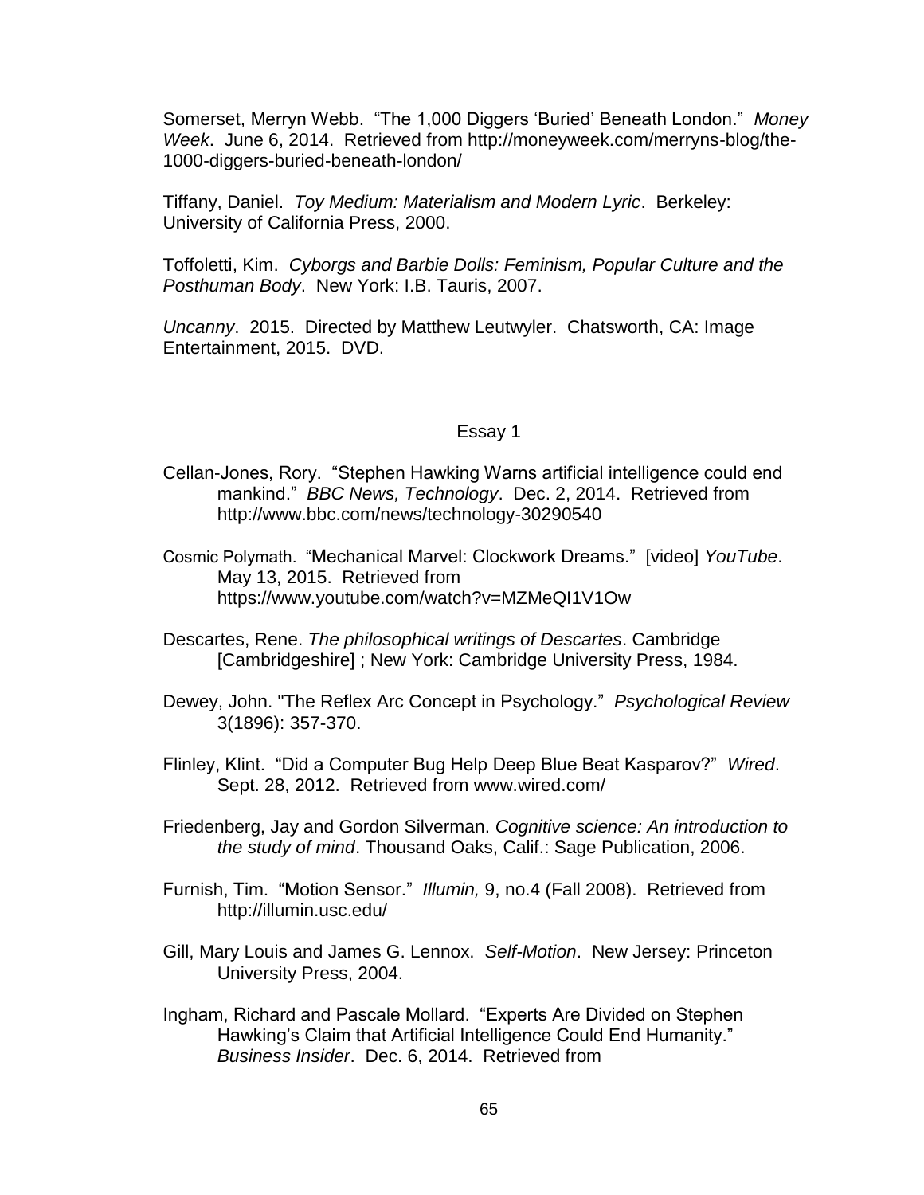Somerset, Merryn Webb. "The 1,000 Diggers 'Buried' Beneath London." *Money Week*. June 6, 2014. Retrieved from http://moneyweek.com/merryns-blog/the-1000-diggers-buried-beneath-london/

Tiffany, Daniel. *Toy Medium: Materialism and Modern Lyric*. Berkeley: University of California Press, 2000.

Toffoletti, Kim. *Cyborgs and Barbie Dolls: Feminism, Popular Culture and the Posthuman Body*. New York: I.B. Tauris, 2007.

*Uncanny*. 2015. Directed by Matthew Leutwyler. Chatsworth, CA: Image Entertainment, 2015. DVD.

## Essay 1

Cellan-Jones, Rory. "Stephen Hawking Warns artificial intelligence could end mankind." *BBC News, Technology*. Dec. 2, 2014. Retrieved from http://www.bbc.com/news/technology-30290540

Cosmic Polymath. "Mechanical Marvel: Clockwork Dreams." [video] *YouTube*. May 13, 2015. Retrieved from https://www.youtube.com/watch?v=MZMeQI1V1Ow

Descartes, Rene. *The philosophical writings of Descartes*. Cambridge [Cambridgeshire] ; New York: Cambridge University Press, 1984.

Dewey, John. "The Reflex Arc Concept in Psychology." *Psychological Review* 3(1896): 357-370.

Flinley, Klint. "Did a Computer Bug Help Deep Blue Beat Kasparov?" *Wired*. Sept. 28, 2012. Retrieved from www.wired.com/

Friedenberg, Jay and Gordon Silverman. *Cognitive science: An introduction to the study of mind*. Thousand Oaks, Calif.: Sage Publication, 2006.

Furnish, Tim. "Motion Sensor." *Illumin,* 9, no.4 (Fall 2008). Retrieved from http://illumin.usc.edu/

Gill, Mary Louis and James G. Lennox. *Self-Motion*. New Jersey: Princeton University Press, 2004.

Ingham, Richard and Pascale Mollard. "Experts Are Divided on Stephen Hawking's Claim that Artificial Intelligence Could End Humanity." *Business Insider*. Dec. 6, 2014. Retrieved from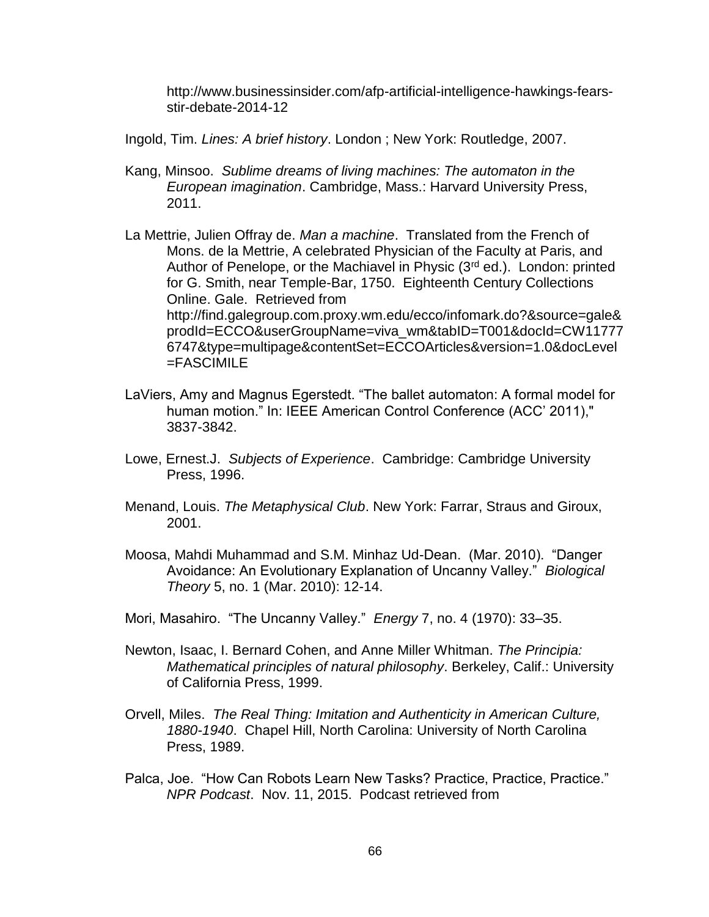http://www.businessinsider.com/afp-artificial-intelligence-hawkings-fears-stir-debate-2014-12

Ingold, Tim. *Lines: A brief history*. London ; New York: Routledge, 2007.

Kang, Minsoo. *Sublime dreams of living machines: The automaton in the European imagination*. Cambridge, Mass.: Harvard University Press, 2011.

La Mettrie, Julien Offray de. *Man a machine*. Translated from the French of Mons. de la Mettrie, A celebrated Physician of the Faculty at Paris, and Author of Penelope, or the Machiavel in Physic (3rd ed.). London: printed for G. Smith, near Temple-Bar, 1750. Eighteenth Century Collections Online. Gale. Retrieved from http://find.galegroup.com.proxy.wm.edu/ecco/infomark.do?&source=gale&prodId=ECCO&userGroupName=viva_wm&tabID=T001&docId=CW117776747&type=multipage&contentSet=ECCOArticles&version=1.0&docLevel=FASCIMILE

LaViers, Amy and Magnus Egerstedt. "The ballet automaton: A formal model for human motion." In: IEEE American Control Conference (ACC' 2011)," 3837-3842.

Lowe, Ernest.J. *Subjects of Experience*. Cambridge: Cambridge University Press, 1996.

Menand, Louis. *The Metaphysical Club*. New York: Farrar, Straus and Giroux, 2001.

Moosa, Mahdi Muhammad and S.M. Minhaz Ud-Dean. (Mar. 2010). "Danger Avoidance: An Evolutionary Explanation of Uncanny Valley." *Biological Theory* 5, no. 1 (Mar. 2010): 12-14.

Mori, Masahiro. "The Uncanny Valley." *Energy* 7, no. 4 (1970): 33–35.

Newton, Isaac, I. Bernard Cohen, and Anne Miller Whitman. *The Principia: Mathematical principles of natural philosophy*. Berkeley, Calif.: University of California Press, 1999.

Orvell, Miles. *The Real Thing: Imitation and Authenticity in American Culture, 1880-1940*. Chapel Hill, North Carolina: University of North Carolina Press, 1989.

Palca, Joe. "How Can Robots Learn New Tasks? Practice, Practice, Practice." *NPR Podcast*. Nov. 11, 2015. Podcast retrieved from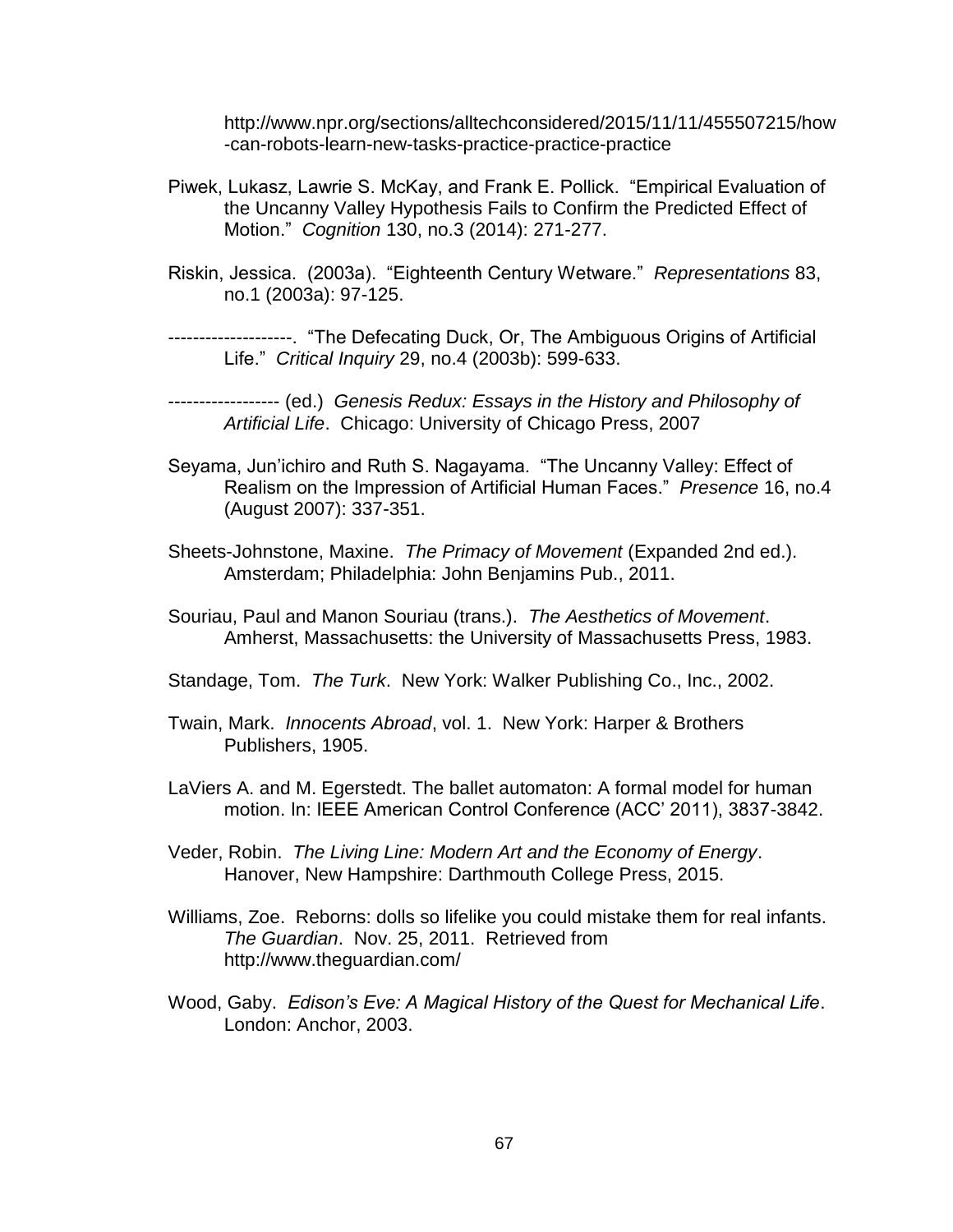http://www.npr.org/sections/alltechconsidered/2015/11/11/455507215/how-can-robots-learn-new-tasks-practice-practice-practice

Piwek, Lukasz, Lawrie S. McKay, and Frank E. Pollick. "Empirical Evaluation of the Uncanny Valley Hypothesis Fails to Confirm the Predicted Effect of Motion." *Cognition* 130, no.3 (2014): 271-277.

Riskin, Jessica. (2003a). "Eighteenth Century Wetware." *Representations* 83, no.1 (2003a): 97-125.

--------------------. "The Defecating Duck, Or, The Ambiguous Origins of Artificial Life." *Critical Inquiry* 29, no.4 (2003b): 599-633.

------------------ (ed.) *Genesis Redux: Essays in the History and Philosophy of Artificial Life*. Chicago: University of Chicago Press, 2007

Seyama, Jun'ichiro and Ruth S. Nagayama. "The Uncanny Valley: Effect of Realism on the Impression of Artificial Human Faces." *Presence* 16, no.4 (August 2007): 337-351.

Sheets-Johnstone, Maxine. *The Primacy of Movement* (Expanded 2nd ed.). Amsterdam; Philadelphia: John Benjamins Pub., 2011.

Souriau, Paul and Manon Souriau (trans.). *The Aesthetics of Movement*. Amherst, Massachusetts: the University of Massachusetts Press, 1983.

Standage, Tom. *The Turk*. New York: Walker Publishing Co., Inc., 2002.

Twain, Mark. *Innocents Abroad*, vol. 1. New York: Harper & Brothers Publishers, 1905.

LaViers A. and M. Egerstedt. The ballet automaton: A formal model for human motion. In: IEEE American Control Conference (ACC' 2011), 3837-3842.

Veder, Robin. *The Living Line: Modern Art and the Economy of Energy*. Hanover, New Hampshire: Darthmouth College Press, 2015.

Williams, Zoe. Reborns: dolls so lifelike you could mistake them for real infants. *The Guardian*. Nov. 25, 2011. Retrieved from http://www.theguardian.com/

Wood, Gaby. *Edison's Eve: A Magical History of the Quest for Mechanical Life*. London: Anchor, 2003.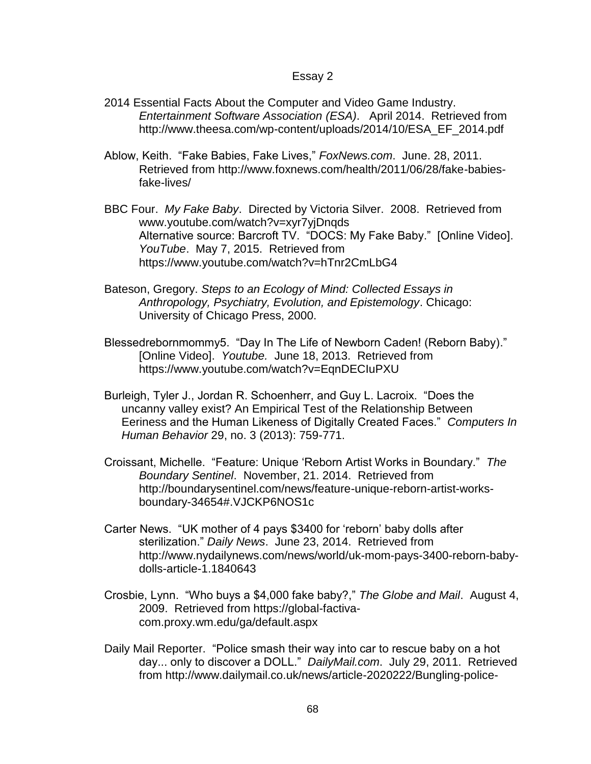Essay 2

2014 Essential Facts About the Computer and Video Game Industry. *Entertainment Software Association (ESA)*. April 2014. Retrieved from http://www.theesa.com/wp-content/uploads/2014/10/ESA_EF_2014.pdf

Ablow, Keith. "Fake Babies, Fake Lives," *FoxNews.com*. June. 28, 2011. Retrieved from http://www.foxnews.com/health/2011/06/28/fake-babies-fake-lives/

BBC Four. *My Fake Baby*. Directed by Victoria Silver. 2008. Retrieved from www.youtube.com/watch?v=xyr7yjDnqds
Alternative source: Barcroft TV. "DOCS: My Fake Baby." [Online Video]. *YouTube*. May 7, 2015. Retrieved from https://www.youtube.com/watch?v=hTnr2CmLbG4

Bateson, Gregory. *Steps to an Ecology of Mind: Collected Essays in Anthropology, Psychiatry, Evolution, and Epistemology*. Chicago: University of Chicago Press, 2000.

Blessedrebornmommy5. "Day In The Life of Newborn Caden! (Reborn Baby)." [Online Video]. *Youtube.* June 18, 2013. Retrieved from https://www.youtube.com/watch?v=EqnDECIuPXU

Burleigh, Tyler J., Jordan R. Schoenherr, and Guy L. Lacroix. "Does the uncanny valley exist? An Empirical Test of the Relationship Between Eeriness and the Human Likeness of Digitally Created Faces." *Computers In Human Behavior* 29, no. 3 (2013): 759-771.

Croissant, Michelle. "Feature: Unique 'Reborn Artist Works in Boundary." *The Boundary Sentinel*. November, 21. 2014. Retrieved from http://boundarysentinel.com/news/feature-unique-reborn-artist-works-boundary-34654#.VJCKP6NOS1c

Carter News. "UK mother of 4 pays $3400 for 'reborn' baby dolls after sterilization." *Daily News*. June 23, 2014. Retrieved from http://www.nydailynews.com/news/world/uk-mom-pays-3400-reborn-baby-dolls-article-1.1840643

Crosbie, Lynn. "Who buys a $4,000 fake baby?," *The Globe and Mail*. August 4, 2009. Retrieved from https://global-factiva-com.proxy.wm.edu/ga/default.aspx

Daily Mail Reporter. "Police smash their way into car to rescue baby on a hot day... only to discover a DOLL." *DailyMail.com*. July 29, 2011. Retrieved from http://www.dailymail.co.uk/news/article-2020222/Bungling-police-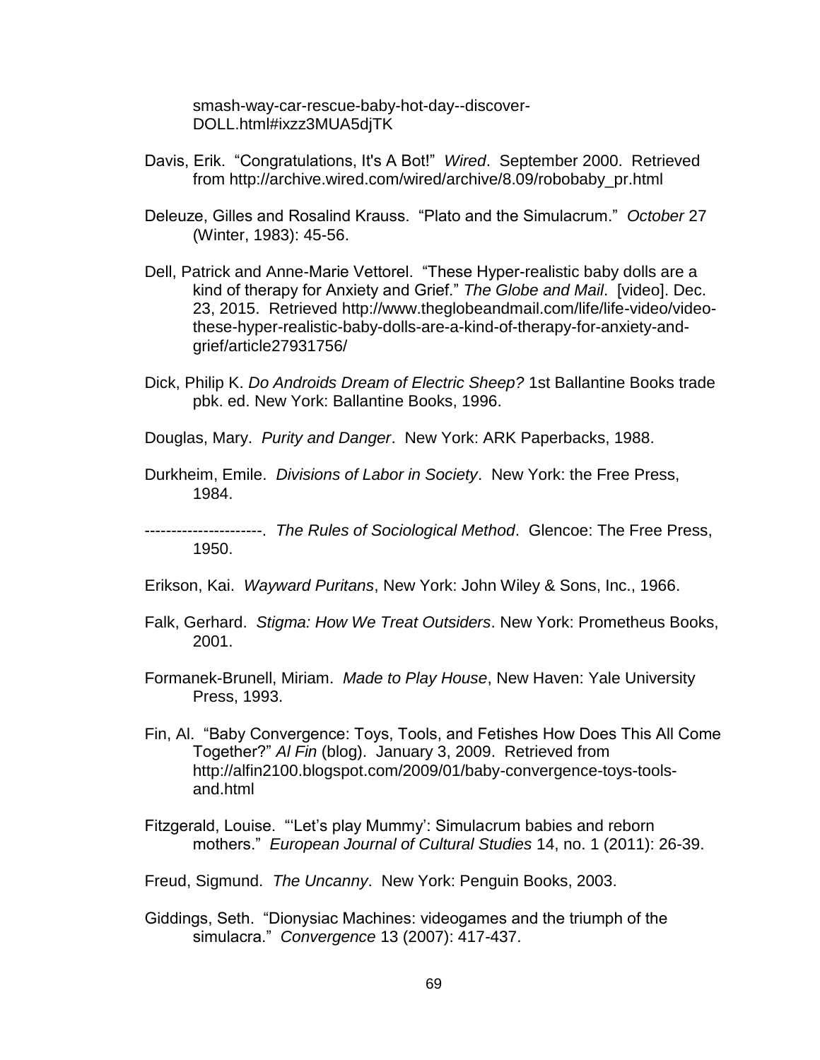smash-way-car-rescue-baby-hot-day--discover-DOLL.html#ixzz3MUA5djTK

Davis, Erik. "Congratulations, It's A Bot!" *Wired*. September 2000. Retrieved from http://archive.wired.com/wired/archive/8.09/robobaby_pr.html

Deleuze, Gilles and Rosalind Krauss. "Plato and the Simulacrum." *October* 27 (Winter, 1983): 45-56.

Dell, Patrick and Anne-Marie Vettorel. "These Hyper-realistic baby dolls are a kind of therapy for Anxiety and Grief." *The Globe and Mail*. [video]. Dec. 23, 2015. Retrieved http://www.theglobeandmail.com/life/life-video/video-these-hyper-realistic-baby-dolls-are-a-kind-of-therapy-for-anxiety-and-grief/article27931756/

Dick, Philip K. *Do Androids Dream of Electric Sheep?* 1st Ballantine Books trade pbk. ed. New York: Ballantine Books, 1996.

Douglas, Mary. *Purity and Danger*. New York: ARK Paperbacks, 1988.

Durkheim, Emile. *Divisions of Labor in Society*. New York: the Free Press, 1984.

----------------------. *The Rules of Sociological Method*. Glencoe: The Free Press, 1950.

Erikson, Kai. *Wayward Puritans*, New York: John Wiley & Sons, Inc., 1966.

Falk, Gerhard. *Stigma: How We Treat Outsiders*. New York: Prometheus Books, 2001.

Formanek-Brunell, Miriam. *Made to Play House*, New Haven: Yale University Press, 1993.

Fin, Al. "Baby Convergence: Toys, Tools, and Fetishes How Does This All Come Together?" *Al Fin* (blog). January 3, 2009. Retrieved from http://alfin2100.blogspot.com/2009/01/baby-convergence-toys-tools-and.html

Fitzgerald, Louise. "'Let's play Mummy': Simulacrum babies and reborn mothers." *European Journal of Cultural Studies* 14, no. 1 (2011): 26-39.

Freud, Sigmund. *The Uncanny*. New York: Penguin Books, 2003.

Giddings, Seth. "Dionysiac Machines: videogames and the triumph of the simulacra." *Convergence* 13 (2007): 417-437.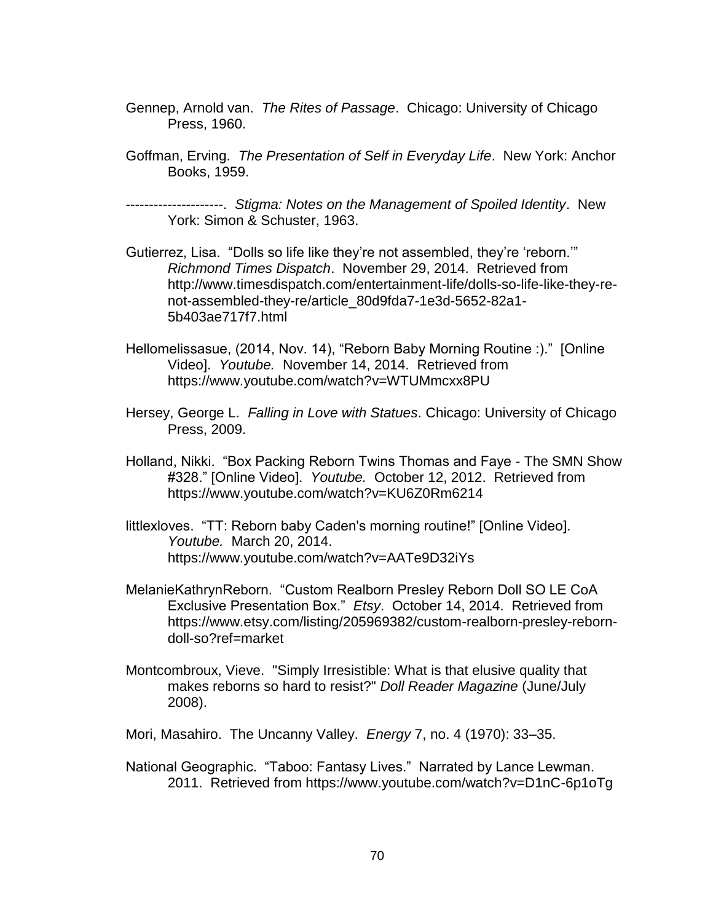Gennep, Arnold van. *The Rites of Passage*. Chicago: University of Chicago Press, 1960.

Goffman, Erving. *The Presentation of Self in Everyday Life*. New York: Anchor Books, 1959.

---------------------. *Stigma: Notes on the Management of Spoiled Identity*. New York: Simon & Schuster, 1963.

Gutierrez, Lisa. "Dolls so life like they're not assembled, they're 'reborn.'" *Richmond Times Dispatch*. November 29, 2014. Retrieved from http://www.timesdispatch.com/entertainment-life/dolls-so-life-like-they-re-not-assembled-they-re/article_80d9fda7-1e3d-5652-82a1-5b403ae717f7.html

Hellomelissasue, (2014, Nov. 14), "Reborn Baby Morning Routine :)." [Online Video]. *Youtube.* November 14, 2014. Retrieved from https://www.youtube.com/watch?v=WTUMmcxx8PU

Hersey, George L. *Falling in Love with Statues*. Chicago: University of Chicago Press, 2009.

Holland, Nikki. "Box Packing Reborn Twins Thomas and Faye - The SMN Show #328." [Online Video]. *Youtube.* October 12, 2012. Retrieved from https://www.youtube.com/watch?v=KU6Z0Rm6214

littlexloves. "TT: Reborn baby Caden's morning routine!" [Online Video]. *Youtube.* March 20, 2014. https://www.youtube.com/watch?v=AATe9D32iYs

MelanieKathrynReborn. "Custom Realborn Presley Reborn Doll SO LE CoA Exclusive Presentation Box." *Etsy*. October 14, 2014. Retrieved from https://www.etsy.com/listing/205969382/custom-realborn-presley-reborn-doll-so?ref=market

Montcombroux, Vieve. "Simply Irresistible: What is that elusive quality that makes reborns so hard to resist?" *Doll Reader Magazine* (June/July 2008).

Mori, Masahiro. The Uncanny Valley. *Energy* 7, no. 4 (1970): 33–35.

National Geographic. "Taboo: Fantasy Lives." Narrated by Lance Lewman. 2011. Retrieved from https://www.youtube.com/watch?v=D1nC-6p1oTg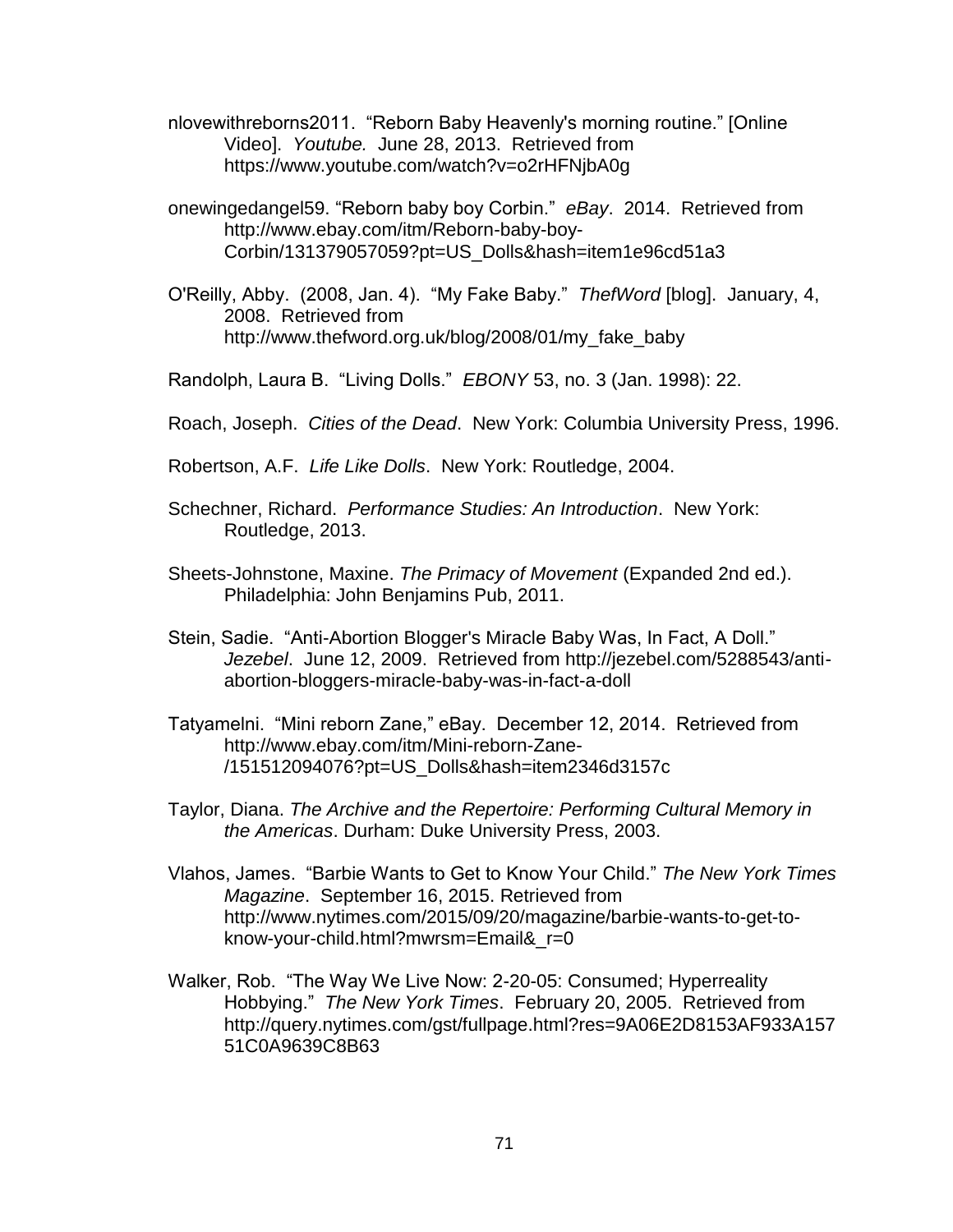nlovewithreborns2011. "Reborn Baby Heavenly's morning routine." [Online Video]. *Youtube.* June 28, 2013. Retrieved from https://www.youtube.com/watch?v=o2rHFNjbA0g

onewingedangel59. "Reborn baby boy Corbin." *eBay*. 2014. Retrieved from http://www.ebay.com/itm/Reborn-baby-boy-Corbin/131379057059?pt=US_Dolls&hash=item1e96cd51a3

O'Reilly, Abby. (2008, Jan. 4). "My Fake Baby." *ThefWord* [blog]. January, 4, 2008. Retrieved from http://www.thefword.org.uk/blog/2008/01/my_fake_baby

Randolph, Laura B. "Living Dolls." *EBONY* 53, no. 3 (Jan. 1998): 22.

Roach, Joseph. *Cities of the Dead*. New York: Columbia University Press, 1996.

Robertson, A.F. *Life Like Dolls*. New York: Routledge, 2004.

Schechner, Richard. *Performance Studies: An Introduction*. New York: Routledge, 2013.

Sheets-Johnstone, Maxine. *The Primacy of Movement* (Expanded 2nd ed.). Philadelphia: John Benjamins Pub, 2011.

Stein, Sadie. "Anti-Abortion Blogger's Miracle Baby Was, In Fact, A Doll." *Jezebel*. June 12, 2009. Retrieved from http://jezebel.com/5288543/anti-abortion-bloggers-miracle-baby-was-in-fact-a-doll

Tatyamelni. "Mini reborn Zane," eBay. December 12, 2014. Retrieved from http://www.ebay.com/itm/Mini-reborn-Zane-/151512094076?pt=US_Dolls&hash=item2346d3157c

Taylor, Diana. *The Archive and the Repertoire: Performing Cultural Memory in the Americas*. Durham: Duke University Press, 2003.

Vlahos, James. "Barbie Wants to Get to Know Your Child." *The New York Times Magazine*. September 16, 2015. Retrieved from http://www.nytimes.com/2015/09/20/magazine/barbie-wants-to-get-to-know-your-child.html?mwrsm=Email&_r=0

Walker, Rob. "The Way We Live Now: 2-20-05: Consumed; Hyperreality Hobbying." *The New York Times*. February 20, 2005. Retrieved from http://query.nytimes.com/gst/fullpage.html?res=9A06E2D8153AF933A15751C0A9639C8B63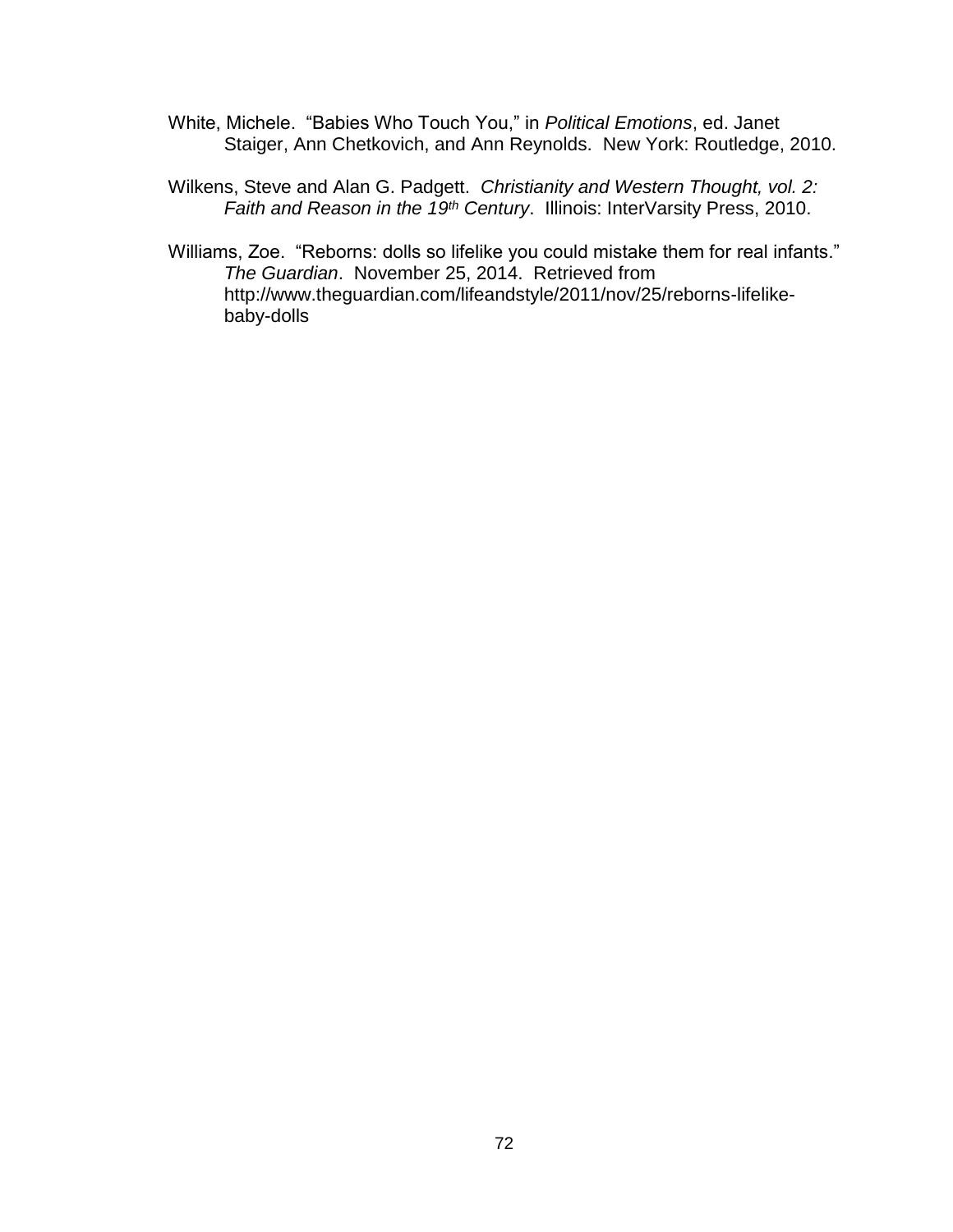White, Michele. "Babies Who Touch You," in *Political Emotions*, ed. Janet Staiger, Ann Chetkovich, and Ann Reynolds. New York: Routledge, 2010.

Wilkens, Steve and Alan G. Padgett. *Christianity and Western Thought, vol. 2: Faith and Reason in the 19th Century*. Illinois: InterVarsity Press, 2010.

Williams, Zoe. "Reborns: dolls so lifelike you could mistake them for real infants." *The Guardian*. November 25, 2014. Retrieved from http://www.theguardian.com/lifeandstyle/2011/nov/25/reborns-lifelike-baby-dolls